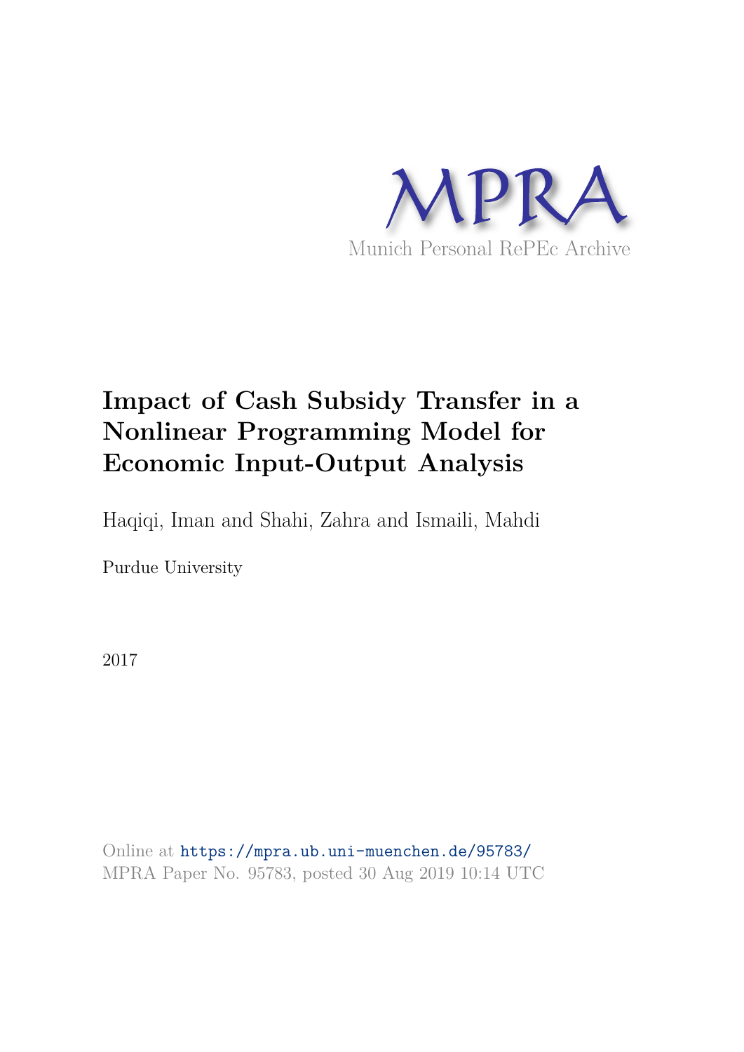MPRA

Munich Personal RePEc Archive

# Impact of Cash Subsidy Transfer in a Nonlinear Programming Model for Economic Input-Output Analysis

Haqiqi, Iman and Shahi, Zahra and Ismaili, Mahdi

Purdue University

2017

Online at https://mpra.ub.uni-muenchen.de/95783/
MPRA Paper No. 95783, posted 30 Aug 2019 10:14 UTC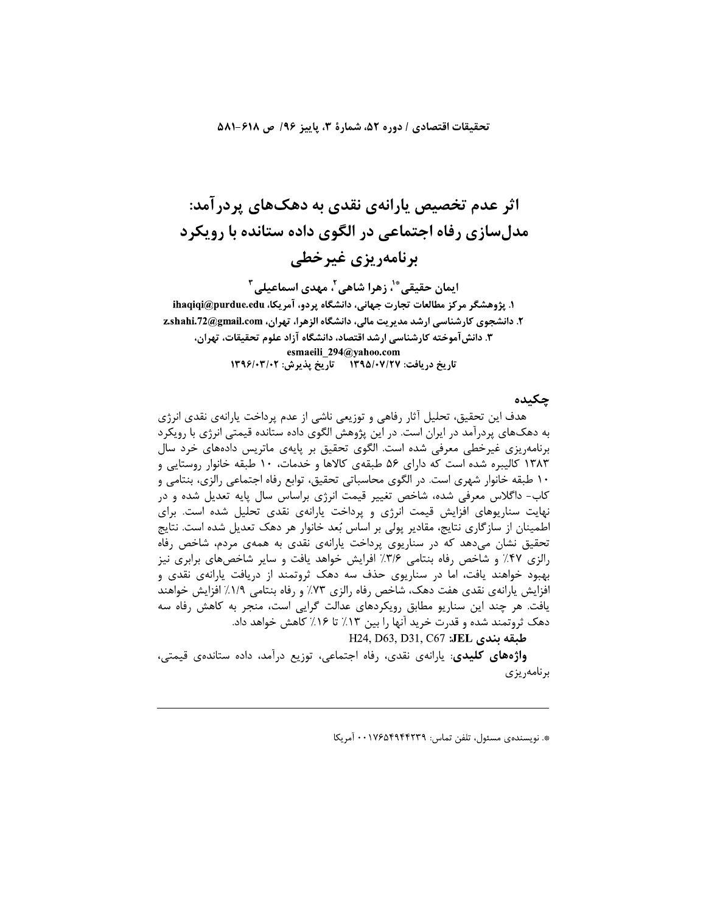# اثر عدم تخصیص یارانه‌ی نقدی به دهک‌های پردرآمد: مدل‌سازی رفاه اجتماعی در الگوی داده ستانده با رویکرد برنامه‌ریزی غیرخطی

**ایمان حقیقی*[1]، زهرا شاهی[2]، مهدی اسماعیلی[3]**

۱. پژوهشگر مرکز مطالعات تجارت جهانی، دانشگاه پردو، آمریکا، ihaqiqi@purdue.edu

۲. دانشجوی کارشناسی ارشد مدیریت مالی، دانشگاه الزهرا، تهران، z.shahi.72@gmail.com

۳. دانش‌آموخته کارشناسی ارشد اقتصاد، دانشگاه آزاد علوم تحقیقات، تهران، esmaeili_294@yahoo.com

تاریخ دریافت: ۱۳۹۵/۰۷/۲۷    تاریخ پذیرش: ۱۳۹۶/۰۳/۰۲

## چکیده

هدف این تحقیق، تحلیل آثار رفاهی و توزیعی ناشی از عدم پرداخت یارانه‌ی نقدی انرژی به دهک‌های پردرآمد در ایران است. در این پژوهش الگوی داده ستانده قیمتی انرژی با رویکرد برنامه‌ریزی غیرخطی معرفی شده است. الگوی تحقیق بر پایه‌ی ماتریس داده‌های خرد سال ۱۳۸۳ کالیبره شده است که دارای ۵۶ طبقه‌ی کالاها و خدمات، ۱۰ طبقه خانوار روستایی و ۱۰ طبقه خانوار شهری است. در الگوی محاسباتی تحقیق، توابع رفاه اجتماعی رالزی، بنتامی و کاب- داگلاس معرفی شده، شاخص تغییر قیمت انرژی براساس سال پایه تعدیل شده و در نهایت سناریوهای افزایش قیمت انرژی و پرداخت یارانه‌ی نقدی تحلیل شده است. برای اطمینان از سازگاری نتایج، مقادیر پولی بر اساس بُعد خانوار هر دهک تعدیل شده است. نتایج تحقیق نشان می‌دهد که در سناریوی پرداخت یارانه‌ی نقدی به همه‌ی مردم، شاخص رفاه رالزی ۴۷٪ و شاخص رفاه بنتامی ۳/۶٪ افزایش خواهد یافت و سایر شاخص‌های برابری نیز بهبود خواهند یافت، اما در سناریوی حذف سه دهک ثروتمند از دریافت یارانه‌ی نقدی و افزایش یارانه‌ی نقدی هفت دهک، شاخص رفاه رالزی ۷۳٪ و رفاه بنتامی ۱/۹٪ افزایش خواهند یافت. هر چند این سناریو مطابق رویکردهای عدالت گرایی است، منجر به کاهش رفاه سه دهک ثروتمند شده و قدرت خرید آنها را بین ۱۳٪ تا ۱۶٪ کاهش خواهد داد.

**طبقه بندی JEL:** H24, D63, D31, C67

**واژه‌های کلیدی**: یارانه‌ی نقدی، رفاه اجتماعی، توزیع درآمد، داده ستانده‌ی قیمتی، برنامه‌ریزی

---

*. نویسنده‌ی مسئول، تلفن تماس: ۰۰۱۷۶۵۴۹۴۴۲۳۹ آمریکا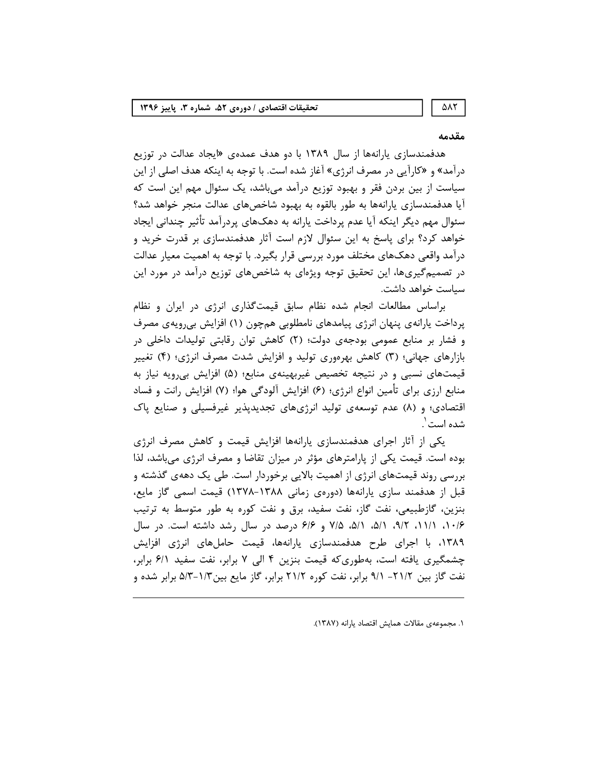## مقدمه

هدفمندسازی یارانه‌ها از سال ۱۳۸۹ با دو هدف عمده‌ی «ایجاد عدالت در توزیع درآمد» و «کارآیی در مصرف انرژی» آغاز شده است. با توجه به اینکه هدف اصلی از این سیاست از بین بردن فقر و بهبود توزیع درآمد می‌باشد، یک سئوال مهم این است که آیا هدفمندسازی یارانه‌ها به طور بالقوه به بهبود شاخص‌های عدالت منجر خواهد شد؟ سئوال مهم دیگر اینکه آیا عدم پرداخت یارانه به دهک‌های پردرآمد تأثیر چندانی ایجاد خواهد کرد؟ برای پاسخ به این سئوال لازم است آثار هدفمندسازی بر قدرت خرید و درآمد واقعی دهک‌های مختلف مورد بررسی قرار بگیرد. با توجه به اهمیت معیار عدالت در تصمیم‌گیری‌ها، این تحقیق توجه ویژه‌ای به شاخص‌های توزیع درآمد در مورد این سیاست خواهد داشت.

براساس مطالعات انجام شده نظام سابق قیمت‌گذاری انرژی در ایران و نظام پرداخت یارانه‌ی پنهان انرژی پیامدهای نامطلوبی هم‌چون (۱) افزایش بی‌رویه‌ی مصرف و فشار بر منابع عمومی بودجه‌ی دولت؛ (۲) کاهش توان رقابتی تولیدات داخلی در بازارهای جهانی؛ (۳) کاهش بهره‌وری تولید و افزایش شدت مصرف انرژی؛ (۴) تغییر قیمت‌های نسبی و در نتیجه تخصیص غیربهینه‌ی منابع؛ (۵) افزایش بی‌رویه نیاز به منابع ارزی برای تأمین انواع انرژی؛ (۶) افزایش آلودگی هوا؛ (۷) افزایش رانت و فساد اقتصادی؛ و (۸) عدم توسعه‌ی تولید انرژی‌های تجدیدپذیر غیرفسیلی و صنایع پاک شده است[۱].

یکی از آثار اجرای هدفمندسازی یارانه‌ها افزایش قیمت و کاهش مصرف انرژی بوده است. قیمت یکی از پارامترهای مؤثر در میزان تقاضا و مصرف انرژی می‌باشد، لذا بررسی روند قیمت‌های انرژی از اهمیت بالایی برخوردار است. طی یک دهه‌ی گذشته و قبل از هدفمند سازی یارانه‌ها (دوره‌ی زمانی ۱۳۸۸-۱۳۷۸) قیمت اسمی گاز مایع، بنزین، گازطبیعی، نفت گاز، نفت سفید، برق و نفت کوره به طور متوسط به ترتیب ۱۰/۶، ۱۱/۱، ۹/۲، ۵/۱، ۵/۱، ۷/۵ و ۶/۶ درصد در سال رشد داشته است. در سال ۱۳۸۹، با اجرای طرح هدفمندسازی یارانه‌ها، قیمت حامل‌های انرژی افزایش چشمگیری یافته است، به‌طوری‌که قیمت بنزین ۴ الی ۷ برابر، نفت سفید ۶/۱ برابر، نفت گاز بین ۲۱/۲- ۹/۱ برابر، نفت کوره ۲۱/۲ برابر، گاز مایع بین ۱/۳-۵/۳ برابر شده و

---

۱. مجموعه‌ی مقالات همایش اقتصاد یارانه (۱۳۸۷).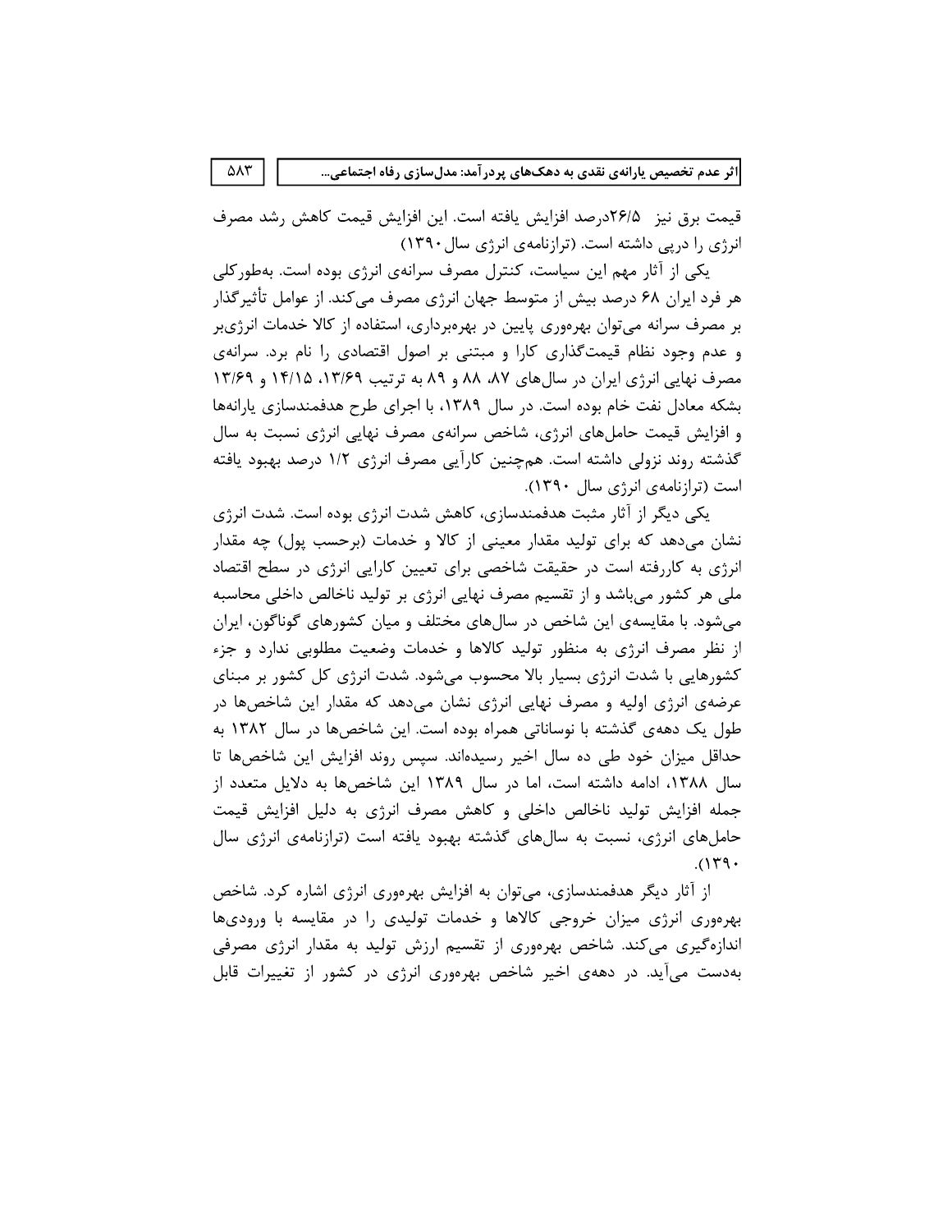قیمت برق نیز ۲۶/۵درصد افزایش یافته است. این افزایش قیمت کاهش رشد مصرف انرژی را درپی داشته است. (ترازنامه‌ی انرژی سال ۱۳۹۰)

یکی از آثار مهم این سیاست، کنترل مصرف سرانه‌ی انرژی بوده است. به‌طورکلی هر فرد ایران ۶۸ درصد بیش از متوسط جهان انرژی مصرف می‌کند. از عوامل تأثیرگذار بر مصرف سرانه می‌توان بهره‌وری پایین در بهره‌برداری، استفاده از کالا خدمات انرژی‌بر و عدم وجود نظام قیمت‌گذاری کارا و مبتنی بر اصول اقتصادی را نام برد. سرانه‌ی مصرف نهایی انرژی ایران در سال‌های ۸۷، ۸۸ و ۸۹ به ترتیب ۱۳/۶۹، ۱۴/۱۵ و ۱۳/۶۹ بشکه معادل نفت خام بوده است. در سال ۱۳۸۹، با اجرای طرح هدفمندسازی یارانه‌ها و افزایش قیمت حامل‌های انرژی، شاخص سرانه‌ی مصرف نهایی انرژی نسبت به سال گذشته روند نزولی داشته است. هم‌چنین کارآیی مصرف انرژی ۱/۲ درصد بهبود یافته است (ترازنامه‌ی انرژی سال ۱۳۹۰).

یکی دیگر از آثار مثبت هدفمندسازی، کاهش شدت انرژی بوده است. شدت انرژی نشان می‌دهد که برای تولید مقدار معینی از کالا و خدمات (برحسب پول) چه مقدار انرژی به کاررفته است در حقیقت شاخصی برای تعیین کارایی انرژی در سطح اقتصاد ملی هر کشور می‌باشد و از تقسیم مصرف نهایی انرژی بر تولید ناخالص داخلی محاسبه می‌شود. با مقایسه‌ی این شاخص در سال‌های مختلف و میان کشورهای گوناگون، ایران از نظر مصرف انرژی به منظور تولید کالاها و خدمات وضعیت مطلوبی ندارد و جزء کشورهایی با شدت انرژی بسیار بالا محسوب می‌شود. شدت انرژی کل کشور بر مبنای عرضه‌ی انرژی اولیه و مصرف نهایی انرژی نشان می‌دهد که مقدار این شاخص‌ها در طول یک دهه‌ی گذشته با نوساناتی همراه بوده است. این شاخص‌ها در سال ۱۳۸۲ به حداقل میزان خود طی ده سال اخیر رسیده‌اند. سپس روند افزایش این شاخص‌ها تا سال ۱۳۸۸، ادامه داشته است، اما در سال ۱۳۸۹ این شاخص‌ها به دلایل متعدد از جمله افزایش تولید ناخالص داخلی و کاهش مصرف انرژی به دلیل افزایش قیمت حامل‌های انرژی، نسبت به سال‌های گذشته بهبود یافته است (ترازنامه‌ی انرژی سال ۱۳۹۰).

از آثار دیگر هدفمندسازی، می‌توان به افزایش بهره‌وری انرژی اشاره کرد. شاخص بهره‌وری انرژی میزان خروجی کالاها و خدمات تولیدی را در مقایسه با ورودی‌ها اندازه‌گیری می‌کند. شاخص بهره‌وری از تقسیم ارزش تولید به مقدار انرژی مصرفی به‌دست می‌آید. در دهه‌ی اخیر شاخص بهره‌وری انرژی در کشور از تغییرات قابل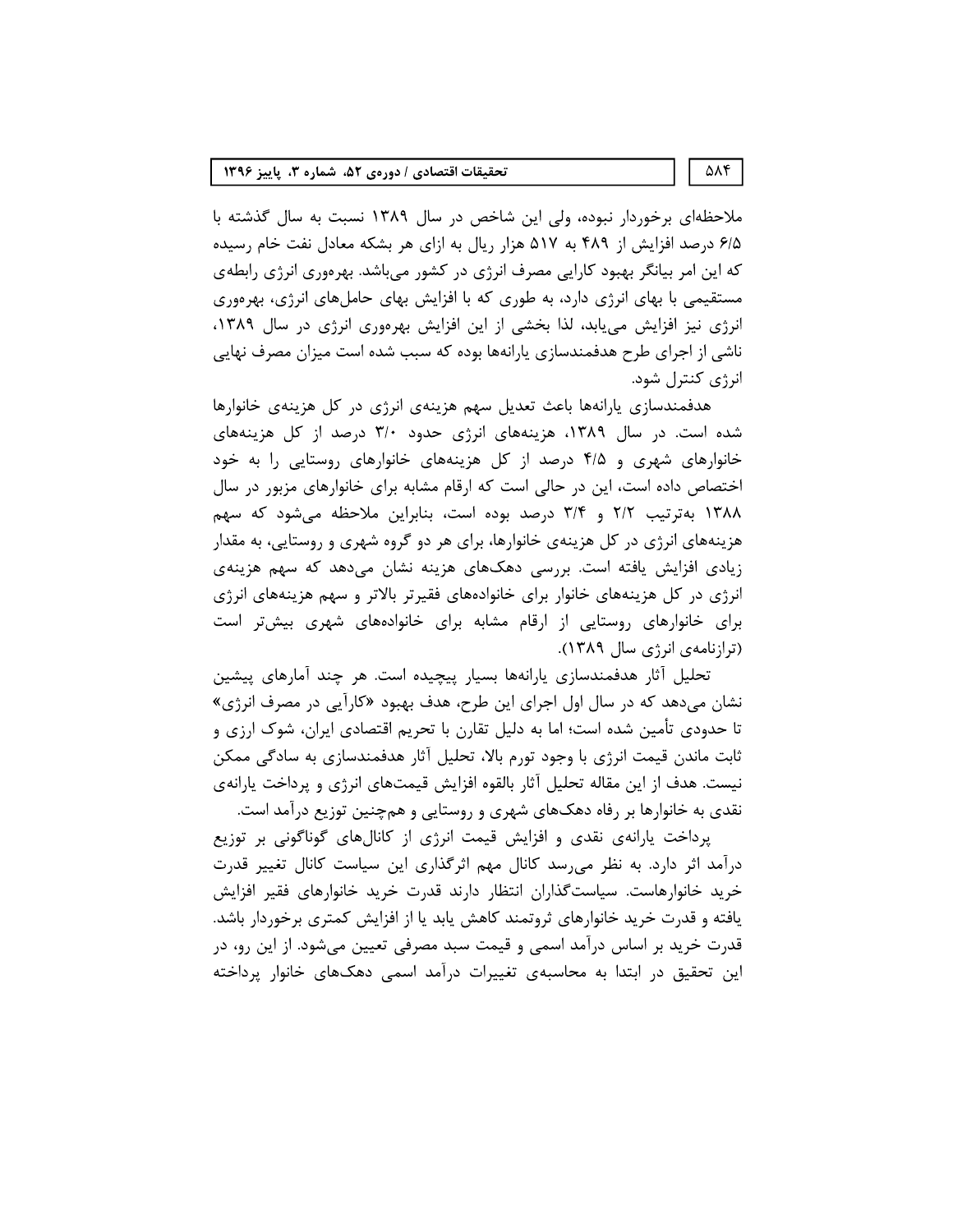ملاحظه‌ای برخوردار نبوده، ولی این شاخص در سال ۱۳۸۹ نسبت به سال گذشته با ۶/۵ درصد افزایش از ۴۸۹ به ۵۱۷ هزار ریال به ازای هر بشکه معادل نفت خام رسیده که این امر بیانگر بهبود کارایی مصرف انرژی در کشور می‌باشد. بهره‌وری انرژی رابطه‌ی مستقیمی با بهای انرژی دارد، به طوری که با افزایش بهای حامل‌های انرژی، بهره‌وری انرژی نیز افزایش می‌یابد، لذا بخشی از این افزایش بهره‌وری انرژی در سال ۱۳۸۹، ناشی از اجرای طرح هدفمندسازی یارانه‌ها بوده که سبب شده است میزان مصرف نهایی انرژی کنترل شود.

هدفمندسازی یارانه‌ها باعث تعدیل سهم هزینه‌ی انرژی در کل هزینه‌ی خانوارها شده است. در سال ۱۳۸۹، هزینه‌های انرژی حدود ۳/۰ درصد از کل هزینه‌های خانوارهای شهری و ۴/۵ درصد از کل هزینه‌های خانوارهای روستایی را به خود اختصاص داده است، این در حالی است که ارقام مشابه برای خانوارهای مزبور در سال ۱۳۸۸ به‌ترتیب ۲/۲ و ۳/۴ درصد بوده است، بنابراین ملاحظه می‌شود که سهم هزینه‌های انرژی در کل هزینه‌ی خانوارها، برای هر دو گروه شهری و روستایی، به مقدار زیادی افزایش یافته است. بررسی دهک‌های هزینه نشان می‌دهد که سهم هزینه‌ی انرژی در کل هزینه‌های خانوار برای خانواده‌های فقیرتر بالاتر و سهم هزینه‌های انرژی برای خانوارهای روستایی از ارقام مشابه برای خانواده‌های شهری بیش‌تر است (ترازنامه‌ی انرژی سال ۱۳۸۹).

تحلیل آثار هدفمندسازی یارانه‌ها بسیار پیچیده است. هر چند آمارهای پیشین نشان می‌دهد که در سال اول اجرای این طرح، هدف بهبود «کارآیی در مصرف انرژی» تا حدودی تأمین شده است؛ اما به دلیل تقارن با تحریم اقتصادی ایران، شوک ارزی و ثابت ماندن قیمت انرژی با وجود تورم بالا، تحلیل آثار هدفمندسازی به سادگی ممکن نیست. هدف از این مقاله تحلیل آثار بالقوه افزایش قیمت‌های انرژی و پرداخت یارانه‌ی نقدی به خانوارها بر رفاه دهک‌های شهری و روستایی و همچنین توزیع درآمد است.

پرداخت یارانه‌ی نقدی و افزایش قیمت انرژی از کانال‌های گوناگونی بر توزیع درآمد اثر دارد. به نظر می‌رسد کانال مهم اثرگذاری این سیاست کانال تغییر قدرت خرید خانوارهاست. سیاست‌گذاران انتظار دارند قدرت خرید خانوارهای فقیر افزایش یافته و قدرت خرید خانوارهای ثروتمند کاهش یابد یا از افزایش کمتری برخوردار باشد. قدرت خرید بر اساس درآمد اسمی و قیمت سبد مصرفی تعیین می‌شود. از این رو، در این تحقیق در ابتدا به محاسبه‌ی تغییرات درآمد اسمی دهک‌های خانوار پرداخته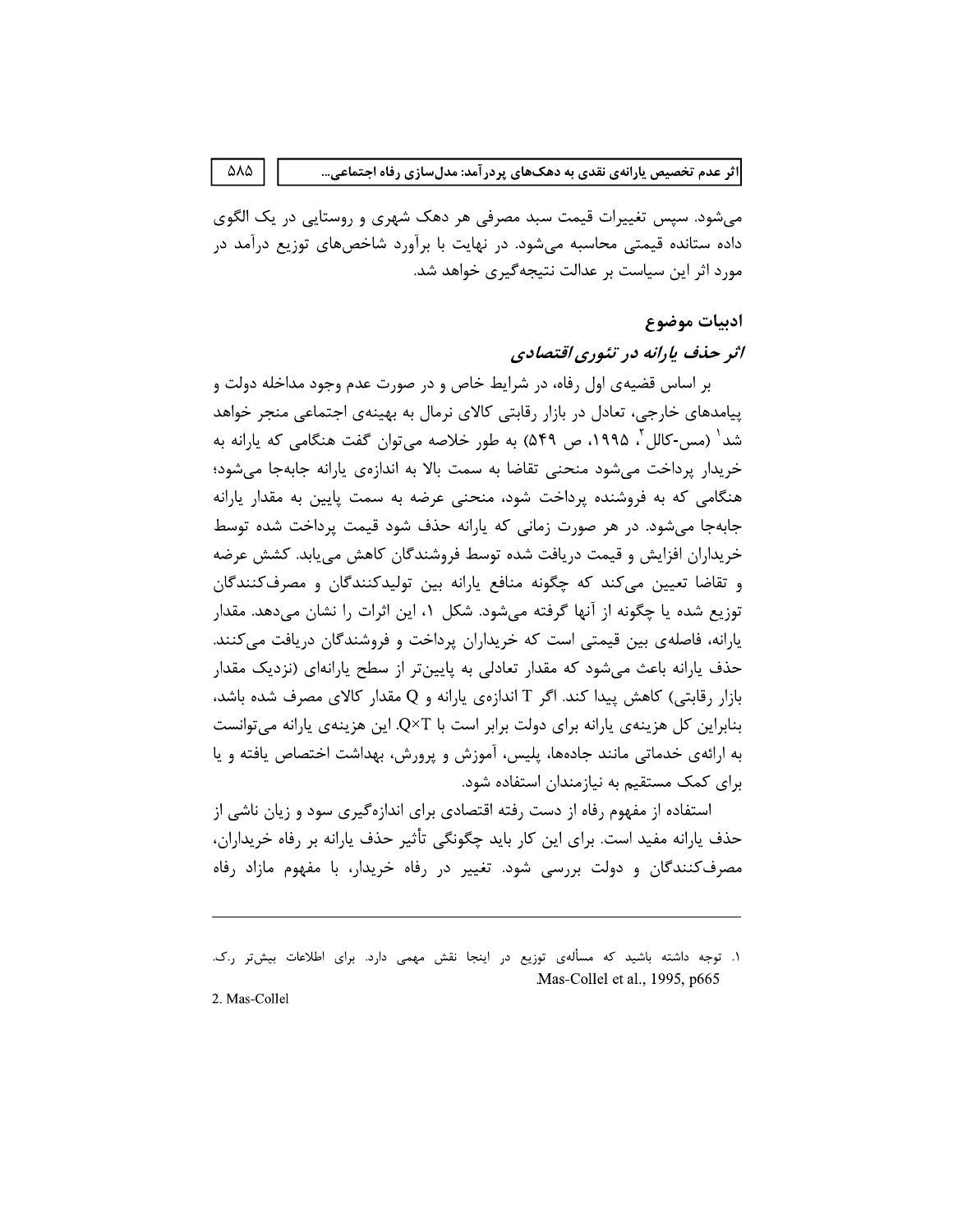می‌شود. سپس تغییرات قیمت سبد مصرفی هر دهک شهری و روستایی در یک الگوی داده ستانده قیمتی محاسبه می‌شود. در نهایت با برآورد شاخص‌های توزیع درآمد در مورد اثر این سیاست بر عدالت نتیجه‌گیری خواهد شد.

## ادبیات موضوع

### *اثر حذف یارانه در تئوری اقتصادی*

بر اساس قضیه‌ی اول رفاه، در شرایط خاص و در صورت عدم وجود مداخله دولت و پیامدهای خارجی، تعادل در بازار رقابتی کالای نرمال به بهینه‌ی اجتماعی منجر خواهد شد[1] (مس-کالل[2]، ۱۹۹۵، ص ۵۴۹) به طور خلاصه می‌توان گفت هنگامی که یارانه به خریدار پرداخت می‌شود منحنی تقاضا به سمت بالا به اندازه‌ی یارانه جابه‌جا می‌شود؛ هنگامی که به فروشنده پرداخت شود، منحنی عرضه به سمت پایین به مقدار یارانه جابه‌جا می‌شود. در هر صورت زمانی که یارانه حذف شود قیمت پرداخت شده توسط خریداران افزایش و قیمت دریافت شده توسط فروشندگان کاهش می‌یابد. کشش عرضه و تقاضا تعیین می‌کند که چگونه منافع یارانه بین تولیدکنندگان و مصرف‌کنندگان توزیع شده یا چگونه از آنها گرفته می‌شود. شکل ۱، این اثرات را نشان می‌دهد. مقدار یارانه، فاصله‌ی بین قیمتی است که خریداران پرداخت و فروشندگان دریافت می‌کنند. حذف یارانه باعث می‌شود که مقدار تعادلی به پایین‌تر از سطح یارانه‌ای (نزدیک مقدار بازار رقابتی) کاهش پیدا کند. اگر T اندازه‌ی یارانه و Q مقدار کالای مصرف شده باشد، بنابراین کل هزینه‌ی یارانه برای دولت برابر است با $Q \times T$. این هزینه‌ی یارانه می‌توانست به ارائه‌ی خدماتی مانند جاده‌ها، پلیس، آموزش و پرورش، بهداشت اختصاص یافته و یا برای کمک مستقیم به نیازمندان استفاده شود.

استفاده از مفهوم رفاه از دست رفته اقتصادی برای اندازه‌گیری سود و زیان ناشی از حذف یارانه مفید است. برای این کار باید چگونگی تأثیر حذف یارانه بر رفاه خریداران، مصرف‌کنندگان و دولت بررسی شود. تغییر در رفاه خریدار، با مفهوم مازاد رفاه

---

۱. توجه داشته باشید که مسأله‌ی توزیع در اینجا نقش مهمی دارد. برای اطلاعات بیش‌تر ر.ک. Mas-Collel et al., 1995, p665

2. Mas-Collel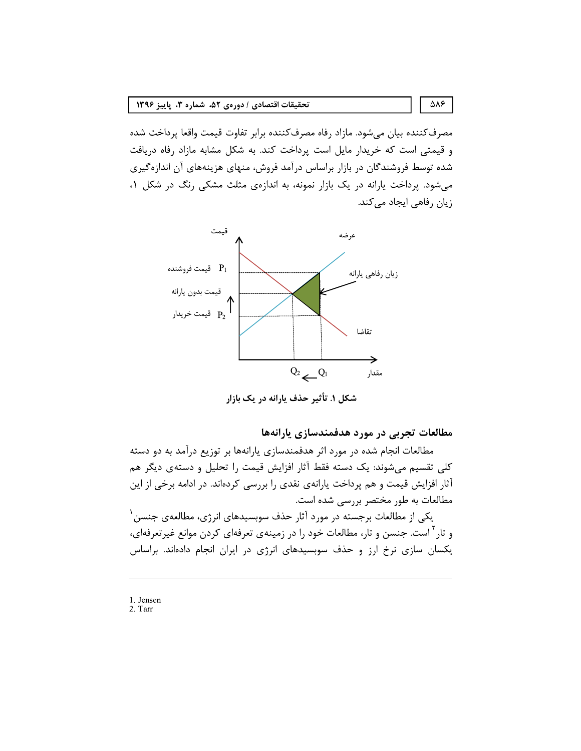مصرف‌کننده بیان می‌شود. مازاد رفاه مصرف‌کننده برابر تفاوت قیمت واقعا پرداخت شده و قیمتی است که خریدار مایل است پرداخت کند. به شکل مشابه مازاد رفاه دریافت شده توسط فروشندگان در بازار براساس درآمد فروش، منهای هزینه‌های آن اندازه‌گیری می‌شود. پرداخت یارانه در یک بازار نمونه، به اندازه‌ی مثلث مشکی رنگ در شکل ۱، زیان رفاهی ایجاد می‌کند.

شکل ۱. تأثیر حذف یارانه در یک بازار

## مطالعات تجربی در مورد هدفمندسازی یارانه‌ها

مطالعات انجام شده در مورد اثر هدفمندسازی یارانه‌ها بر توزیع درآمد به دو دسته کلی تقسیم می‌شوند: یک دسته فقط آثار افزایش قیمت را تحلیل و دسته‌ی دیگر هم آثار افزایش قیمت و هم پرداخت یارانه‌ی نقدی را بررسی کرده‌اند. در ادامه برخی از این مطالعات به طور مختصر بررسی شده است.

یکی از مطالعات برجسته در مورد آثار حذف سوبسیدهای انرژی، مطالعه‌ی جنسن[1] و تار[2] است. جنسن و تار، مطالعات خود را در زمینه‌ی تعرفه‌ای کردن موانع غیرتعرفه‌ای، یکسان سازی نرخ ارز و حذف سوبسیدهای انرژی در ایران انجام داده‌اند. براساس

---

1. Jensen
2. Tarr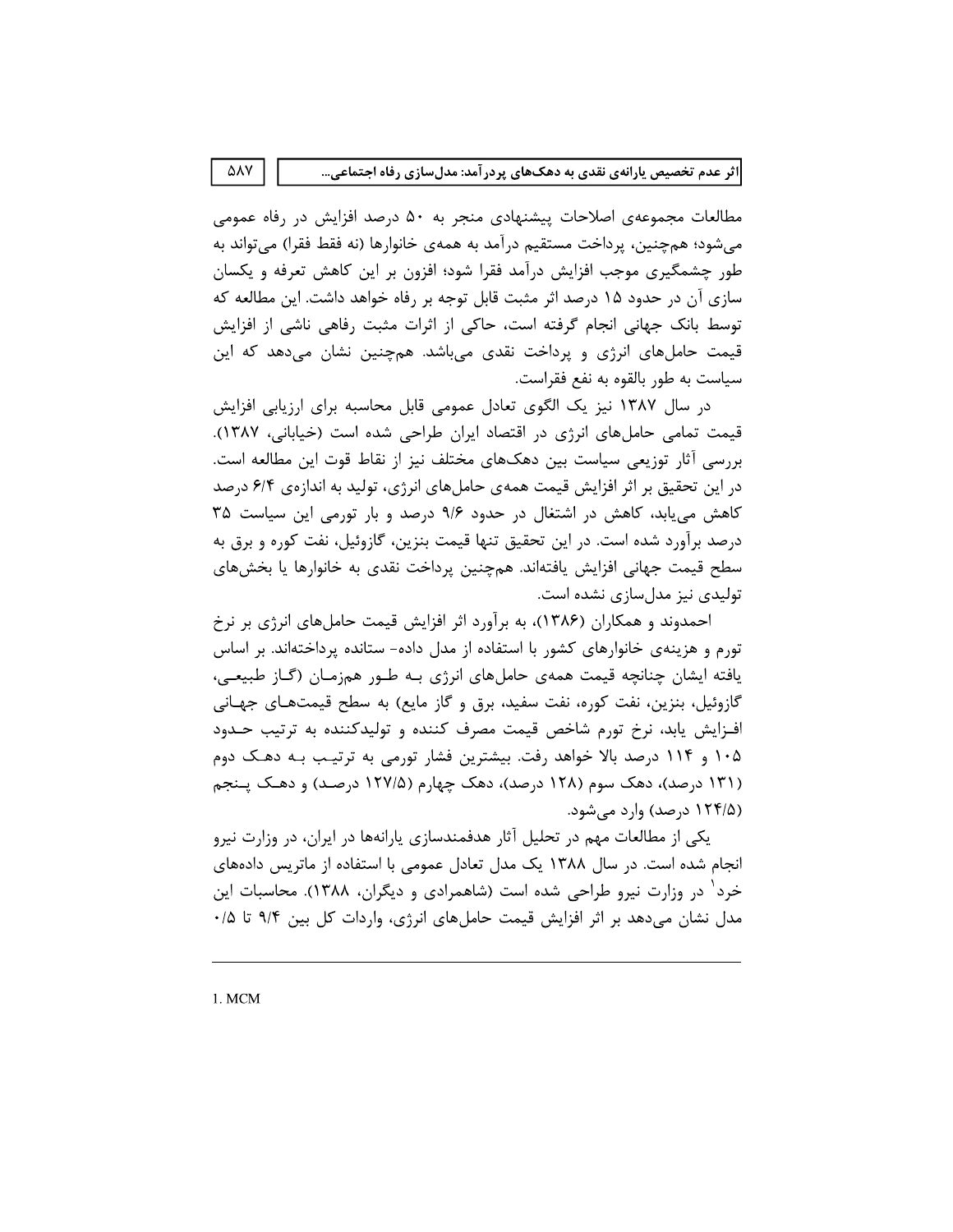مطالعات مجموعه‌ی اصلاحات پیشنهادی منجر به ۵۰ درصد افزایش در رفاه عمومی می‌شود؛ همچنین، پرداخت مستقیم درآمد به همه‌ی خانوارها (نه فقط فقرا) می‌تواند به طور چشمگیری موجب افزایش درآمد فقرا شود؛ افزون بر این کاهش تعرفه و یکسان سازی آن در حدود ۱۵ درصد اثر مثبت قابل توجه بر رفاه خواهد داشت. این مطالعه که توسط بانک جهانی انجام گرفته است، حاکی از اثرات مثبت رفاهی ناشی از افزایش قیمت حامل‌های انرژی و پرداخت نقدی می‌باشد. همچنین نشان می‌دهد که این سیاست به طور بالقوه به نفع فقراست.

در سال ۱۳۸۷ نیز یک الگوی تعادل عمومی قابل محاسبه برای ارزیابی افزایش قیمت تمامی حامل‌های انرژی در اقتصاد ایران طراحی شده است (خیابانی، ۱۳۸۷). بررسی آثار توزیعی سیاست بین دهک‌های مختلف نیز از نقاط قوت این مطالعه است. در این تحقیق بر اثر افزایش قیمت همه‌ی حامل‌های انرژی، تولید به اندازه‌ی ۶/۴ درصد کاهش می‌یابد، کاهش در اشتغال در حدود ۹/۶ درصد و بار تورمی این سیاست ۳۵ درصد برآورد شده است. در این تحقیق تنها قیمت بنزین، گازوئیل، نفت کوره و برق به سطح قیمت جهانی افزایش یافته‌اند. همچنین پرداخت نقدی به خانوارها یا بخش‌های تولیدی نیز مدل‌سازی نشده است.

احمدوند و همکاران (۱۳۸۶)، به برآورد اثر افزایش قیمت حامل‌های انرژی بر نرخ تورم و هزینه‌ی خانوارهای کشور با استفاده از مدل داده- ستانده پرداخته‌اند. بر اساس یافته ایشان چنانچه قیمت همه‌ی حامل‌های انرژی به طور همزمان (گاز طبیعی، گازوئیل، بنزین، نفت کوره، نفت سفید، برق و گاز مایع) به سطح قیمت‌های جهانی افزایش یابد، نرخ تورم شاخص قیمت مصرف کننده و تولیدکننده به ترتیب حدود ۱۰۵ و ۱۱۴ درصد بالا خواهد رفت. بیشترین فشار تورمی به ترتیب به دهک دوم (۱۳۱ درصد)، دهک سوم (۱۲۸ درصد)، دهک چهارم (۱۲۷/۵ درصد) و دهک پنجم (۱۲۴/۵ درصد) وارد می‌شود.

یکی از مطالعات مهم در تحلیل آثار هدفمندسازی یارانه‌ها در ایران، در وزارت نیرو انجام شده است. در سال ۱۳۸۸ یک مدل تعادل عمومی با استفاده از ماتریس داده‌های خرد[1] در وزارت نیرو طراحی شده است (شاهمرادی و دیگران، ۱۳۸۸). محاسبات این مدل نشان می‌دهد بر اثر افزایش قیمت حامل‌های انرژی، واردات کل بین ۹/۴ تا ۰/۵

---

1. MCM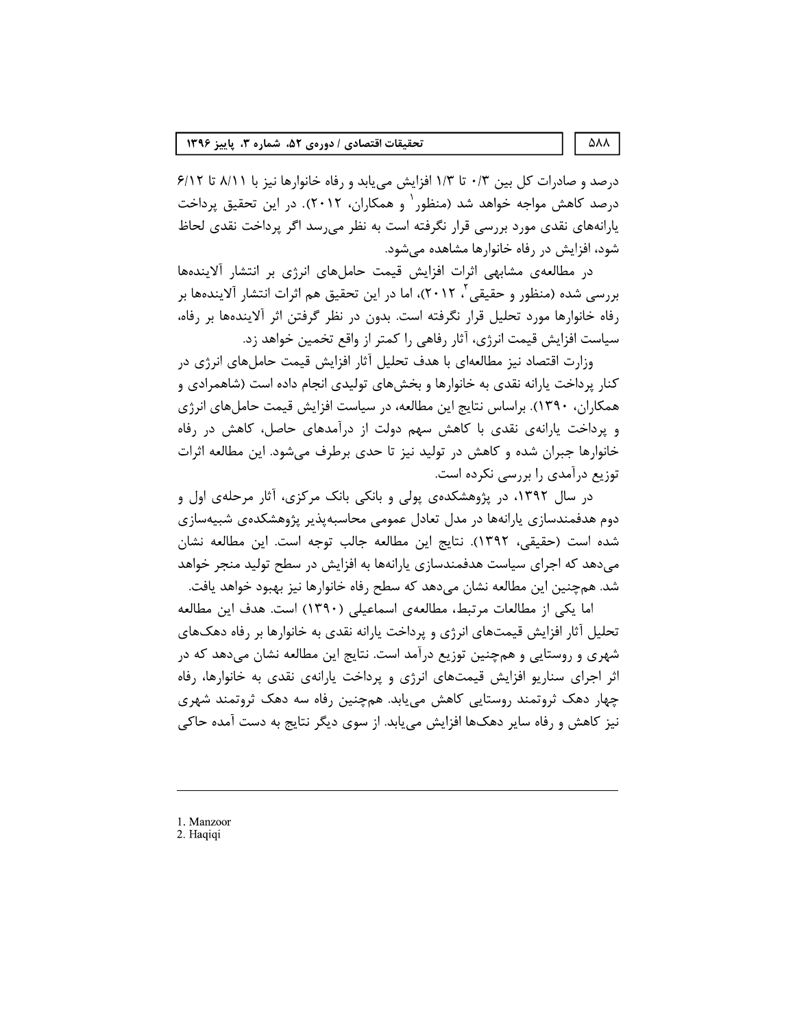درصد و صادرات کل بین ۰/۳ تا ۱/۳ افزایش می‌یابد و رفاه خانوارها نیز با ۸/۱۱ تا ۶/۱۲ درصد کاهش مواجه خواهد شد (منظور[1] و همکاران، ۲۰۱۲). در این تحقیق پرداخت یارانه‌های نقدی مورد بررسی قرار نگرفته است به نظر می‌رسد اگر پرداخت نقدی لحاظ شود، افزایش در رفاه خانوارها مشاهده می‌شود.

در مطالعه‌ی مشابهی اثرات افزایش قیمت حامل‌های انرژی بر انتشار آلاینده‌ها بررسی شده (منظور و حقیقی[2]، ۲۰۱۲)، اما در این تحقیق هم اثرات انتشار آلاینده‌ها بر رفاه خانوارها مورد تحلیل قرار نگرفته است. بدون در نظر گرفتن اثر آلاینده‌ها بر رفاه، سیاست افزایش قیمت انرژی، آثار رفاهی را کمتر از واقع تخمین خواهد زد.

وزارت اقتصاد نیز مطالعه‌ای با هدف تحلیل آثار افزایش قیمت حامل‌های انرژی در کنار پرداخت یارانه نقدی به خانوارها و بخش‌های تولیدی انجام داده است (شاهمرادی و همکاران، ۱۳۹۰). براساس نتایج این مطالعه، در سیاست افزایش قیمت حامل‌های انرژی و پرداخت یارانه‌ی نقدی با کاهش سهم دولت از درآمدهای حاصل، کاهش در رفاه خانوارها جبران شده و کاهش در تولید نیز تا حدی برطرف می‌شود. این مطالعه اثرات توزیع درآمدی را بررسی نکرده است.

در سال ۱۳۹۲، در پژوهشکده‌ی پولی و بانکی بانک مرکزی، آثار مرحله‌ی اول و دوم هدفمندسازی یارانه‌ها در مدل تعادل عمومی محاسبه‌پذیر پژوهشکده‌ی شبیه‌سازی شده است (حقیقی، ۱۳۹۲). نتایج این مطالعه جالب توجه است. این مطالعه نشان می‌دهد که اجرای سیاست هدفمندسازی یارانه‌ها به افزایش در سطح تولید منجر خواهد شد. همچنین این مطالعه نشان می‌دهد که سطح رفاه خانوارها نیز بهبود خواهد یافت.

اما یکی از مطالعات مرتبط، مطالعه‌ی اسماعیلی (۱۳۹۰) است. هدف این مطالعه تحلیل آثار افزایش قیمت‌های انرژی و پرداخت یارانه نقدی به خانوارها بر رفاه دهک‌های شهری و روستایی و همچنین توزیع درآمد است. نتایج این مطالعه نشان می‌دهد که در اثر اجرای سناریو افزایش قیمت‌های انرژی و پرداخت یارانه‌ی نقدی به خانوارها، رفاه چهار دهک ثروتمند روستایی کاهش می‌یابد. همچنین رفاه سه دهک ثروتمند شهری نیز کاهش و رفاه سایر دهک‌ها افزایش می‌یابد. از سوی دیگر نتایج به دست آمده حاکی

---

1. Manzoor
2. Haqiqi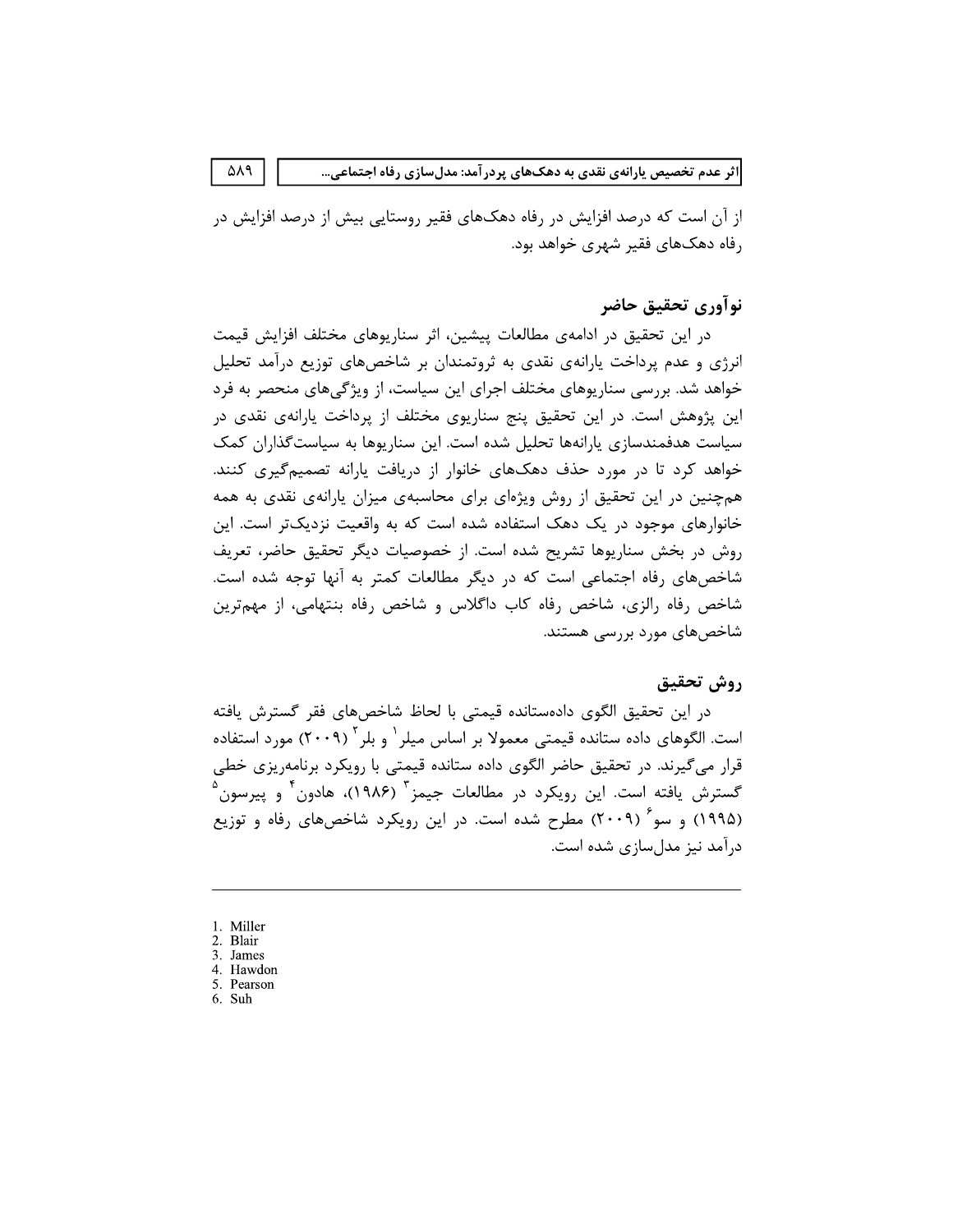از آن است که درصد افزایش در رفاه دهک‌های فقیر روستایی بیش از درصد افزایش در رفاه دهک‌های فقیر شهری خواهد بود.

## نوآوری تحقیق حاضر

در این تحقیق در ادامه‌ی مطالعات پیشین، اثر سناریوهای مختلف افزایش قیمت انرژی و عدم پرداخت یارانه‌ی نقدی به ثروتمندان بر شاخص‌های توزیع درآمد تحلیل خواهد شد. بررسی سناریوهای مختلف اجرای این سیاست، از ویژگی‌های منحصر به فرد این پژوهش است. در این تحقیق پنج سناریوی مختلف از پرداخت یارانه‌ی نقدی در سیاست هدفمندسازی یارانه‌ها تحلیل شده است. این سناریوها به سیاست‌گذاران کمک خواهد کرد تا در مورد حذف دهک‌های خانوار از دریافت یارانه تصمیم‌گیری کنند. همچنین در این تحقیق از روش ویژه‌ای برای محاسبه‌ی میزان یارانه‌ی نقدی به همه خانوارهای موجود در یک دهک استفاده شده است که به واقعیت نزدیک‌تر است. این روش در بخش سناریوها تشریح شده است. از خصوصیات دیگر تحقیق حاضر، تعریف شاخص‌های رفاه اجتماعی است که در دیگر مطالعات کمتر به آنها توجه شده است. شاخص رفاه رالزی، شاخص رفاه کاب داگلاس و شاخص رفاه بنتهامی، از مهم‌ترین شاخص‌های مورد بررسی هستند.

## روش تحقیق

در این تحقیق الگوی داده‌ستانده قیمتی با لحاظ شاخص‌های فقر گسترش یافته است. الگوهای داده ستانده قیمتی معمولا بر اساس میلر[1] و بلر[2] (۲۰۰۹) مورد استفاده قرار می‌گیرند. در تحقیق حاضر الگوی داده ستانده قیمتی با رویکرد برنامه‌ریزی خطی گسترش یافته است. این رویکرد در مطالعات جیمز[3] (۱۹۸۶)، هادون[4] و پیرسون[5] (۱۹۹۵) و سو[6] (۲۰۰۹) مطرح شده است. در این رویکرد شاخص‌های رفاه و توزیع درآمد نیز مدل‌سازی شده است.

---

1. Miller
2. Blair
3. James
4. Hawdon
5. Pearson
6. Suh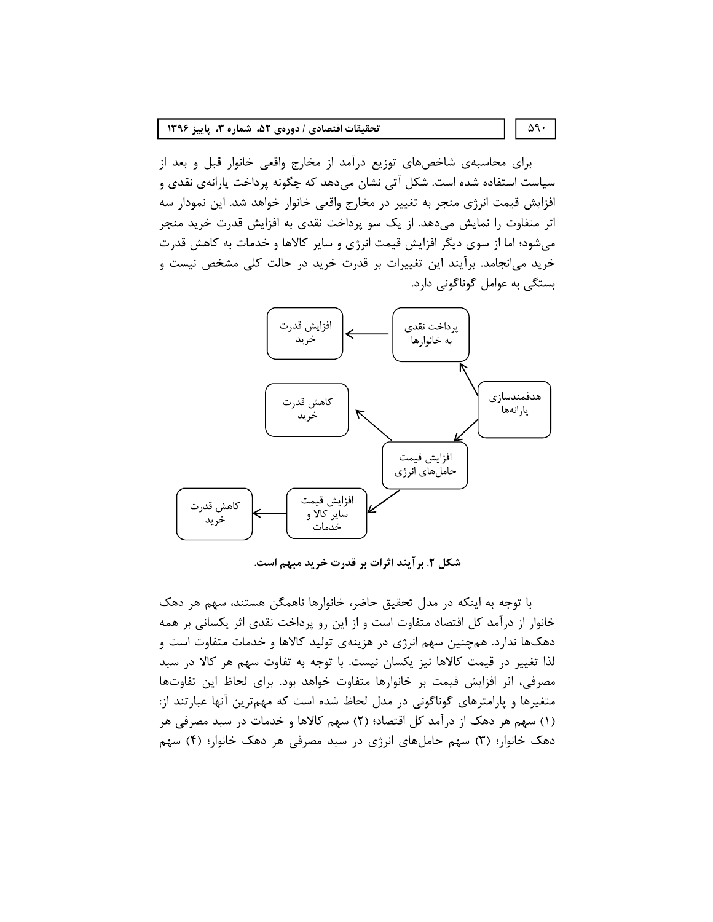برای محاسبه‌ی شاخص‌های توزیع درآمد از مخارج واقعی خانوار قبل و بعد از سیاست استفاده شده است. شکل آتی نشان می‌دهد که چگونه پرداخت یارانه‌ی نقدی و افزایش قیمت انرژی منجر به تغییر در مخارج واقعی خانوار خواهد شد. این نمودار سه اثر متفاوت را نمایش می‌دهد. از یک سو پرداخت نقدی به افزایش قدرت خرید منجر می‌شود؛ اما از سوی دیگر افزایش قیمت انرژی و سایر کالاها و خدمات به کاهش قدرت خرید می‌انجامد. برآیند این تغییرات بر قدرت خرید در حالت کلی مشخص نیست و بستگی به عوامل گوناگونی دارد.

هدفمندسازی یارانه‌ها ← پرداخت نقدی به خانوارها ← افزایش قدرت خرید

هدفمندسازی یارانه‌ها ← افزایش قیمت حامل‌های انرژی ← کاهش قدرت خرید

افزایش قیمت حامل‌های انرژی ← افزایش قیمت سایر کالا و خدمات ← کاهش قدرت خرید

**شکل ۲. برآیند اثرات بر قدرت خرید مبهم است.**

با توجه به اینکه در مدل تحقیق حاضر، خانوارها ناهمگن هستند، سهم هر دهک خانوار از درآمد کل اقتصاد متفاوت است و از این رو پرداخت نقدی اثر یکسانی بر همه دهک‌ها ندارد. همچنین سهم انرژی در هزینه‌ی تولید کالاها و خدمات متفاوت است و لذا تغییر در قیمت کالاها نیز یکسان نیست. با توجه به تفاوت سهم هر کالا در سبد مصرفی، اثر افزایش قیمت بر خانوارها متفاوت خواهد بود. برای لحاظ این تفاوت‌ها متغیرها و پارامترهای گوناگونی در مدل لحاظ شده است که مهم‌ترین آنها عبارتند از: (۱) سهم هر دهک از درآمد کل اقتصاد؛ (۲) سهم کالاها و خدمات در سبد مصرفی هر دهک خانوار؛ (۳) سهم حامل‌های انرژی در سبد مصرفی هر دهک خانوار؛ (۴) سهم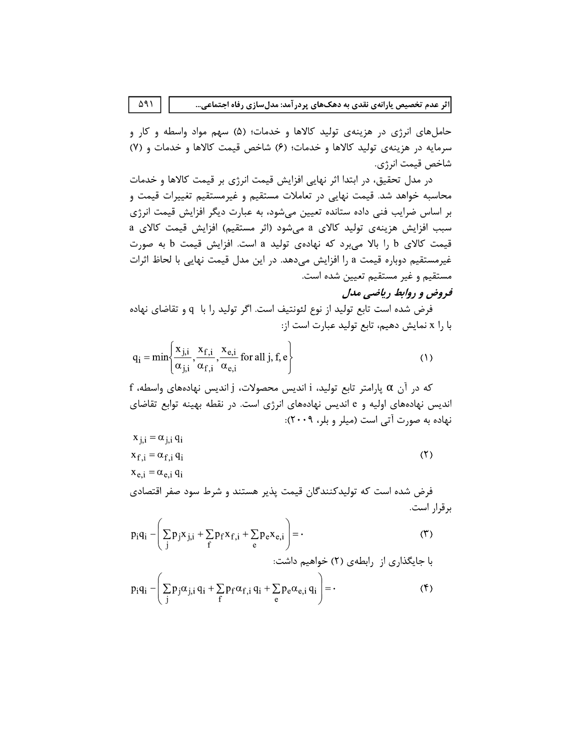حامل‌های انرژی در هزینه‌ی تولید کالاها و خدمات؛ (۵) سهم مواد واسطه و کار و سرمایه در هزینه‌ی تولید کالاها و خدمات؛ (۶) شاخص قیمت کالاها و خدمات و (۷) شاخص قیمت انرژی.

در مدل تحقیق، در ابتدا اثر نهایی افزایش قیمت انرژی بر قیمت کالاها و خدمات محاسبه خواهد شد. قیمت نهایی در تعاملات مستقیم و غیرمستقیم تغییرات قیمت و بر اساس ضرایب فنی داده ستانده تعیین می‌شود، به عبارت دیگر افزایش قیمت انرژی سبب افزایش هزینه‌ی تولید کالای a می‌شود (اثر مستقیم) افزایش قیمت کالای a قیمت کالای b را بالا می‌برد که نهاده‌ی تولید a است. افزایش قیمت b به صورت غیرمستقیم دوباره قیمت a را افزایش می‌دهد. در این مدل قیمت نهایی با لحاظ اثرات مستقیم و غیر مستقیم تعیین شده است.

### فروض و روابط ریاضی مدل

فرض شده است تابع تولید از نوع لئونتیف است. اگر تولید را با q و تقاضای نهاده را با x نمایش دهیم، تابع تولید عبارت است از:

$$q_i = \min\left\{\frac{x_{j,i}}{\alpha_{j,i}}, \frac{x_{f,i}}{\alpha_{f,i}}, \frac{x_{e,i}}{\alpha_{e,i}} \text{ for all j, f, e}\right\} \tag{1}$$

که در آن $\alpha$ پارامتر تابع تولید، i اندیس محصولات، j اندیس نهاده‌های واسطه، f اندیس نهاده‌های اولیه و e اندیس نهاده‌های انرژی است. در نقطه بهینه توابع تقاضای نهاده به صورت آتی است (میلر و بلر، ۲۰۰۹):

$$\begin{aligned} x_{j,i} &= \alpha_{j,i}\, q_i \\ x_{f,i} &= \alpha_{f,i}\, q_i \\ x_{e,i} &= \alpha_{e,i}\, q_i \end{aligned} \tag{2}$$

فرض شده است که تولیدکنندگان قیمت پذیر هستند و شرط سود صفر اقتصادی برقرار است.

$$p_i q_i - \left(\sum_j p_j x_{j,i} + \sum_f p_f x_{f,i} + \sum_e p_e x_{e,i}\right) = 0 \tag{3}$$

با جایگذاری از رابطه‌ی (۲) خواهیم داشت:

$$p_i q_i - \left(\sum_j p_j \alpha_{j,i}\, q_i + \sum_f p_f \alpha_{f,i}\, q_i + \sum_e p_e \alpha_{e,i}\, q_i\right) = 0 \tag{4}$$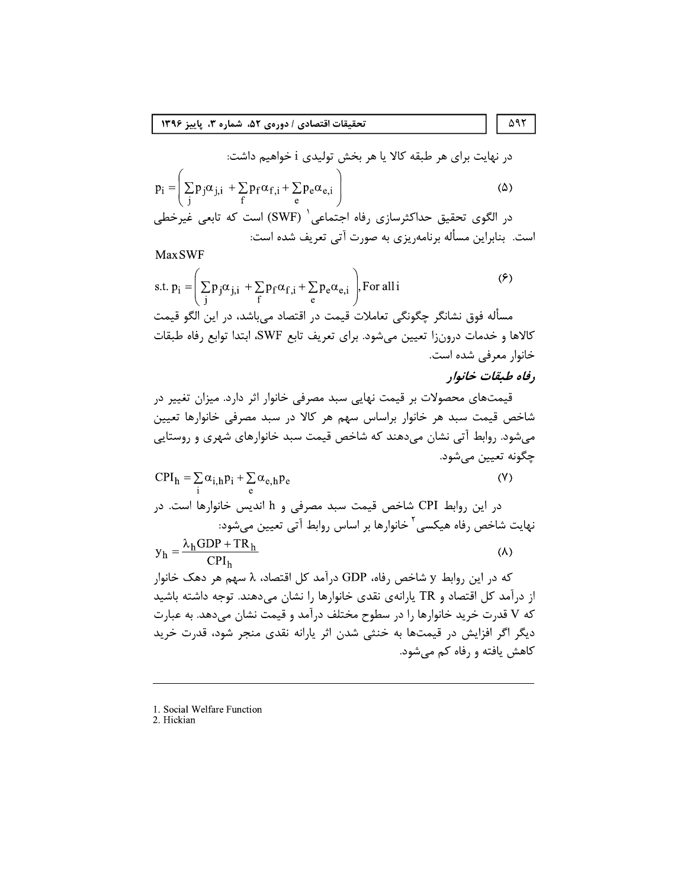در نهایت برای هر طبقه کالا یا هر بخش تولیدی i خواهیم داشت:

$$p_i = \left( \sum_j p_j \alpha_{j,i} + \sum_f p_f \alpha_{f,i} + \sum_e p_e \alpha_{e,i} \right) \quad (۵)$$

در الگوی تحقیق حداکثرسازی رفاه اجتماعی[1] (SWF) است که تابعی غیرخطی است. بنابراین مسأله برنامه‌ریزی به صورت آتی تعریف شده است:

$$\text{Max SWF}$$

$$\text{s.t. } p_i = \left( \sum_j p_j \alpha_{j,i} + \sum_f p_f \alpha_{f,i} + \sum_e p_e \alpha_{e,i} \right), \text{For all } i \quad (۶)$$

مسأله فوق نشانگر چگونگی تعاملات قیمت در اقتصاد می‌باشد، در این الگو قیمت کالاها و خدمات درون‌زا تعیین می‌شود. برای تعریف تابع SWF، ابتدا توابع رفاه طبقات خانوار معرفی شده است.

### *رفاه طبقات خانوار*

قیمت‌های محصولات بر قیمت نهایی سبد مصرفی خانوار اثر دارد. میزان تغییر در شاخص قیمت سبد هر خانوار براساس سهم هر کالا در سبد مصرفی خانوارها تعیین می‌شود. روابط آتی نشان می‌دهند که شاخص قیمت سبد خانوارهای شهری و روستایی چگونه تعیین می‌شود.

$$CPI_h = \sum_i \alpha_{i,h} p_i + \sum_e \alpha_{e,h} p_e \quad (۷)$$

در این روابط CPI شاخص قیمت سبد مصرفی و h اندیس خانوارها است. در نهایت شاخص رفاه هیکسی[2] خانوارها بر اساس روابط آتی تعیین می‌شود:

$$y_h = \frac{\lambda_h GDP + TR_h}{CPI_h} \quad (۸)$$

که در این روابط y شاخص رفاه، GDP درآمد کل اقتصاد، $\lambda$ سهم هر دهک خانوار از درآمد کل اقتصاد و TR یارانه‌ی نقدی خانوارها را نشان می‌دهند. توجه داشته باشید که V قدرت خرید خانوارها را در سطوح مختلف درآمد و قیمت نشان می‌دهد. به عبارت دیگر اگر افزایش در قیمت‌ها به خنثی شدن اثر یارانه نقدی منجر شود، قدرت خرید کاهش یافته و رفاه کم می‌شود.

---

1. Social Welfare Function
2. Hickian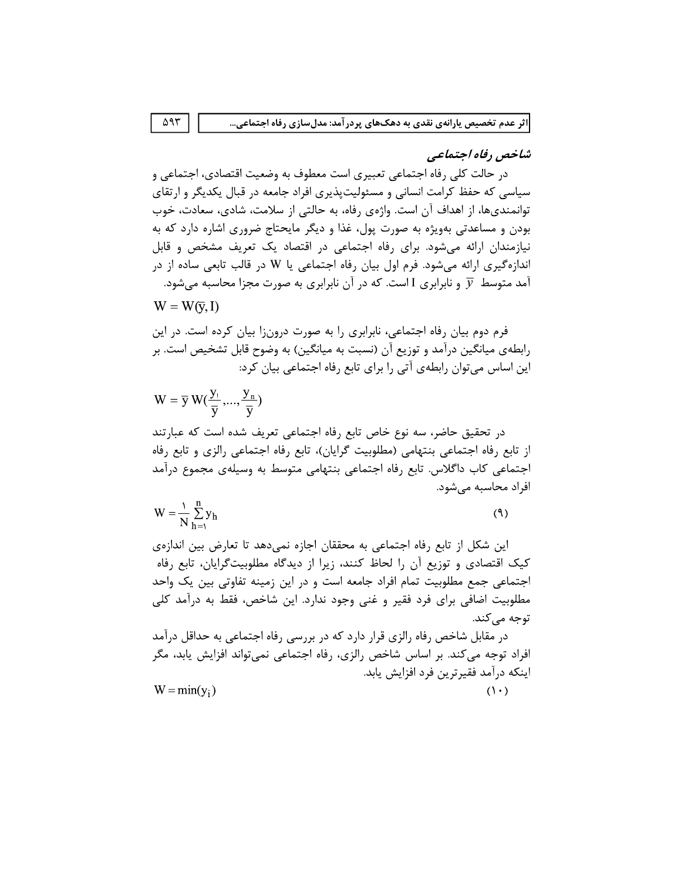### شاخص رفاه اجتماعی

در حالت کلی رفاه اجتماعی تعبیری است معطوف به وضعیت اقتصادی، اجتماعی و سیاسی که حفظ کرامت انسانی و مسئولیت‌پذیری افراد جامعه در قبال یکدیگر و ارتقای توانمندی‌ها، از اهداف آن است. واژه‌ی رفاه، به حالتی از سلامت، شادی، سعادت، خوب بودن و مساعدتی به‌ویژه به صورت پول، غذا و دیگر مایحتاج ضروری اشاره دارد که به نیازمندان ارائه می‌شود. برای رفاه اجتماعی در اقتصاد یک تعریف مشخص و قابل اندازه‌گیری ارائه می‌شود. فرم اول بیان رفاه اجتماعی یا W در قالب تابعی ساده از در آمد متوسط $\overline{y}$ و نابرابری I است. که در آن نابرابری به صورت مجزا محاسبه می‌شود.

$$W = W(\overline{y}, I)$$

فرم دوم بیان رفاه اجتماعی، نابرابری را به صورت درون‌زا بیان کرده است. در این رابطه‌ی میانگین درآمد و توزیع آن (نسبت به میانگین) به وضوح قابل تشخیص است. بر این اساس می‌توان رابطه‌ی آتی را برای تابع رفاه اجتماعی بیان کرد:

$$W = \overline{y}\, W\left(\frac{y_1}{\overline{y}}, \ldots, \frac{y_n}{\overline{y}}\right)$$

در تحقیق حاضر، سه نوع خاص تابع رفاه اجتماعی تعریف شده است که عبارتند از تابع رفاه اجتماعی بنتهامی (مطلوبیت گرایان)، تابع رفاه اجتماعی رالزی و تابع رفاه اجتماعی کاب داگلاس. تابع رفاه اجتماعی بنتهامی متوسط به وسیله‌ی مجموع درآمد افراد محاسبه می‌شود.

$$W = \frac{1}{N}\sum_{h=1}^{n} y_h \qquad (9)$$

این شکل از تابع رفاه اجتماعی به محققان اجازه نمی‌دهد تا تعارض بین اندازه‌ی کیک اقتصادی و توزیع آن را لحاظ کنند، زیرا از دیدگاه مطلوبیت‌گرایان، تابع رفاه اجتماعی جمع مطلوبیت تمام افراد جامعه است و در این زمینه تفاوتی بین یک واحد مطلوبیت اضافی برای فرد فقیر و غنی وجود ندارد. این شاخص، فقط به درآمد کلی توجه می‌کند.

در مقابل شاخص رفاه رالزی قرار دارد که در بررسی رفاه اجتماعی به حداقل درآمد افراد توجه می‌کند. بر اساس شاخص رالزی، رفاه اجتماعی نمی‌تواند افزایش یابد، مگر اینکه درآمد فقیرترین فرد افزایش یابد.

$$W = \min(y_i) \qquad (10)$$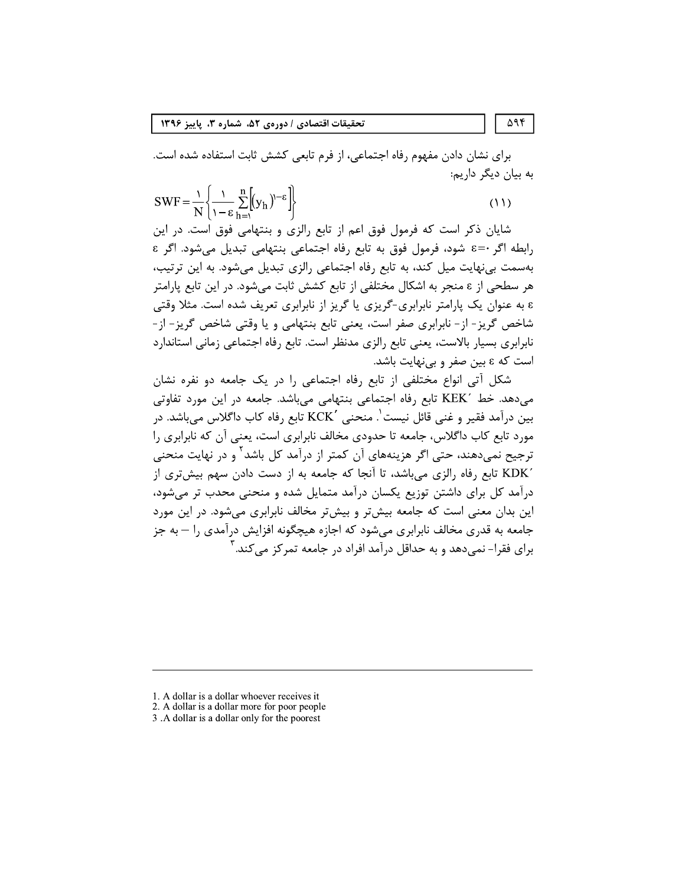برای نشان دادن مفهوم رفاه اجتماعی، از فرم تابعی کشش ثابت استفاده شده است. به بیان دیگر داریم:

$$SWF = \frac{1}{N}\left\{\frac{1}{1-\varepsilon}\sum_{h=1}^{n}\left[(y_h)^{1-\varepsilon}\right]\right\} \qquad (11)$$

شایان ذکر است که فرمول فوق اعم از تابع رالزی و بنتهامی فوق است. در این رابطه اگر $\varepsilon=0$ شود، فرمول فوق به تابع رفاه اجتماعی بنتهامی تبدیل می‌شود. اگر $\varepsilon$ به‌سمت بی‌نهایت میل کند، به تابع رفاه اجتماعی رالزی تبدیل می‌شود. به این ترتیب، هر سطحی از $\varepsilon$ منجر به اشکال مختلفی از تابع کشش ثابت می‌شود. در این تابع پارامتر $\varepsilon$ به عنوان یک پارامتر نابرابری-گریزی یا گریز از نابرابری تعریف شده است. مثلا وقتی شاخص گریز- از- نابرابری صفر است، یعنی تابع بنتهامی و یا وقتی شاخص گریز- از- نابرابری بسیار بالاست، یعنی تابع رالزی مدنظر است. تابع رفاه اجتماعی زمانی استاندارد است که $\varepsilon$ بین صفر و بی‌نهایت باشد.

شکل آتی انواع مختلفی از تابع رفاه اجتماعی را در یک جامعه دو نفره نشان می‌دهد. خط $KEK'$ تابع رفاه اجتماعی بنتهامی می‌باشد. جامعه در این مورد تفاوتی بین درآمد فقیر و غنی قائل نیست[1]. منحنی $KCK'$ تابع رفاه کاب داگلاس می‌باشد. در مورد تابع کاب داگلاس، جامعه تا حدودی مخالف نابرابری است، یعنی آن که نابرابری را ترجیح نمی‌دهند، حتی اگر هزینه‌های آن کمتر از درآمد کل باشد[2] و در نهایت منحنی $KDK'$ تابع رفاه رالزی می‌باشد، تا آنجا که جامعه به از دست دادن سهم بیش‌تری از درآمد کل برای داشتن توزیع یکسان درآمد متمایل شده و منحنی محدب تر می‌شود، این بدان معنی است که جامعه بیش‌تر و بیش‌تر مخالف نابرابری می‌شود. در این مورد جامعه به قدری مخالف نابرابری می‌شود که اجازه هیچگونه افزایش درآمدی را – به جز برای فقرا- نمی‌دهد و به حداقل درآمد افراد در جامعه تمرکز می‌کند.[3]

---

1. A dollar is a dollar whoever receives it
2. A dollar is a dollar more for poor people
3. A dollar is a dollar only for the poorest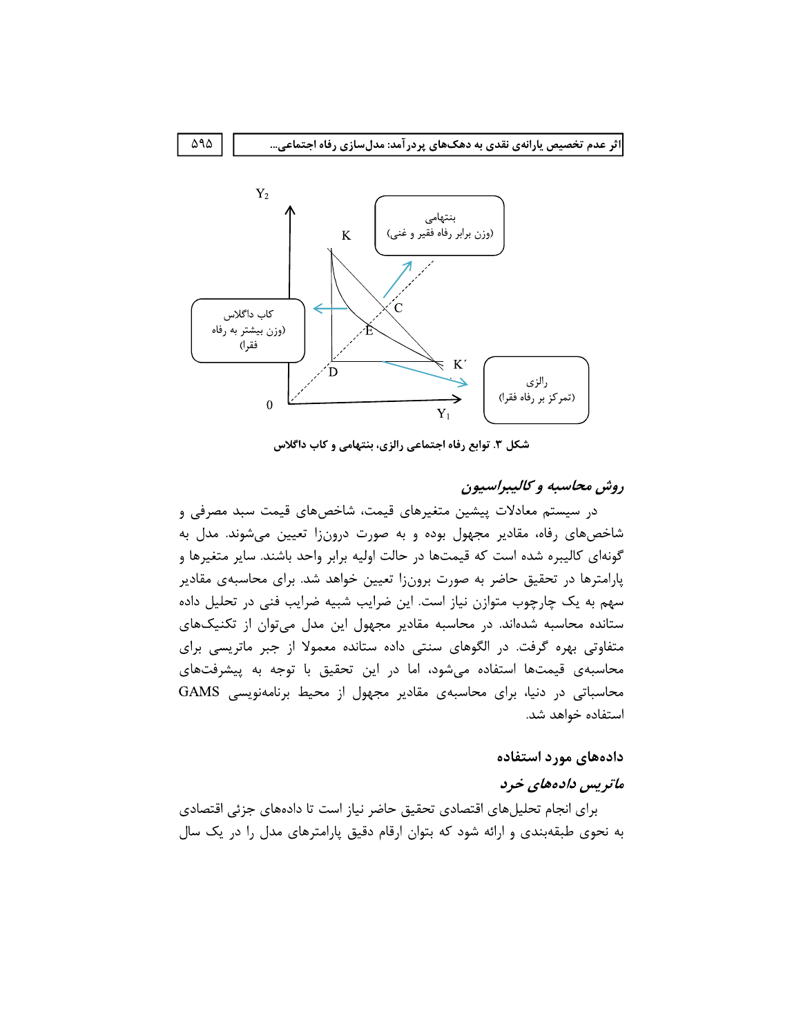شکل ۳. توابع رفاه اجتماعی رالزی، بنتهامی و کاب داگلاس

## *روش محاسبه و کالیبراسیون*

در سیستم معادلات پیشین متغیرهای قیمت، شاخص‌های قیمت سبد مصرفی و شاخص‌های رفاه، مقادیر مجهول بوده و به صورت درون‌زا تعیین می‌شوند. مدل به گونه‌ای کالیبره شده است که قیمت‌ها در حالت اولیه برابر واحد باشند. سایر متغیرها و پارامترها در تحقیق حاضر به صورت برون‌زا تعیین خواهد شد. برای محاسبه‌ی مقادیر سهم به یک چارچوب متوازن نیاز است. این ضرایب شبیه ضرایب فنی در تحلیل داده ستانده محاسبه شده‌اند. در محاسبه مقادیر مجهول این مدل می‌توان از تکنیک‌های متفاوتی بهره گرفت. در الگوهای سنتی داده ستانده معمولا از جبر ماتریسی برای محاسبه‌ی قیمت‌ها استفاده می‌شود، اما در این تحقیق با توجه به پیشرفت‌های محاسباتی در دنیا، برای محاسبه‌ی مقادیر مجهول از محیط برنامه‌نویسی GAMS استفاده خواهد شد.

## داده‌های مورد استفاده

### *ماتریس داده‌های خرد*

برای انجام تحلیل‌های اقتصادی تحقیق حاضر نیاز است تا داده‌های جزئی اقتصادی به نحوی طبقه‌بندی و ارائه شود که بتوان ارقام دقیق پارامترهای مدل را در یک سال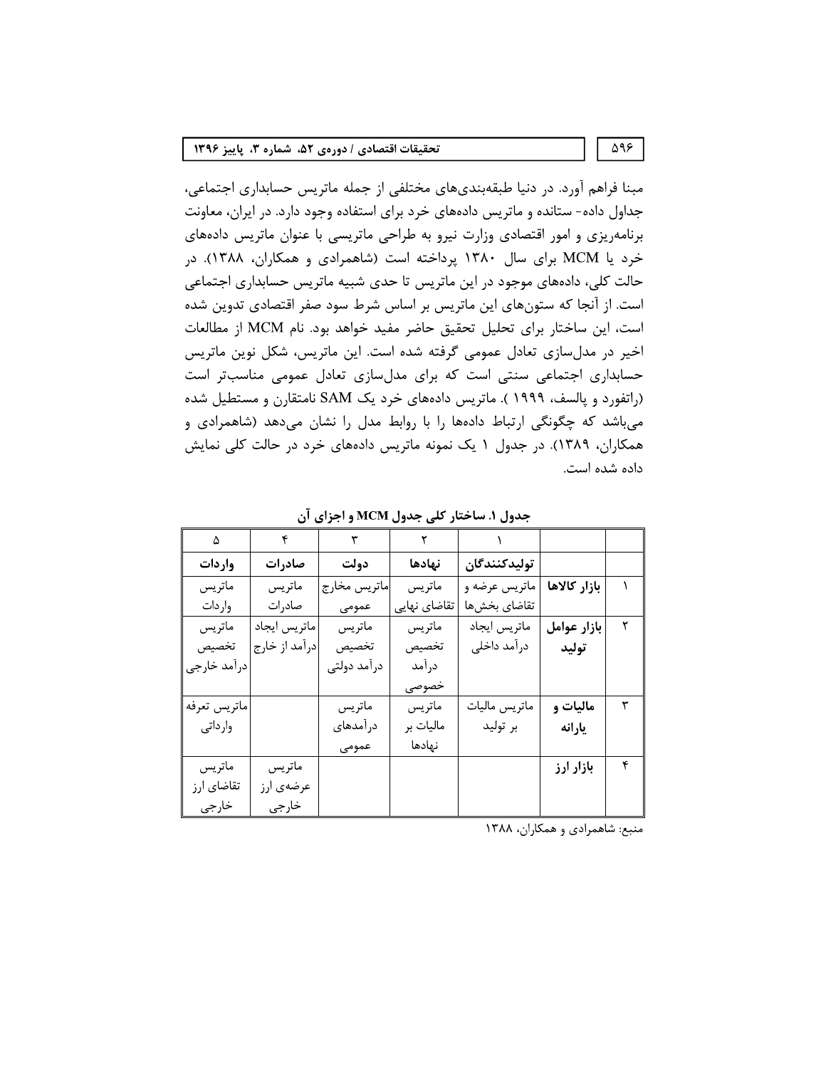مبنا فراهم آورد. در دنیا طبقه‌بندی‌های مختلفی از جمله ماتریس حسابداری اجتماعی، جداول داده- ستانده و ماتریس داده‌های خرد برای استفاده وجود دارد. در ایران، معاونت برنامه‌ریزی و امور اقتصادی وزارت نیرو به طراحی ماتریسی با عنوان ماتریس داده‌های خرد یا MCM برای سال ۱۳۸۰ پرداخته است (شاهمرادی و همکاران، ۱۳۸۸). در حالت کلی، داده‌های موجود در این ماتریس تا حدی شبیه ماتریس حسابداری اجتماعی است. از آنجا که ستون‌های این ماتریس بر اساس شرط سود صفر اقتصادی تدوین شده است، این ساختار برای تحلیل تحقیق حاضر مفید خواهد بود. نام MCM از مطالعات اخیر در مدل‌سازی تعادل عمومی گرفته شده است. این ماتریس، شکل نوین ماتریس حسابداری اجتماعی سنتی است که برای مدل‌سازی تعادل عمومی مناسب‌تر است (راتفورد و پالسف، ۱۹۹۹ ). ماتریس داده‌های خرد یک SAM نامتقارن و مستطیل شده می‌باشد که چگونگی ارتباط داده‌ها را با روابط مدل را نشان می‌دهد (شاهمرادی و همکاران، ۱۳۸۹). در جدول ۱ یک نمونه ماتریس داده‌های خرد در حالت کلی نمایش داده شده است.

**جدول ۱. ساختار کلی جدول MCM و اجزای آن**

| | | ۱ | ۲ | ۳ | ۴ | ۵ |
|---|---|---|---|---|---|---|
| | | **تولیدکنندگان** | **نهادها** | **دولت** | **صادرات** | **واردات** |
| ۱ | **بازار کالاها** | ماتریس عرضه و تقاضای بخش‌ها | ماتریس تقاضای نهایی | ماتریس مخارج عمومی | ماتریس صادرات | ماتریس واردات |
| ۲ | **بازار عوامل تولید** | ماتریس ایجاد درآمد داخلی | ماتریس تخصیص درآمد خصوصی | ماتریس تخصیص درآمد دولتی | ماتریس ایجاد درآمد از خارج | ماتریس تخصیص درآمد خارجی |
| ۳ | **مالیات و یارانه** | ماتریس مالیات بر تولید | ماتریس مالیات بر نهادها | ماتریس درآمدهای عمومی | | ماتریس تعرفه وارداتی |
| ۴ | **بازار ارز** | | | | ماتریس عرضه‌ی ارز خارجی | ماتریس تقاضای ارز خارجی |

منبع: شاهمرادی و همکاران، ۱۳۸۸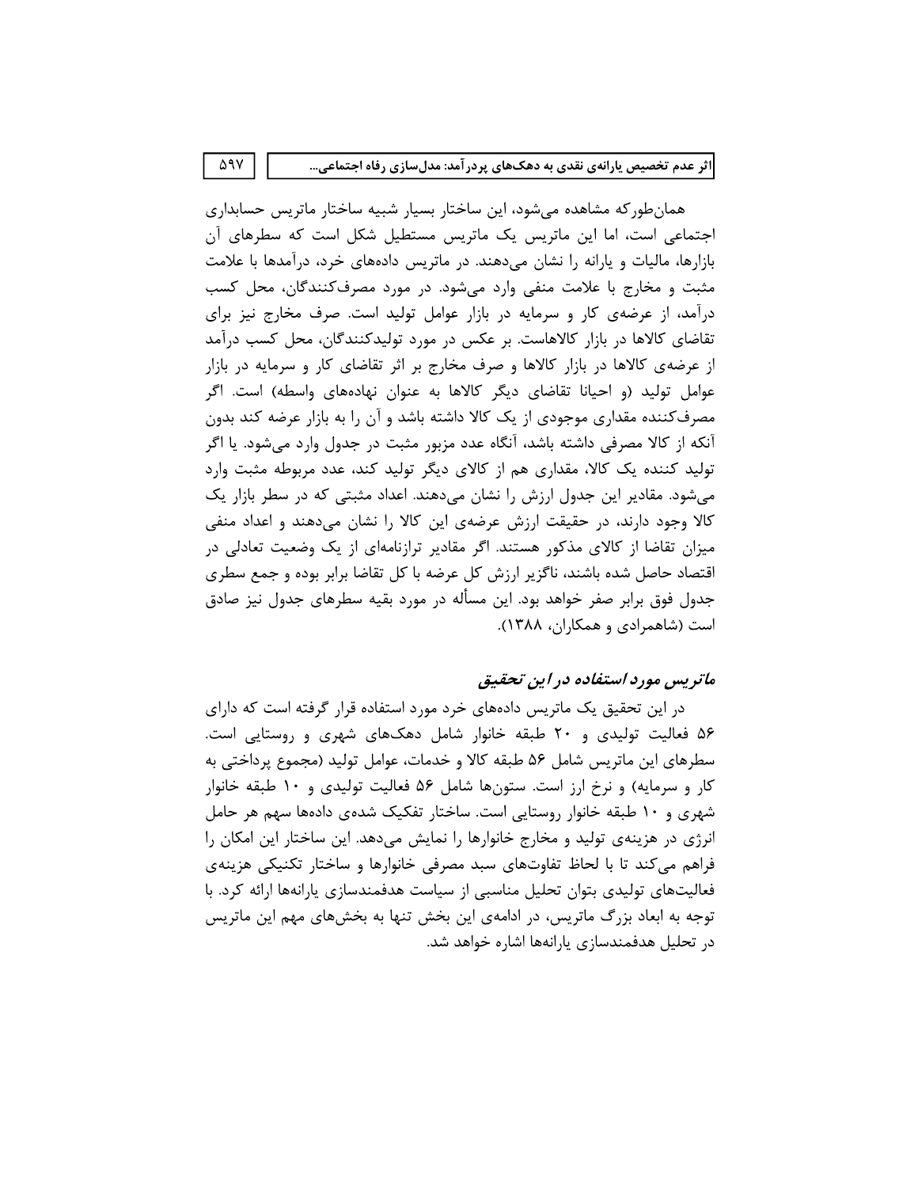همان‌طورکه مشاهده می‌شود، این ساختار بسیار شبیه ساختار ماتریس حسابداری اجتماعی است، اما این ماتریس یک ماتریس مستطیل شکل است که سطرهای آن بازارها، مالیات و یارانه را نشان می‌دهند. در ماتریس داده‌های خرد، درآمدها با علامت مثبت و مخارج با علامت منفی وارد می‌شود. در مورد مصرف‌کنندگان، محل کسب درآمد، از عرضه‌ی کار و سرمایه در بازار عوامل تولید است. صرف مخارج نیز برای تقاضای کالاها در بازار کالاهاست. بر عکس در مورد تولیدکنندگان، محل کسب درآمد از عرضه‌ی کالاها در بازار کالاها و صرف مخارج بر اثر تقاضای کار و سرمایه در بازار عوامل تولید (و احیانا تقاضای دیگر کالاها به عنوان نهاده‌های واسطه) است. اگر مصرف‌کننده مقداری موجودی از یک کالا داشته باشد و آن را به بازار عرضه کند بدون آنکه از کالا مصرفی داشته باشد، آنگاه عدد مزبور مثبت در جدول وارد می‌شود. یا اگر تولید کننده یک کالا، مقداری هم از کالای دیگر تولید کند، عدد مربوطه مثبت وارد می‌شود. مقادیر این جدول ارزش را نشان می‌دهند. اعداد مثبتی که در سطر بازار یک کالا وجود دارند، در حقیقت ارزش عرضه‌ی این کالا را نشان می‌دهند و اعداد منفی میزان تقاضا از کالای مذکور هستند. اگر مقادیر ترازنامه‌ای از یک وضعیت تعادلی در اقتصاد حاصل شده باشند، ناگزیر ارزش کل عرضه با کل تقاضا برابر بوده و جمع سطری جدول فوق برابر صفر خواهد بود. این مسأله در مورد بقیه سطرهای جدول نیز صادق است (شاهمرادی و همکاران، ۱۳۸۸).

### *ماتریس مورد استفاده در این تحقیق*

در این تحقیق یک ماتریس داده‌های خرد مورد استفاده قرار گرفته است که دارای ۵۶ فعالیت تولیدی و ۲۰ طبقه خانوار شامل دهک‌های شهری و روستایی است. سطرهای این ماتریس شامل ۵۶ طبقه کالا و خدمات، عوامل تولید (مجموع پرداختی به کار و سرمایه) و نرخ ارز است. ستون‌ها شامل ۵۶ فعالیت تولیدی و ۱۰ طبقه خانوار شهری و ۱۰ طبقه خانوار روستایی است. ساختار تفکیک شده‌ی داده‌ها سهم هر حامل انرژی در هزینه‌ی تولید و مخارج خانوارها را نمایش می‌دهد. این ساختار این امکان را فراهم می‌کند تا با لحاظ تفاوت‌های سبد مصرفی خانوارها و ساختار تکنیکی هزینه‌ی فعالیت‌های تولیدی بتوان تحلیل مناسبی از سیاست هدفمندسازی یارانه‌ها ارائه کرد. با توجه به ابعاد بزرگ ماتریس، در ادامه‌ی این بخش تنها به بخش‌های مهم این ماتریس در تحلیل هدفمندسازی یارانه‌ها اشاره خواهد شد.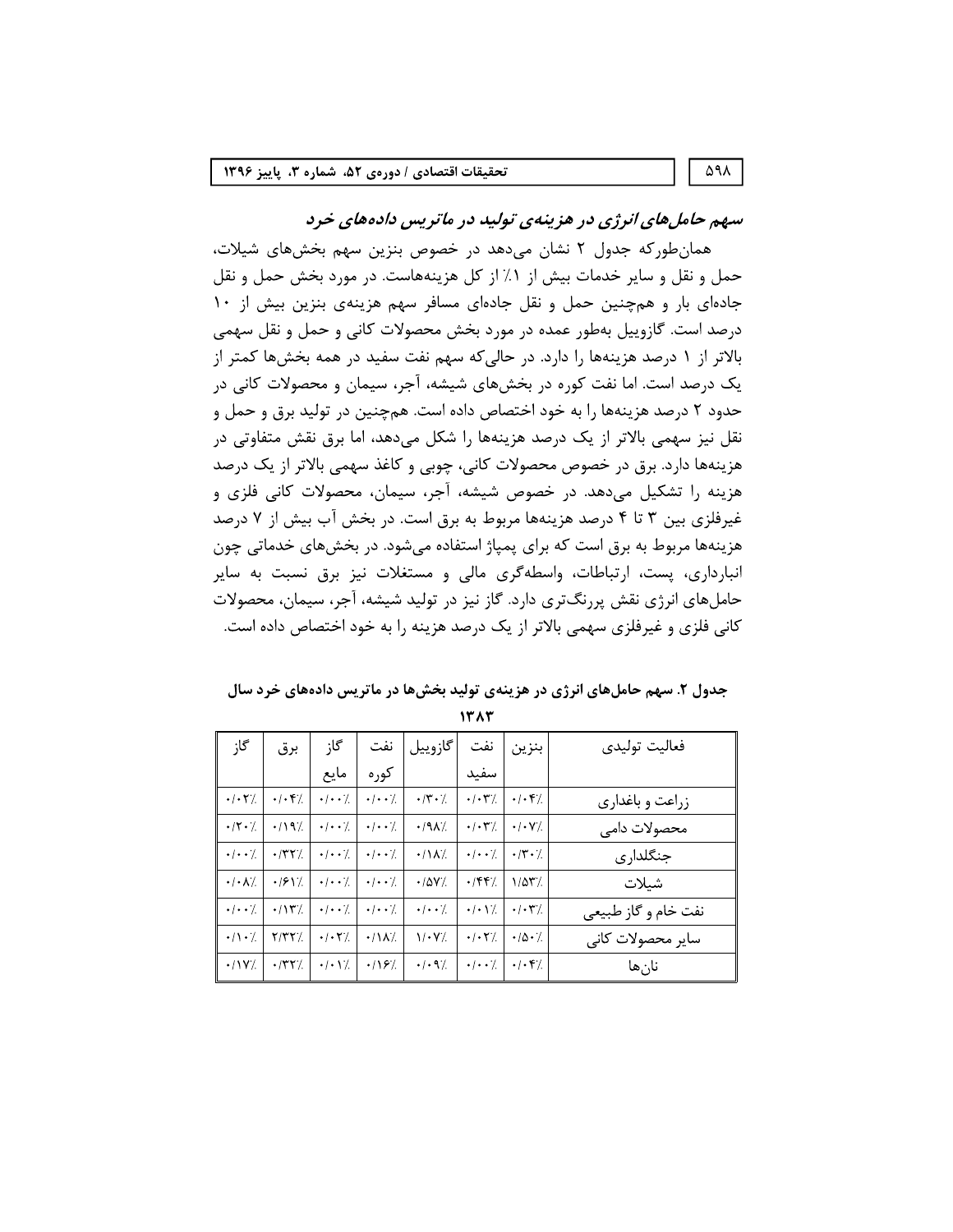### *سهم حامل‌های انرژی در هزینه‌ی تولید در ماتریس داده‌های خرد*

همان‌طورکه جدول ۲ نشان می‌دهد در خصوص بنزین سهم بخش‌های شیلات، حمل و نقل و سایر خدمات بیش از ۱٪ از کل هزینه‌هاست. در مورد بخش حمل و نقل جاده‌ای بار و همچنین حمل و نقل جاده‌ای مسافر سهم هزینه‌ی بنزین بیش از ۱۰ درصد است. گازوییل به‌طور عمده در مورد بخش محصولات کانی و حمل و نقل سهمی بالاتر از ۱ درصد هزینه‌ها را دارد. در حالی‌که سهم نفت سفید در همه بخش‌ها کمتر از یک درصد است. اما نفت کوره در بخش‌های شیشه، آجر، سیمان و محصولات کانی در حدود ۲ درصد هزینه‌ها را به خود اختصاص داده است. همچنین در تولید برق و حمل و نقل نیز سهمی بالاتر از یک درصد هزینه‌ها را شکل می‌دهد، اما برق نقش متفاوتی در هزینه‌ها دارد. برق در خصوص محصولات کانی، چوبی و کاغذ سهمی بالاتر از یک درصد هزینه را تشکیل می‌دهد. در خصوص شیشه، آجر، سیمان، محصولات کانی فلزی و غیرفلزی بین ۳ تا ۴ درصد هزینه‌ها مربوط به برق است. در بخش آب بیش از ۷ درصد هزینه‌ها مربوط به برق است که برای پمپاژ استفاده می‌شود. در بخش‌های خدماتی چون انبارداری، پست، ارتباطات، واسطه‌گری مالی و مستغلات نیز برق نسبت به سایر حامل‌های انرژی نقش پررنگ‌تری دارد. گاز نیز در تولید شیشه، آجر، سیمان، محصولات کانی فلزی و غیرفلزی سهمی بالاتر از یک درصد هزینه را به خود اختصاص داده است.

**جدول ۲. سهم حامل‌های انرژی در هزینه‌ی تولید بخش‌ها در ماتریس داده‌های خرد سال ۱۳۸۳**

| فعالیت تولیدی | بنزین | نفت سفید | گازوییل | نفت کوره | گاز مایع | برق | گاز |
|---|---|---|---|---|---|---|---|
| زراعت و باغداری | ۰/۰۴٪ | ۰/۰۳٪ | ۰/۳۰٪ | ۰/۰۰٪ | ۰/۰۰٪ | ۰/۰۴٪ | ۰/۰۲٪ |
| محصولات دامی | ۰/۰۷٪ | ۰/۰۳٪ | ۰/۹۸٪ | ۰/۰۰٪ | ۰/۰۰٪ | ۰/۱۹٪ | ۰/۲۰٪ |
| جنگلداری | ۰/۳۰٪ | ۰/۰۰٪ | ۰/۱۸٪ | ۰/۰۰٪ | ۰/۰۰٪ | ۰/۳۲٪ | ۰/۰۰٪ |
| شیلات | ۱/۵۳٪ | ۰/۴۴٪ | ۰/۵۷٪ | ۰/۰۰٪ | ۰/۰۰٪ | ۰/۶۱٪ | ۰/۰۸٪ |
| نفت خام و گاز طبیعی | ۰/۰۳٪ | ۰/۰۱٪ | ۰/۰۰٪ | ۰/۰۰٪ | ۰/۰۰٪ | ۰/۱۳٪ | ۰/۰۰٪ |
| سایر محصولات کانی | ۰/۵۰٪ | ۰/۰۲٪ | ۱/۰۷٪ | ۰/۱۸٪ | ۰/۰۲٪ | ۲/۳۲٪ | ۰/۱۰٪ |
| نان‌ها | ۰/۰۴٪ | ۰/۰۰٪ | ۰/۰۹٪ | ۰/۱۶٪ | ۰/۰۱٪ | ۰/۳۲٪ | ۰/۱۷٪ |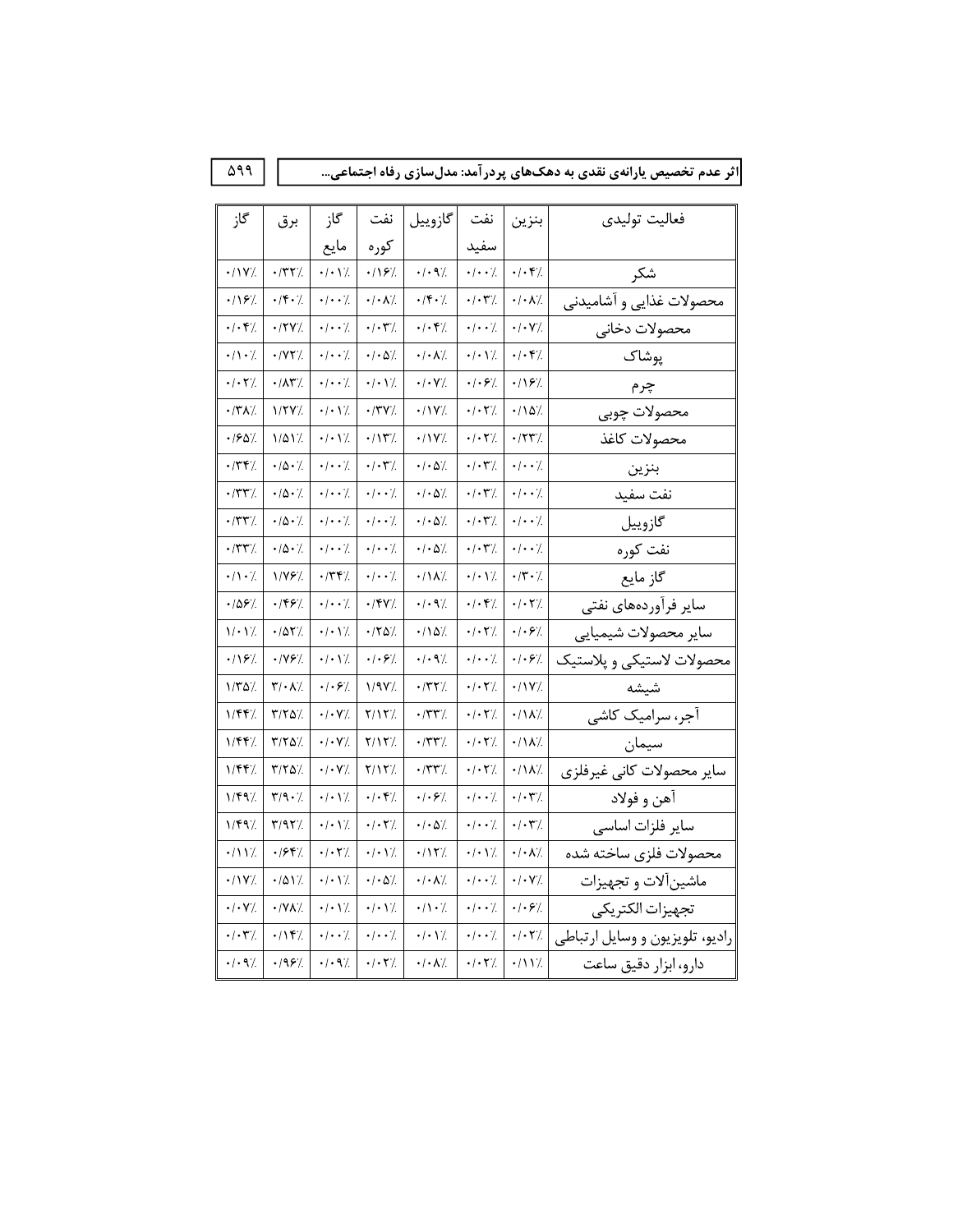| فعالیت تولیدی | بنزین | نفت سفید | گازوییل | نفت کوره | گاز مایع | برق | گاز |
|---|---|---|---|---|---|---|---|
| شکر | ٠/٠۴٪ | ٠/٠٠٪ | ٠/٠٩٪ | ٠/١۶٪ | ٠/٠١٪ | ٠/٣٢٪ | ٠/١٧٪ |
| محصولات غذایی و آشامیدنی | ٠/٠٨٪ | ٠/٠٣٪ | ٠/۴٠٪ | ٠/٠٨٪ | ٠/٠٠٪ | ٠/۴٠٪ | ٠/١۶٪ |
| محصولات دخانی | ٠/٠٧٪ | ٠/٠٠٪ | ٠/٠۴٪ | ٠/٠٣٪ | ٠/٠٠٪ | ٠/٢٧٪ | ٠/٠۴٪ |
| پوشاک | ٠/٠۴٪ | ٠/٠١٪ | ٠/٠٨٪ | ٠/٠۵٪ | ٠/٠٠٪ | ٠/٧٢٪ | ٠/١٠٪ |
| چرم | ٠/١۶٪ | ٠/٠۶٪ | ٠/٠٧٪ | ٠/٠١٪ | ٠/٠٠٪ | ٠/٨٣٪ | ٠/٠٢٪ |
| محصولات چوبی | ٠/١۵٪ | ٠/٠٢٪ | ٠/١٧٪ | ٠/٣٧٪ | ٠/٠١٪ | ١/٢٧٪ | ٠/٣٨٪ |
| محصولات کاغذ | ٠/٢٣٪ | ٠/٠٢٪ | ٠/١٧٪ | ٠/١٣٪ | ٠/٠١٪ | ١/۵١٪ | ٠/۶۵٪ |
| بنزین | ٠/٠٠٪ | ٠/٠٣٪ | ٠/٠۵٪ | ٠/٠٣٪ | ٠/٠٠٪ | ٠/۵٠٪ | ٠/٣۴٪ |
| نفت سفید | ٠/٠٠٪ | ٠/٠٣٪ | ٠/٠۵٪ | ٠/٠٠٪ | ٠/٠٠٪ | ٠/۵٠٪ | ٠/٣٣٪ |
| گازوییل | ٠/٠٠٪ | ٠/٠٣٪ | ٠/٠۵٪ | ٠/٠٠٪ | ٠/٠٠٪ | ٠/۵٠٪ | ٠/٣٣٪ |
| نفت کوره | ٠/٠٠٪ | ٠/٠٣٪ | ٠/٠۵٪ | ٠/٠٠٪ | ٠/٠٠٪ | ٠/۵٠٪ | ٠/٣٣٪ |
| گاز مایع | ٠/٣٠٪ | ٠/٠١٪ | ٠/١٨٪ | ٠/٠٠٪ | ٠/٣۴٪ | ١/٧۶٪ | ٠/١٠٪ |
| سایر فرآورده‌های نفتی | ٠/٠٢٪ | ٠/٠۴٪ | ٠/٠٩٪ | ٠/۴٧٪ | ٠/٠٠٪ | ٠/۴۶٪ | ٠/۵۶٪ |
| سایر محصولات شیمیایی | ٠/٠۶٪ | ٠/٠٢٪ | ٠/١۵٪ | ٠/٢۵٪ | ٠/٠١٪ | ٠/۵٢٪ | ١/٠١٪ |
| محصولات لاستیکی و پلاستیک | ٠/٠۶٪ | ٠/٠٠٪ | ٠/٠٩٪ | ٠/٠۶٪ | ٠/٠١٪ | ٠/٧۶٪ | ٠/١۶٪ |
| شیشه | ٠/١٧٪ | ٠/٠٢٪ | ٠/٣٢٪ | ١/٩٧٪ | ٠/٠۶٪ | ٣/٠٨٪ | ١/٣۵٪ |
| آجر، سرامیک کاشی | ٠/١٨٪ | ٠/٠٢٪ | ٠/٣٣٪ | ٢/١٢٪ | ٠/٠٧٪ | ٣/٢۵٪ | ١/۴۴٪ |
| سیمان | ٠/١٨٪ | ٠/٠٢٪ | ٠/٣٣٪ | ٢/١٢٪ | ٠/٠٧٪ | ٣/٢۵٪ | ١/۴۴٪ |
| سایر محصولات کانی غیرفلزی | ٠/١٨٪ | ٠/٠٢٪ | ٠/٣٣٪ | ٢/١٢٪ | ٠/٠٧٪ | ٣/٢۵٪ | ١/۴۴٪ |
| آهن و فولاد | ٠/٠٣٪ | ٠/٠٠٪ | ٠/٠۶٪ | ٠/٠۴٪ | ٠/٠١٪ | ٣/٩٠٪ | ١/۴٩٪ |
| سایر فلزات اساسی | ٠/٠٣٪ | ٠/٠٠٪ | ٠/٠۵٪ | ٠/٠٢٪ | ٠/٠١٪ | ٣/٩٢٪ | ١/۴٩٪ |
| محصولات فلزی ساخته شده | ٠/٠٨٪ | ٠/٠١٪ | ٠/١٢٪ | ٠/٠١٪ | ٠/٠٢٪ | ٠/۶۴٪ | ٠/١١٪ |
| ماشین‌آلات و تجهیزات | ٠/٠٧٪ | ٠/٠٠٪ | ٠/٠٨٪ | ٠/٠۵٪ | ٠/٠١٪ | ٠/۵١٪ | ٠/١٧٪ |
| تجهیزات الکتریکی | ٠/٠۶٪ | ٠/٠٠٪ | ٠/١٠٪ | ٠/٠١٪ | ٠/٠١٪ | ٠/٧٨٪ | ٠/٠٧٪ |
| رادیو، تلویزیون و وسایل ارتباطی | ٠/٠٢٪ | ٠/٠٠٪ | ٠/٠١٪ | ٠/٠٠٪ | ٠/٠٠٪ | ٠/١۴٪ | ٠/٠٣٪ |
| دارو، ابزار دقیق ساعت | ٠/١١٪ | ٠/٠٢٪ | ٠/٠٨٪ | ٠/٠٢٪ | ٠/٠٩٪ | ٠/٩۶٪ | ٠/٠٩٪ |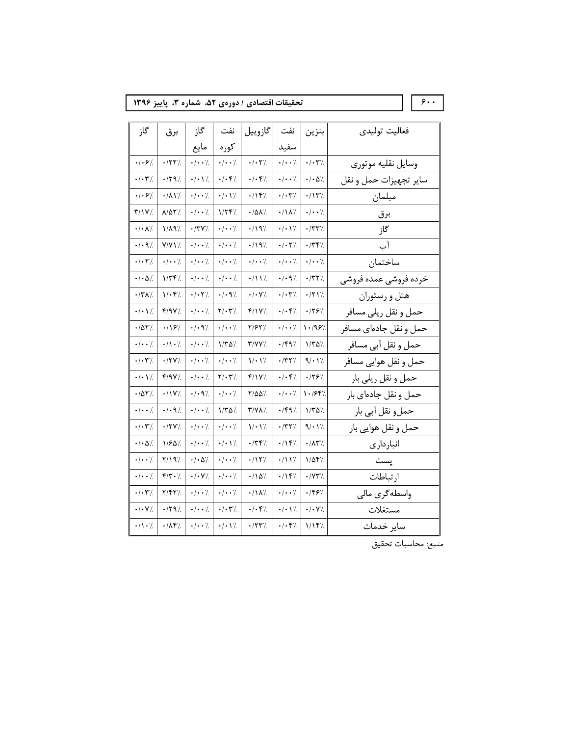| فعالیت تولیدی | بنزین | نفت سفید | گازوییل | نفت کوره | گاز مایع | برق | گاز |
|---|---|---|---|---|---|---|---|
| وسایل نقلیه موتوری | ۰/۰۳٪ | ۰/۰۰٪ | ۰/۰۲٪ | ۰/۰۰٪ | ۰/۰۰٪ | ۰/۲۲٪ | ۰/۰۶٪ |
| سایر تجهیزات حمل و نقل | ۰/۰۵٪ | ۰/۰۰٪ | ۰/۰۴٪ | ۰/۰۴٪ | ۰/۰۱٪ | ۰/۲۹٪ | ۰/۰۳٪ |
| مبلمان | ۰/۱۳٪ | ۰/۰۳٪ | ۰/۱۴٪ | ۰/۰۱٪ | ۰/۰۰٪ | ۰/۸۱٪ | ۰/۰۶٪ |
| برق | ۰/۰۰٪ | ۰/۱۸٪ | ۰/۵۸٪ | ۱/۲۴٪ | ۰/۰۰٪ | ۸/۵۲٪ | ۳/۱۷٪ |
| گاز | ۰/۳۳٪ | ۰/۰۱٪ | ۰/۱۹٪ | ۰/۰۰٪ | ۰/۳۷٪ | ۱/۸۹٪ | ۰/۰۸٪ |
| آب | ۰/۳۴٪ | ۰/۰۲٪ | ۰/۱۹٪ | ۰/۰۰٪ | ۰/۰۰٪ | ۷/۷۱٪ | ۰/۰۹٪ |
| ساختمان | ۰/۰۰٪ | ۰/۰۰٪ | ۰/۰۰٪ | ۰/۰۰٪ | ۰/۰۰٪ | ۰/۰۰٪ | ۰/۰۲٪ |
| خرده فروشی عمده فروشی | ۰/۳۲٪ | ۰/۰۹٪ | ۰/۱۱٪ | ۰/۰۰٪ | ۰/۰۰٪ | ۱/۳۴٪ | ۰/۰۵٪ |
| هتل و رستوران | ۰/۲۱٪ | ۰/۰۳٪ | ۰/۰۷٪ | ۰/۰۹٪ | ۰/۰۲٪ | ۱/۰۴٪ | ۰/۳۸٪ |
| حمل و نقل ریلی مسافر | ۰/۲۶٪ | ۰/۰۴٪ | ۴/۱۷٪ | ۲/۰۳٪ | ۰/۰۰٪ | ۴/۹۷٪ | ۰/۰۱٪ |
| حمل و نقل جاده‌ای مسافر | ۱۰/۹۶٪ | ۰/۰۰٪ | ۲/۶۲٪ | ۰/۰۰٪ | ۰/۰۹٪ | ۰/۱۶٪ | ۰/۵۲٪ |
| حمل و نقل آبی مسافر | ۱/۳۵٪ | ۰/۴۹٪ | ۳/۷۷٪ | ۱/۳۵٪ | ۰/۰۰٪ | ۰/۱۰٪ | ۰/۰۰٪ |
| حمل و نقل هوایی مسافر | ۹/۰۱٪ | ۰/۳۲٪ | ۱/۰۱٪ | ۰/۰۰٪ | ۰/۰۰٪ | ۰/۲۷٪ | ۰/۰۳٪ |
| حمل و نقل ریلی بار | ۰/۲۶٪ | ۰/۰۴٪ | ۴/۱۷٪ | ۲/۰۳٪ | ۰/۰۰٪ | ۴/۹۷٪ | ۰/۰۱٪ |
| حمل و نقل جاده‌ای بار | ۱۰/۶۴٪ | ۰/۰۰٪ | ۲/۵۵٪ | ۰/۰۰٪ | ۰/۰۹٪ | ۰/۱۷٪ | ۰/۵۲٪ |
| حمل‌و نقل آبی بار | ۱/۳۵٪ | ۰/۴۹٪ | ۳/۷۸٪ | ۱/۳۵٪ | ۰/۰۰٪ | ۰/۰۹٪ | ۰/۰۰٪ |
| حمل و نقل هوایی بار | ۹/۰۱٪ | ۰/۳۲٪ | ۱/۰۱٪ | ۰/۰۰٪ | ۰/۰۰٪ | ۰/۲۷٪ | ۰/۰۳٪ |
| انبارداری | ۰/۸۳٪ | ۰/۱۴٪ | ۰/۳۴٪ | ۰/۰۱٪ | ۰/۰۰٪ | ۱/۶۵٪ | ۰/۰۵٪ |
| پست | ۱/۵۴٪ | ۰/۱۱٪ | ۰/۱۲٪ | ۰/۰۰٪ | ۰/۰۵٪ | ۲/۱۹٪ | ۰/۰۰٪ |
| ارتباطات | ۰/۷۳٪ | ۰/۱۴٪ | ۰/۱۵٪ | ۰/۰۰٪ | ۰/۰۷٪ | ۴/۳۰٪ | ۰/۰۰٪ |
| واسطه‌گری مالی | ۰/۴۶٪ | ۰/۰۰٪ | ۰/۱۸٪ | ۰/۰۰٪ | ۰/۰۰٪ | ۲/۴۲٪ | ۰/۰۳٪ |
| مستغلات | ۰/۰۷٪ | ۰/۰۱٪ | ۰/۰۴٪ | ۰/۰۳٪ | ۰/۰۰٪ | ۰/۲۹٪ | ۰/۰۷٪ |
| سایر خدمات | ۱/۱۴٪ | ۰/۰۴٪ | ۰/۲۳٪ | ۰/۰۱٪ | ۰/۰۰٪ | ۰/۸۴٪ | ۰/۱۰٪ |

منبع: محاسبات تحقیق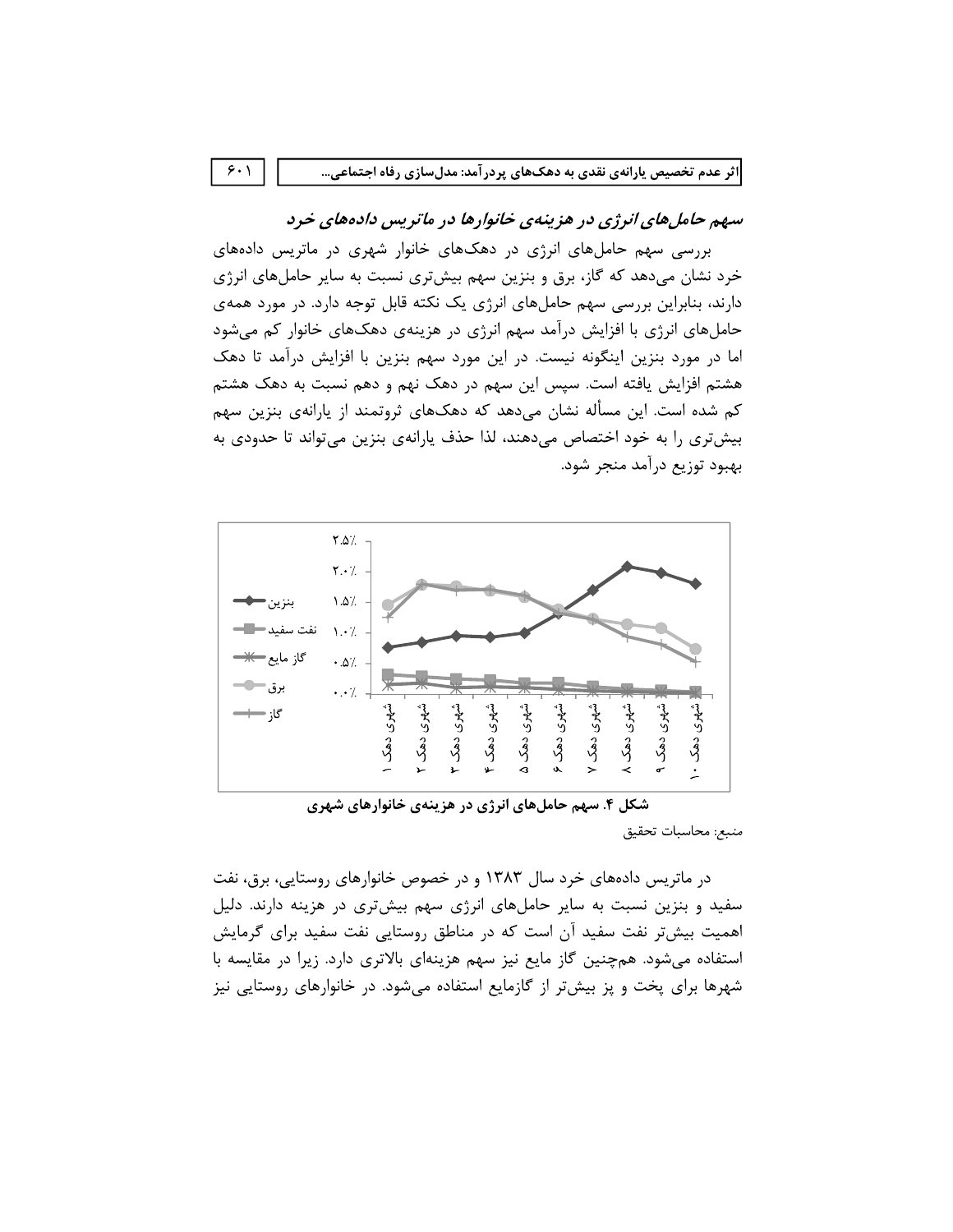## سهم حامل‌های انرژی در هزینه‌ی خانوارها در ماتریس داده‌های خرد

بررسی سهم حامل‌های انرژی در دهک‌های خانوار شهری در ماتریس داده‌های خرد نشان می‌دهد که گاز، برق و بنزین سهم بیش‌تری نسبت به سایر حامل‌های انرژی دارند، بنابراین بررسی سهم حامل‌های انرژی یک نکته قابل توجه دارد. در مورد همه‌ی حامل‌های انرژی با افزایش درآمد سهم انرژی در هزینه‌ی دهک‌های خانوار کم می‌شود اما در مورد بنزین اینگونه نیست. در این مورد سهم بنزین با افزایش درآمد تا دهک هشتم افزایش یافته است. سپس این سهم در دهک نهم و دهم نسبت به دهک هشتم کم شده است. این مسأله نشان می‌دهد که دهک‌های ثروتمند از یارانه‌ی بنزین سهم بیش‌تری را به خود اختصاص می‌دهند، لذا حذف یارانه‌ی بنزین می‌تواند تا حدودی به بهبود توزیع درآمد منجر شود.

**شکل ۴. سهم حامل‌های انرژی در هزینه‌ی خانوارهای شهری**

منبع: محاسبات تحقیق

در ماتریس داده‌های خرد سال ۱۳۸۳ و در خصوص خانوارهای روستایی، برق، نفت سفید و بنزین نسبت به سایر حامل‌های انرژی سهم بیش‌تری در هزینه دارند. دلیل اهمیت بیش‌تر نفت سفید آن است که در مناطق روستایی نفت سفید برای گرمایش استفاده می‌شود. هم‌چنین گاز مایع نیز سهم هزینه‌ای بالاتری دارد. زیرا در مقایسه با شهرها برای پخت و پز بیش‌تر از گازمایع استفاده می‌شود. در خانوارهای روستایی نیز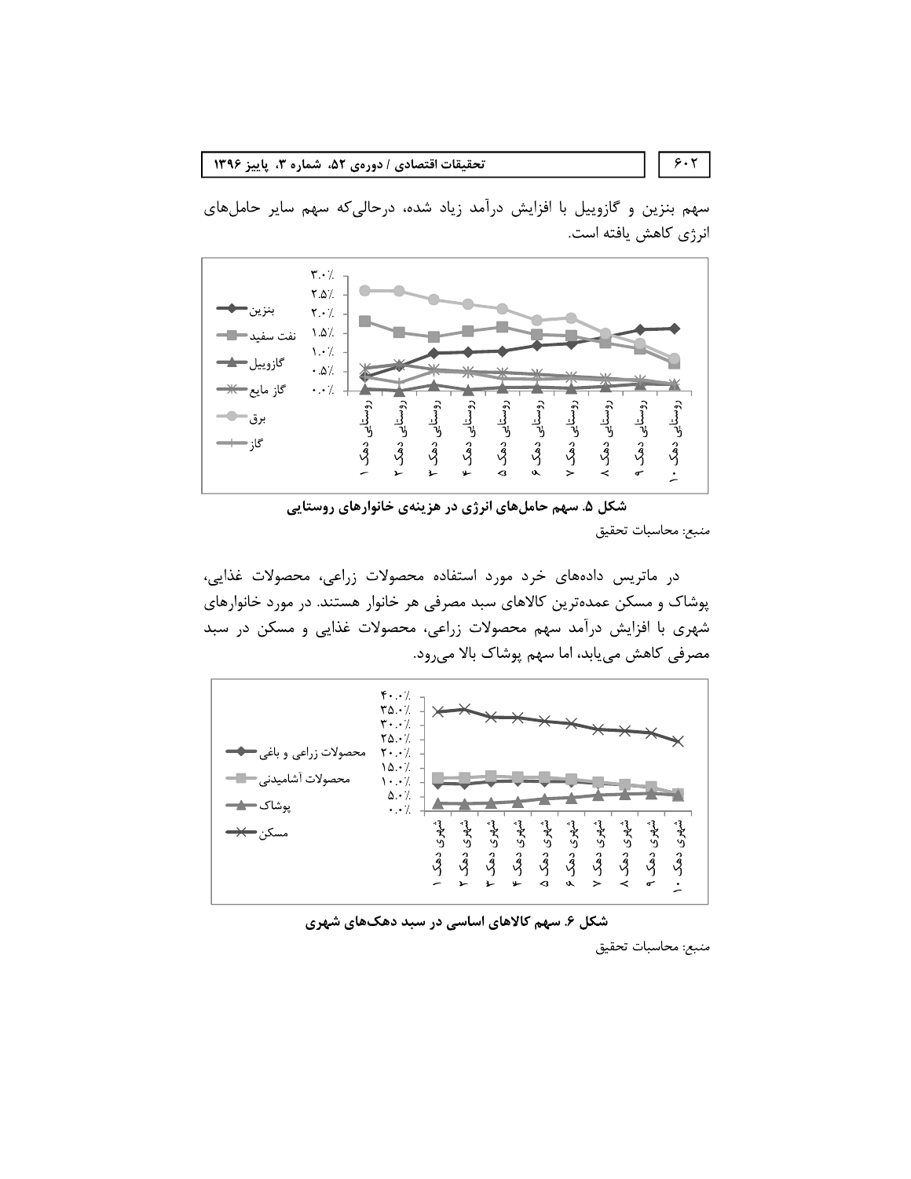سهم بنزین و گازوییل با افزایش درآمد زیاد شده، درحالی‌که سهم سایر حامل‌های انرژی کاهش یافته است.

**شکل ۵. سهم حامل‌های انرژی در هزینه‌ی خانوارهای روستایی**

منبع: محاسبات تحقیق

در ماتریس داده‌های خرد مورد استفاده محصولات زراعی، محصولات غذایی، پوشاک و مسکن عمده‌ترین کالاهای سبد مصرفی هر خانوار هستند. در مورد خانوارهای شهری با افزایش درآمد سهم محصولات زراعی، محصولات غذایی و مسکن در سبد مصرفی کاهش می‌یابد، اما سهم پوشاک بالا می‌رود.

**شکل ۶. سهم کالاهای اساسی در سبد دهک‌های شهری**

منبع: محاسبات تحقیق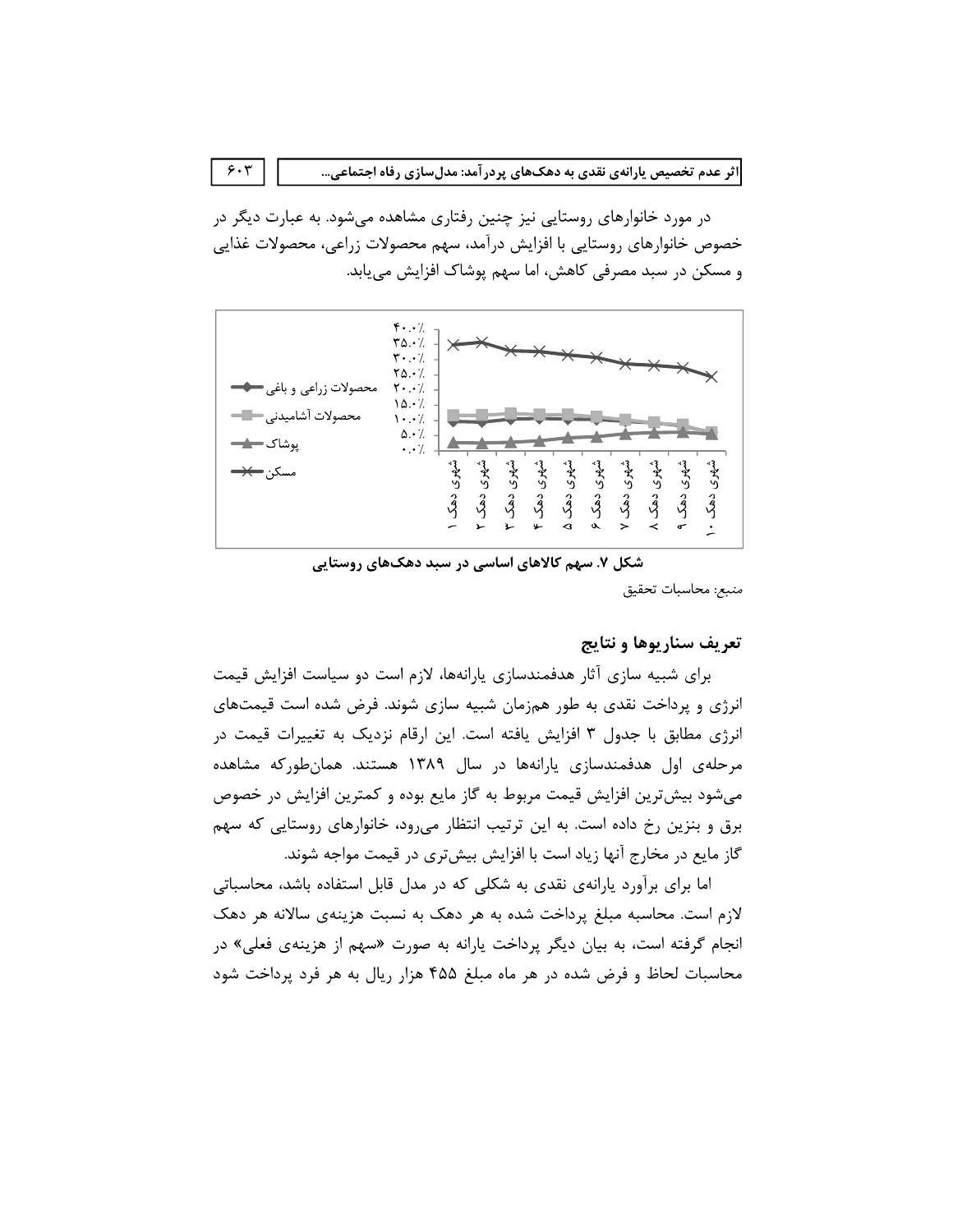در مورد خانوارهای روستایی نیز چنین رفتاری مشاهده می‌شود. به عبارت دیگر در خصوص خانوارهای روستایی با افزایش درآمد، سهم محصولات زراعی، محصولات غذایی و مسکن در سبد مصرفی کاهش، اما سهم پوشاک افزایش می‌یابد.

**شکل ۷. سهم کالاهای اساسی در سبد دهک‌های روستایی**

منبع: محاسبات تحقیق

## تعریف سناریوها و نتایج

برای شبیه سازی آثار هدفمندسازی یارانه‌ها، لازم است دو سیاست افزایش قیمت انرژی و پرداخت نقدی به طور همزمان شبیه سازی شوند. فرض شده است قیمت‌های انرژی مطابق با جدول ۳ افزایش یافته است. این ارقام نزدیک به تغییرات قیمت در مرحله‌ی اول هدفمندسازی یارانه‌ها در سال ۱۳۸۹ هستند. همان‌طورکه مشاهده می‌شود بیش‌ترین افزایش قیمت مربوط به گاز مایع بوده و کمترین افزایش در خصوص برق و بنزین رخ داده است. به این ترتیب انتظار می‌رود، خانوارهای روستایی که سهم گاز مایع در مخارج آنها زیاد است با افزایش بیش‌تری در قیمت مواجه شوند.

اما برای برآورد یارانه‌ی نقدی به شکلی که در مدل قابل استفاده باشد، محاسباتی لازم است. محاسبه مبلغ پرداخت شده به هر دهک به نسبت هزینه‌ی سالانه هر دهک انجام گرفته است، به بیان دیگر پرداخت یارانه به صورت «سهم از هزینه‌ی فعلی» در محاسبات لحاظ و فرض شده در هر ماه مبلغ ۴۵۵ هزار ریال به هر فرد پرداخت شود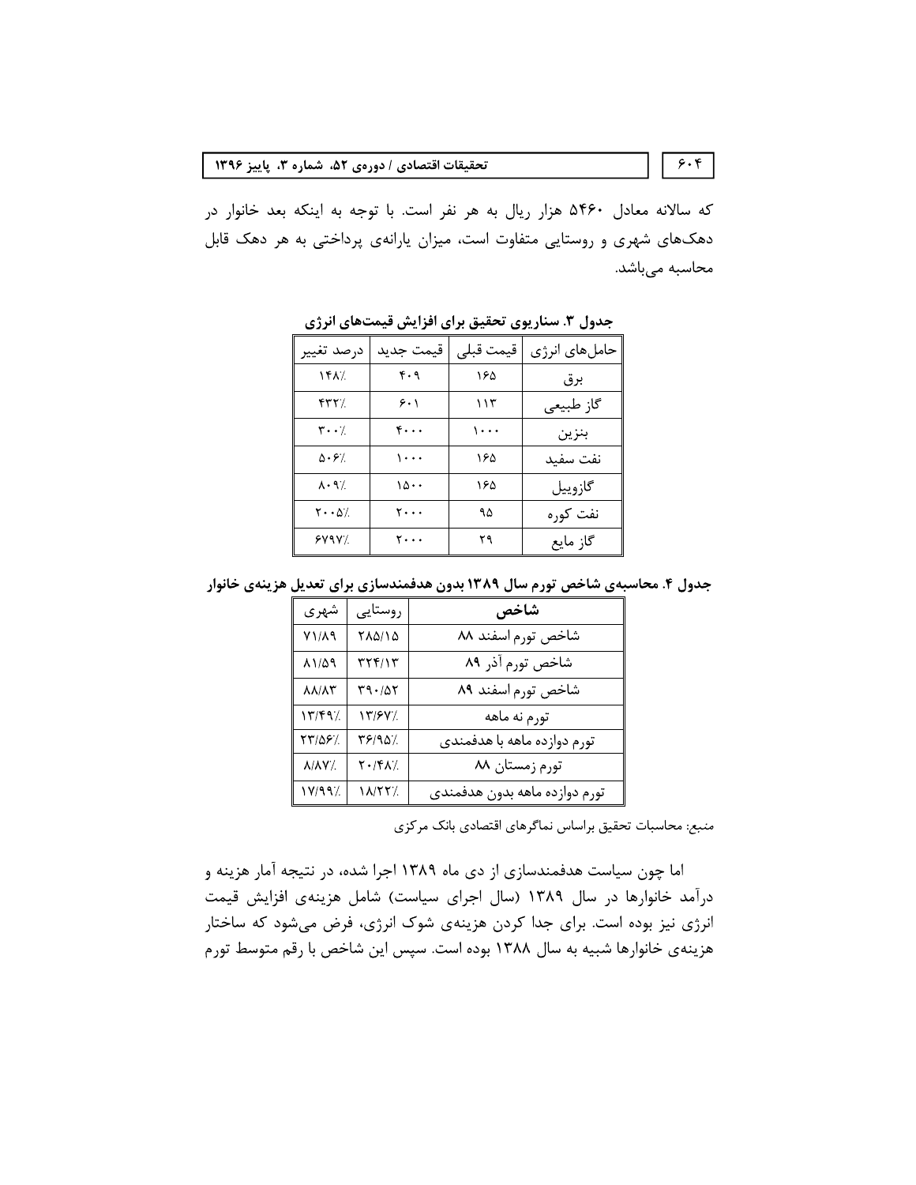که سالانه معادل ۵۴۶۰ هزار ریال به هر نفر است. با توجه به اینکه بعد خانوار در دهک‌های شهری و روستایی متفاوت است، میزان یارانه‌ی پرداختی به هر دهک قابل محاسبه می‌باشد.

**جدول ۳. سناریوی تحقیق برای افزایش قیمت‌های انرژی**

| حامل‌های انرژی | قیمت قبلی | قیمت جدید | درصد تغییر |
|---|---|---|---|
| برق | ۱۶۵ | ۴۰۹ | ۱۴۸٪ |
| گاز طبیعی | ۱۱۳ | ۶۰۱ | ۴۳۲٪ |
| بنزین | ۱۰۰۰ | ۴۰۰۰ | ۳۰۰٪ |
| نفت سفید | ۱۶۵ | ۱۰۰۰ | ۵۰۶٪ |
| گازوییل | ۱۶۵ | ۱۵۰۰ | ۸۰۹٪ |
| نفت کوره | ۹۵ | ۲۰۰۰ | ۲۰۰۵٪ |
| گاز مایع | ۲۹ | ۲۰۰۰ | ۶۷۹۷٪ |

**جدول ۴. محاسبه‌ی شاخص تورم سال ۱۳۸۹ بدون هدفمندسازی برای تعدیل هزینه‌ی خانوار**

| شاخص | روستایی | شهری |
|---|---|---|
| شاخص تورم اسفند ۸۸ | ۲۸۵/۱۵ | ۷۱/۸۹ |
| شاخص تورم آذر ۸۹ | ۳۲۴/۱۳ | ۸۱/۵۹ |
| شاخص تورم اسفند ۸۹ | ۳۹۰/۵۲ | ۸۸/۸۳ |
| تورم نه ماهه | ۱۳/۶۷٪ | ۱۳/۴۹٪ |
| تورم دوازده ماهه با هدفمندی | ۳۶/۹۵٪ | ۲۳/۵۶٪ |
| تورم زمستان ۸۸ | ۲۰/۴۸٪ | ۸/۸۷٪ |
| تورم دوازده ماهه بدون هدفمندی | ۱۸/۲۲٪ | ۱۷/۹۹٪ |

منبع: محاسبات تحقیق براساس نماگرهای اقتصادی بانک مرکزی

اما چون سیاست هدفمندسازی از دی ماه ۱۳۸۹ اجرا شده، در نتیجه آمار هزینه و درآمد خانوارها در سال ۱۳۸۹ (سال اجرای سیاست) شامل هزینه‌ی افزایش قیمت انرژی نیز بوده است. برای جدا کردن هزینه‌ی شوک انرژی، فرض می‌شود که ساختار هزینه‌ی خانوارها شبیه به سال ۱۳۸۸ بوده است. سپس این شاخص با رقم متوسط تورم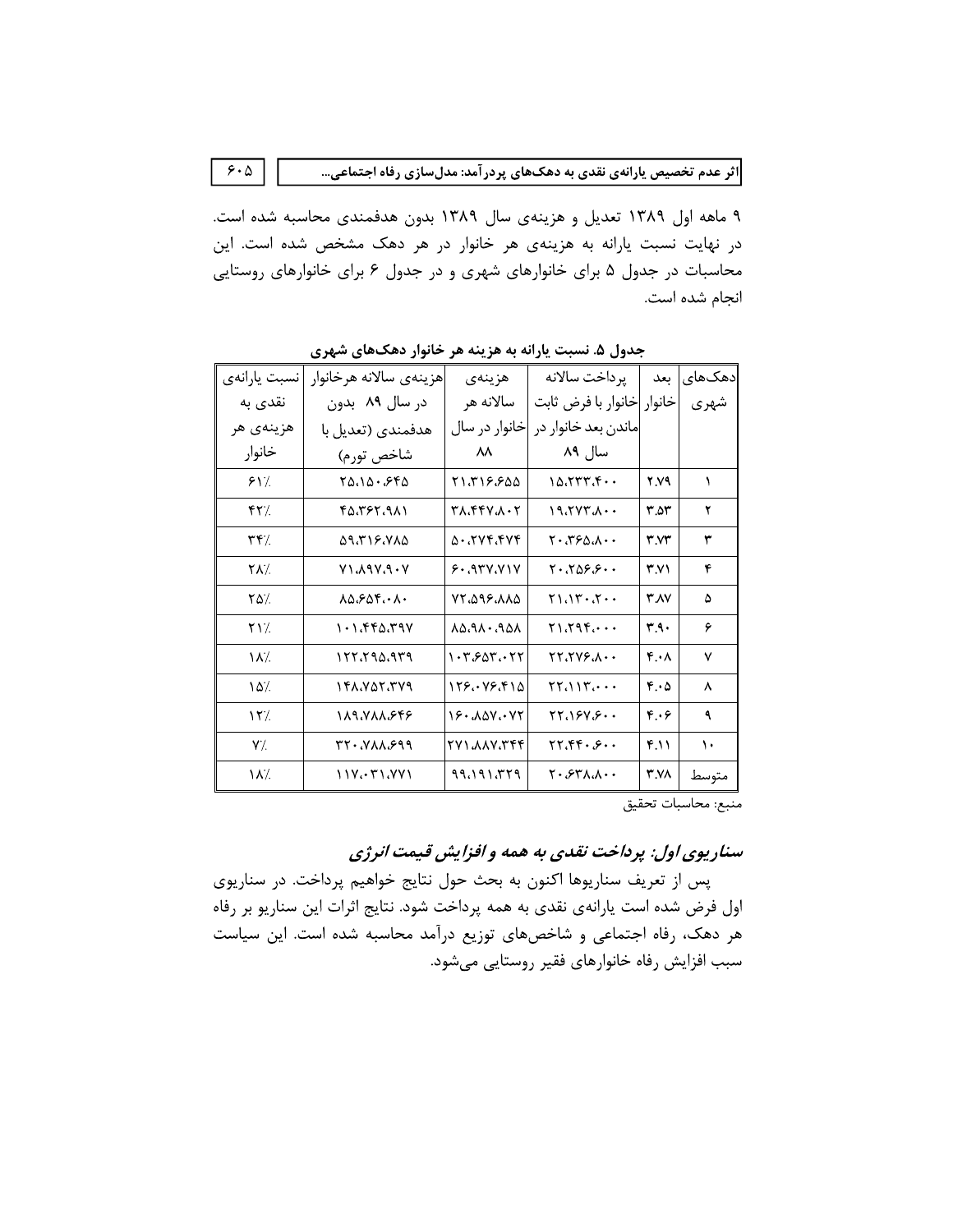۹ ماهه اول ۱۳۸۹ تعدیل و هزینه‌ی سال ۱۳۸۹ بدون هدفمندی محاسبه شده است. در نهایت نسبت یارانه به هزینه‌ی هر خانوار در هر دهک مشخص شده است. این محاسبات در جدول ۵ برای خانوارهای شهری و در جدول ۶ برای خانوارهای روستایی انجام شده است.

**جدول ۵. نسبت یارانه به هزینه هر خانوار دهک‌های شهری**

| دهک‌های شهری | بعد خانوار | پرداخت سالانه خانوار با فرض ثابت ماندن بعد خانوار در سال ۸۹ | هزینه‌ی سالانه هر خانوار در سال ۸۸ | هزینه‌ی سالانه هرخانوار در سال ۸۹ بدون هدفمندی (تعدیل با شاخص تورم) | نسبت یارانه‌ی نقدی به هزینه‌ی هر خانوار |
|---|---|---|---|---|---|
| ۱ | ۲.۷۹ | ۱۵،۲۳۳،۴۰۰ | ۲۱،۳۱۶،۶۵۵ | ۲۵،۱۵۰،۶۴۵ | ۶۱٪ |
| ۲ | ۳.۵۳ | ۱۹،۲۷۳،۸۰۰ | ۳۸،۴۴۷،۸۰۲ | ۴۵،۳۶۲،۹۸۱ | ۴۲٪ |
| ۳ | ۳.۷۳ | ۲۰،۳۶۵،۸۰۰ | ۵۰،۲۷۴،۴۷۴ | ۵۹،۳۱۶،۷۸۵ | ۳۴٪ |
| ۴ | ۳.۷۱ | ۲۰،۲۵۶،۶۰۰ | ۶۰،۹۳۷،۷۱۷ | ۷۱،۸۹۷،۹۰۷ | ۲۸٪ |
| ۵ | ۳.۸۷ | ۲۱،۱۳۰،۲۰۰ | ۷۲،۵۹۶،۸۸۵ | ۸۵،۶۵۴،۰۸۰ | ۲۵٪ |
| ۶ | ۳.۹۰ | ۲۱،۲۹۴،۰۰۰ | ۸۵،۹۸۰،۹۵۸ | ۱۰۱،۴۴۵،۳۹۷ | ۲۱٪ |
| ۷ | ۴.۰۸ | ۲۲،۲۷۶،۸۰۰ | ۱۰۳،۶۵۳،۰۲۲ | ۱۲۲،۲۹۵،۹۳۹ | ۱۸٪ |
| ۸ | ۴.۰۵ | ۲۲،۱۱۳،۰۰۰ | ۱۲۶،۰۷۶،۴۱۵ | ۱۴۸،۷۵۲،۳۷۹ | ۱۵٪ |
| ۹ | ۴.۰۶ | ۲۲،۱۶۷،۶۰۰ | ۱۶۰،۸۵۷،۰۷۲ | ۱۸۹،۷۸۸،۶۴۶ | ۱۲٪ |
| ۱۰ | ۴.۱۱ | ۲۲،۴۴۰،۶۰۰ | ۲۷۱،۸۸۷،۳۴۴ | ۳۲۰،۷۸۸،۶۹۹ | ۷٪ |
| متوسط | ۳.۷۸ | ۲۰،۶۳۸،۸۰۰ | ۹۹،۱۹۱،۳۲۹ | ۱۱۷،۰۳۱،۷۷۱ | ۱۸٪ |

منبع: محاسبات تحقیق

### *سناریوی اول: پرداخت نقدی به همه و افزایش قیمت انرژی*

پس از تعریف سناریوها اکنون به بحث حول نتایج خواهیم پرداخت. در سناریوی اول فرض شده است یارانه‌ی نقدی به همه پرداخت شود. نتایج اثرات این سناریو بر رفاه هر دهک، رفاه اجتماعی و شاخص‌های توزیع درآمد محاسبه شده است. این سیاست سبب افزایش رفاه خانوارهای فقیر روستایی می‌شود.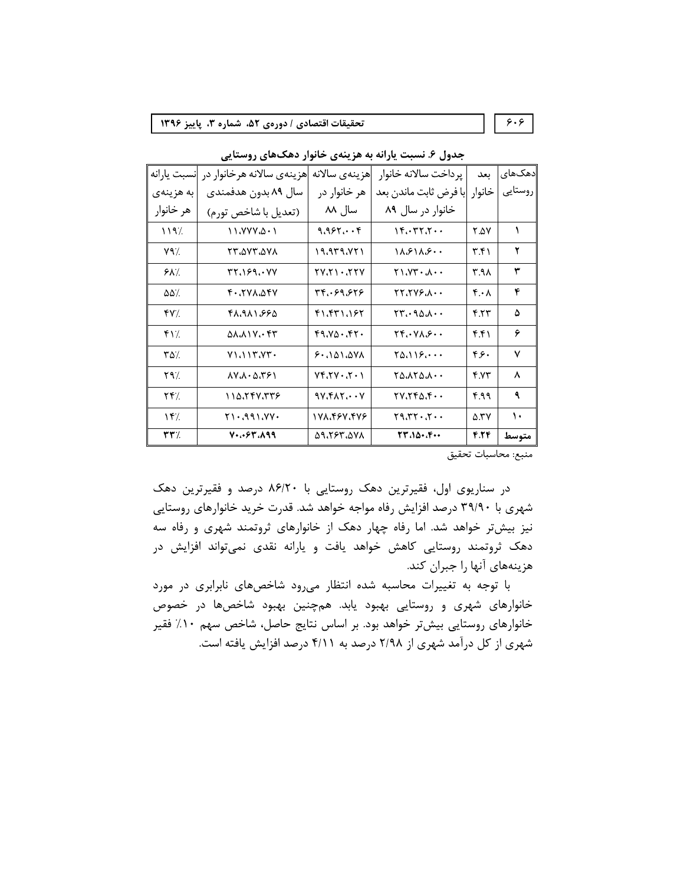جدول ۶. نسبت یارانه به هزینه‌ی خانوار دهک‌های روستایی

| دهک‌های روستایی | بعد خانوار | پرداخت سالانه خانوار با فرض ثابت ماندن بعد خانوار در سال ۸۹ | هزینه‌ی سالانه هر خانوار در سال ۸۸ | هزینه‌ی سالانه هرخانوار در سال ۸۹ بدون هدفمندی (تعدیل با شاخص تورم) | نسبت یارانه به هزینه‌ی هر خانوار |
|---|---|---|---|---|---|
| ۱ | ۲.۵۷ | ۱۴،۰۳۲،۲۰۰ | ۹،۹۶۲،۰۰۴ | ۱۱،۷۷۷،۵۰۱ | ۱۱۹٪ |
| ۲ | ۳.۴۱ | ۱۸،۶۱۸،۶۰۰ | ۱۹،۹۳۹،۷۲۱ | ۲۳،۵۷۳،۵۷۸ | ۷۹٪ |
| ۳ | ۳.۹۸ | ۲۱،۷۳۰،۸۰۰ | ۲۷،۲۱۰،۲۲۷ | ۳۲،۱۶۹،۰۷۷ | ۶۸٪ |
| ۴ | ۴.۰۸ | ۲۲،۲۷۶،۸۰۰ | ۳۴،۰۶۹،۶۲۶ | ۴۰،۲۷۸،۵۴۷ | ۵۵٪ |
| ۵ | ۴.۲۳ | ۲۳،۰۹۵،۸۰۰ | ۴۱،۴۳۱،۱۶۲ | ۴۸،۹۸۱،۶۶۵ | ۴۷٪ |
| ۶ | ۴.۴۱ | ۲۴،۰۷۸،۶۰۰ | ۴۹،۷۵۰،۴۲۰ | ۵۸،۸۱۷،۰۴۳ | ۴۱٪ |
| ۷ | ۴.۶۰ | ۲۵،۱۱۶،۰۰۰ | ۶۰،۱۵۱،۵۷۸ | ۷۱،۱۱۳،۷۳۰ | ۳۵٪ |
| ۸ | ۴.۷۳ | ۲۵،۸۲۵،۸۰۰ | ۷۴،۲۷۰،۲۰۱ | ۸۷،۸۰۵،۳۶۱ | ۲۹٪ |
| ۹ | ۴.۹۹ | ۲۷،۲۴۵،۴۰۰ | ۹۷،۴۸۲،۰۰۷ | ۱۱۵،۲۴۷،۳۳۶ | ۲۴٪ |
| ۱۰ | ۵.۳۷ | ۲۹،۳۲۰،۲۰۰ | ۱۷۸،۴۶۷،۴۷۶ | ۲۱۰،۹۹۱،۷۷۰ | ۱۴٪ |
| **متوسط** | **۴.۲۴** | **۲۳،۱۵۰،۴۰۰** | ۵۹،۲۶۳،۵۷۸ | **۷۰،۰۶۳،۸۹۹** | **۳۳٪** |

منبع: محاسبات تحقیق

در سناریوی اول، فقیرترین دهک روستایی با ۸۶/۲۰ درصد و فقیرترین دهک شهری با ۳۹/۹۰ درصد افزایش رفاه مواجه خواهد شد. قدرت خرید خانوارهای روستایی نیز بیش‌تر خواهد شد. اما رفاه چهار دهک از خانوارهای ثروتمند شهری و رفاه سه دهک ثروتمند روستایی کاهش خواهد یافت و یارانه نقدی نمی‌تواند افزایش در هزینه‌های آنها را جبران کند.

با توجه به تغییرات محاسبه شده انتظار می‌رود شاخص‌های نابرابری در مورد خانوارهای شهری و روستایی بهبود یابد. هم‌چنین بهبود شاخص‌ها در خصوص خانوارهای روستایی بیش‌تر خواهد بود. بر اساس نتایج حاصل، شاخص سهم ۱۰٪ فقیر شهری از کل درآمد شهری از ۲/۹۸ درصد به ۴/۱۱ درصد افزایش یافته است.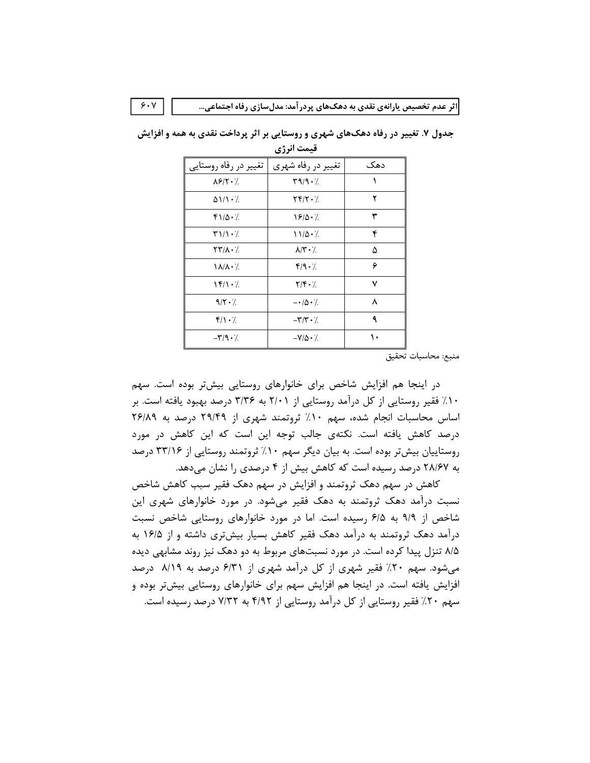**جدول ۷. تغییر در رفاه دهک‌های شهری و روستایی بر اثر پرداخت نقدی به همه و افزایش قیمت انرژی**

| دهک | تغییر در رفاه شهری | تغییر در رفاه روستایی |
| --- | --- | --- |
| ۱ | ۳۹/۹۰٪ | ۸۶/۲۰٪ |
| ۲ | ۲۴/۲۰٪ | ۵۱/۱۰٪ |
| ۳ | ۱۶/۵۰٪ | ۴۱/۵۰٪ |
| ۴ | ۱۱/۵۰٪ | ۳۱/۱۰٪ |
| ۵ | ۸/۳۰٪ | ۲۳/۸۰٪ |
| ۶ | ۴/۹۰٪ | ۱۸/۸۰٪ |
| ۷ | ۲/۴۰٪ | ۱۴/۱۰٪ |
| ۸ | -۰/۵۰٪ | ۹/۲۰٪ |
| ۹ | -۳/۳۰٪ | ۴/۱۰٪ |
| ۱۰ | -۷/۵۰٪ | -۳/۹۰٪ |

منبع: محاسبات تحقیق

در اینجا هم افزایش شاخص برای خانوارهای روستایی بیش‌تر بوده است. سهم ۱۰٪ فقیر روستایی از کل درآمد روستایی از ۲/۰۱ به ۳/۳۶ درصد بهبود یافته است. بر اساس محاسبات انجام شده، سهم ۱۰٪ ثروتمند شهری از ۲۹/۴۹ درصد به ۲۶/۸۹ درصد کاهش یافته است. نکته‌ی جالب توجه این است که این کاهش در مورد روستاییان بیش‌تر بوده است. به بیان دیگر سهم ۱۰٪ ثروتمند روستایی از ۳۳/۱۶ درصد به ۲۸/۶۷ درصد رسیده است که کاهش بیش از ۴ درصدی را نشان می‌دهد.

کاهش در سهم دهک ثروتمند و افزایش در سهم دهک فقیر سبب کاهش شاخص نسبت درآمد دهک ثروتمند به دهک فقیر می‌شود. در مورد خانوارهای شهری این شاخص از ۹/۹ به ۶/۵ رسیده است. اما در مورد خانوارهای روستایی شاخص نسبت درآمد دهک ثروتمند به درآمد دهک فقیر کاهش بسیار بیش‌تری داشته و از ۱۶/۵ به ۸/۵ تنزل پیدا کرده است. در مورد نسبت‌های مربوط به دو دهک نیز روند مشابهی دیده می‌شود. سهم ۲۰٪ فقیر شهری از کل درآمد شهری از ۶/۳۱ درصد به ۸/۱۹ درصد افزایش یافته است. در اینجا هم افزایش سهم برای خانوارهای روستایی بیش‌تر بوده و سهم ۲۰٪ فقیر روستایی از کل درآمد روستایی از ۴/۹۲ به ۷/۳۲ درصد رسیده است.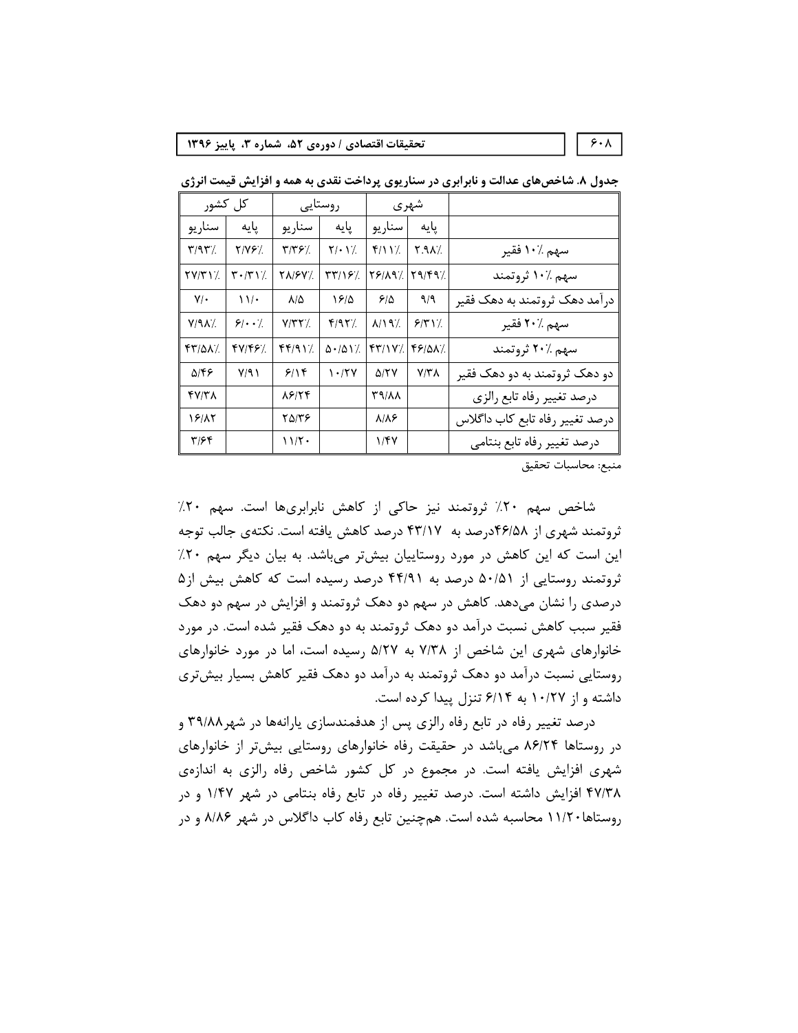جدول ۸. شاخص‌های عدالت و نابرابری در سناریوی پرداخت نقدی به همه و افزایش قیمت انرژی

| | شهری | | روستایی | | کل کشور | |
|---|---|---|---|---|---|---|
| | پایه | سناریو | پایه | سناریو | پایه | سناریو |
| سهم ٪۱۰ فقیر | ٪2.98 | ٪۴/۱۱ | ٪۲/۰۱ | ٪۳/۳۶ | ٪۲/۷۶ | ٪۳/۹۳ |
| سهم ٪۱۰ ثروتمند | ٪۲۹/۴۹ | ٪۲۶/۸۹ | ٪۳۳/۱۶ | ٪۲۸/۶۷ | ٪۳۰/۳۱ | ٪۲۷/۳۱ |
| درآمد دهک ثروتمند به دهک فقیر | ۹/۹ | ۶/۵ | ۱۶/۵ | ۸/۵ | ۱۱/۰ | ۷/۰ |
| سهم ٪۲۰ فقیر | ٪۶/۳۱ | ٪۸/۱۹ | ٪۴/۹۳ | ٪۷/۳۲ | ٪۶/۰۰ | ٪۷/۹۸ |
| سهم ٪۲۰ ثروتمند | ٪۴۶/۵۸ | ٪۴۳/۱۷ | ٪۵۰/۵۱ | ٪۴۴/۹۱ | ٪۴۷/۴۶ | ٪۴۳/۵۸ |
| دو دهک ثروتمند به دو دهک فقیر | ۷/۳۸ | ۵/۲۷ | ۱۰/۲۷ | ۶/۱۴ | ۷/۹۱ | ۵/۴۶ |
| درصد تغییر رفاه تابع رالزی | | ۳۹/۸۸ | | ۸۶/۲۴ | | ۴۷/۳۸ |
| درصد تغییر رفاه تابع کاب داگلاس | | ۸/۸۶ | | ۲۵/۳۶ | | ۱۶/۸۲ |
| درصد تغییر رفاه تابع بنتامی | | ۱/۴۷ | | ۱۱/۲۰ | | ۳/۶۴ |

منبع: محاسبات تحقیق

شاخص سهم ٪۲۰ ثروتمند نیز حاکی از کاهش نابرابری‌ها است. سهم ٪۲۰ ثروتمند شهری از ۴۶/۵۸درصد به ۴۳/۱۷ درصد کاهش یافته است. نکته‌ی جالب توجه این است که این کاهش در مورد روستاییان بیش‌تر می‌باشد. به بیان دیگر سهم ٪۲۰ ثروتمند روستایی از ۵۰/۵۱ درصد به ۴۴/۹۱ درصد رسیده است که کاهش بیش از۵ درصدی را نشان می‌دهد. کاهش در سهم دو دهک ثروتمند و افزایش در سهم دو دهک فقیر سبب کاهش نسبت درآمد دو دهک ثروتمند به دو دهک فقیر شده است. در مورد خانوارهای شهری این شاخص از ۷/۳۸ به ۵/۲۷ رسیده است، اما در مورد خانوارهای روستایی نسبت درآمد دو دهک ثروتمند به درآمد دو دهک فقیر کاهش بسیار بیش‌تری داشته و از ۱۰/۲۷ به ۶/۱۴ تنزل پیدا کرده است.

درصد تغییر رفاه در تابع رفاه رالزی پس از هدفمندسازی یارانه‌ها در شهر۳۹/۸۸ و در روستاها ۸۶/۲۴ می‌باشد در حقیقت رفاه خانوارهای روستایی بیش‌تر از خانوارهای شهری افزایش یافته است. در مجموع در کل کشور شاخص رفاه رالزی به اندازه‌ی ۴۷/۳۸ افزایش داشته است. درصد تغییر رفاه در تابع رفاه بنتامی در شهر ۱/۴۷ و در روستاها۱۱/۲۰ محاسبه شده است. همچنین تابع رفاه کاب داگلاس در شهر ۸/۸۶ و در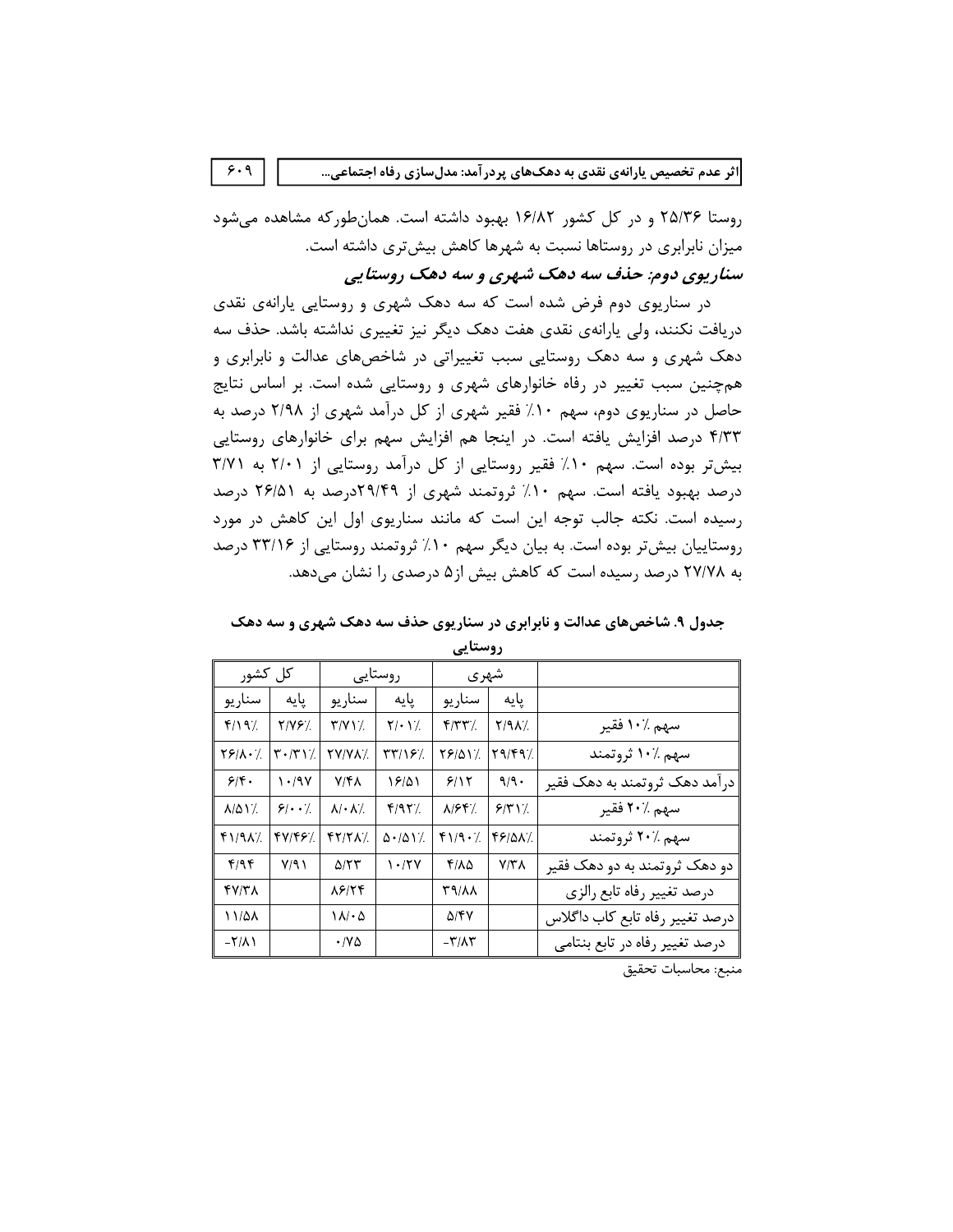روستا ۲۵/۳۶ و در کل کشور ۱۶/۸۲ بهبود داشته است. همان‌طورکه مشاهده می‌شود میزان نابرابری در روستاها نسبت به شهرها کاهش بیش‌تری داشته است.

### *سناریوی دوم: حذف سه دهک شهری و سه دهک روستایی*

در سناریوی دوم فرض شده است که سه دهک شهری و روستایی یارانه‌ی نقدی دریافت نکنند، ولی یارانه‌ی نقدی هفت دهک دیگر نیز تغییری نداشته باشد. حذف سه دهک شهری و سه دهک روستایی سبب تغییراتی در شاخص‌های عدالت و نابرابری و همچنین سبب تغییر در رفاه خانوارهای شهری و روستایی شده است. بر اساس نتایج حاصل در سناریوی دوم، سهم ۱۰٪ فقیر شهری از کل درآمد شهری از ۲/۹۸ درصد به ۴/۳۳ درصد افزایش یافته است. در اینجا هم افزایش سهم برای خانوارهای روستایی بیش‌تر بوده است. سهم ۱۰٪ فقیر روستایی از کل درآمد روستایی از ۲/۰۱ به ۳/۷۱ درصد بهبود یافته است. سهم ۱۰٪ ثروتمند شهری از ۲۹/۴۹درصد به ۲۶/۵۱ درصد رسیده است. نکته جالب توجه این است که مانند سناریوی اول این کاهش در مورد روستاییان بیش‌تر بوده است. به بیان دیگر سهم ۱۰٪ ثروتمند روستایی از ۳۳/۱۶ درصد به ۲۷/۷۸ درصد رسیده است که کاهش بیش از۵ درصدی را نشان می‌دهد.

**جدول ۹. شاخص‌های عدالت و نابرابری در سناریوی حذف سه دهک شهری و سه دهک روستایی**

| | شهری | | روستایی | | کل کشور | |
|---|---|---|---|---|---|---|
| | پایه | سناریو | پایه | سناریو | پایه | سناریو |
| سهم ۱۰٪ فقیر | ۲/۹۸٪ | ۴/۳۳٪ | ۲/۰۱٪ | ۳/۷۱٪ | ۲/۷۶٪ | ۴/۱۹٪ |
| سهم ۱۰٪ ثروتمند | ۲۹/۴۹٪ | ۲۶/۵۱٪ | ۳۳/۱۶٪ | ۲۷/۷۸٪ | ۳۰/۳۱٪ | ۲۶/۸۰٪ |
| درآمد دهک ثروتمند به دهک فقیر | ۹/۹۰ | ۶/۱۲ | ۱۶/۵۱ | ۷/۴۸ | ۱۰/۹۷ | ۶/۴۰ |
| سهم ۲۰٪ فقیر | ۶/۳۱٪ | ۸/۶۴٪ | ۴/۹۲٪ | ۸/۰۸٪ | ۶/۰۰٪ | ۸/۵۱٪ |
| سهم ۲۰٪ ثروتمند | ۴۶/۵۸٪ | ۴۱/۹۰٪ | ۵۰/۵۱٪ | ۴۲/۲۸٪ | ۴۷/۴۶٪ | ۴۱/۹۸٪ |
| دو دهک ثروتمند به دو دهک فقیر | ۷/۳۸ | ۴/۸۵ | ۱۰/۲۷ | ۵/۲۳ | ۷/۹۱ | ۴/۹۴ |
| درصد تغییر رفاه تابع رالزی | | ۳۹/۸۸ | | ۸۶/۲۴ | | ۴۷/۳۸ |
| درصد تغییر رفاه تابع کاب داگلاس | | ۵/۴۷ | | ۱۸/۰۵ | | ۱۱/۵۸ |
| درصد تغییر رفاه در تابع بنتامی | | -۳/۸۳ | | ۰/۷۵ | | -۲/۸۱ |

منبع: محاسبات تحقیق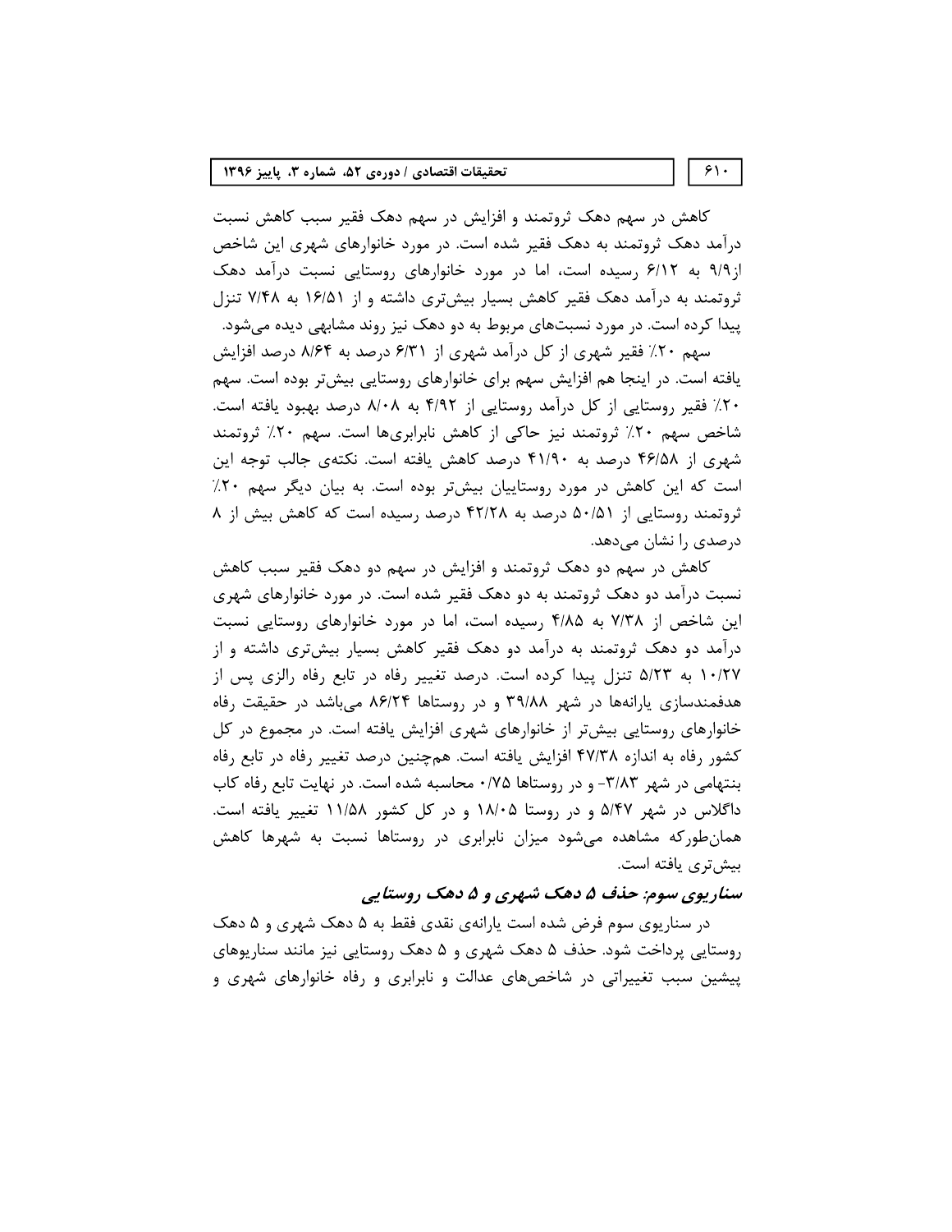کاهش در سهم دهک ثروتمند و افزایش در سهم دهک فقیر سبب کاهش نسبت درآمد دهک ثروتمند به دهک فقیر شده است. در مورد خانوارهای شهری این شاخص از۹/۹ به ۶/۱۲ رسیده است، اما در مورد خانوارهای روستایی نسبت درآمد دهک ثروتمند به درآمد دهک فقیر کاهش بسیار بیش‌تری داشته و از ۱۶/۵۱ به ۷/۴۸ تنزل پیدا کرده است. در مورد نسبت‌های مربوط به دو دهک نیز روند مشابهی دیده می‌شود.

سهم ۲۰٪ فقیر شهری از کل درآمد شهری از ۶/۳۱ درصد به ۸/۶۴ درصد افزایش یافته است. در اینجا هم افزایش سهم برای خانوارهای روستایی بیش‌تر بوده است. سهم ۲۰٪ فقیر روستایی از کل درآمد روستایی از ۴/۹۲ به ۸/۰۸ درصد بهبود یافته است. شاخص سهم ۲۰٪ ثروتمند نیز حاکی از کاهش نابرابری‌ها است. سهم ۲۰٪ ثروتمند شهری از ۴۶/۵۸ درصد به ۴۱/۹۰ درصد کاهش یافته است. نکته‌ی جالب توجه این است که این کاهش در مورد روستاییان بیش‌تر بوده است. به بیان دیگر سهم ۲۰٪ ثروتمند روستایی از ۵۰/۵۱ درصد به ۴۲/۲۸ درصد رسیده است که کاهش بیش از ۸ درصدی را نشان می‌دهد.

کاهش در سهم دو دهک ثروتمند و افزایش در سهم دو دهک فقیر سبب کاهش نسبت درآمد دو دهک ثروتمند به دو دهک فقیر شده است. در مورد خانوارهای شهری این شاخص از ۷/۳۸ به ۴/۸۵ رسیده است، اما در مورد خانوارهای روستایی نسبت درآمد دو دهک ثروتمند به درآمد دو دهک فقیر کاهش بسیار بیش‌تری داشته و از ۱۰/۲۷ به ۵/۲۳ تنزل پیدا کرده است. درصد تغییر رفاه در تابع رفاه رالزی پس از هدفمندسازی یارانه‌ها در شهر ۳۹/۸۸ و در روستاها ۸۶/۲۴ می‌باشد در حقیقت رفاه خانوارهای روستایی بیش‌تر از خانوارهای شهری افزایش یافته است. در مجموع در کل کشور رفاه به اندازه ۴۷/۳۸ افزایش یافته است. همچنین درصد تغییر رفاه در تابع رفاه بنتهامی در شهر ۳/۸۳- و در روستاها ۰/۷۵ محاسبه شده است. در نهایت تابع رفاه کاب داگلاس در شهر ۵/۴۷ و در روستا ۱۸/۰۵ و در کل کشور ۱۱/۵۸ تغییر یافته است. همان‌طورکه مشاهده می‌شود میزان نابرابری در روستاها نسبت به شهرها کاهش بیش‌تری یافته است.

### *سناریوی سوم: حذف ۵ دهک شهری و ۵ دهک روستایی*

در سناریوی سوم فرض شده است یارانه‌ی نقدی فقط به ۵ دهک شهری و ۵ دهک روستایی پرداخت شود. حذف ۵ دهک شهری و ۵ دهک روستایی نیز مانند سناریوهای پیشین سبب تغییراتی در شاخص‌های عدالت و نابرابری و رفاه خانوارهای شهری و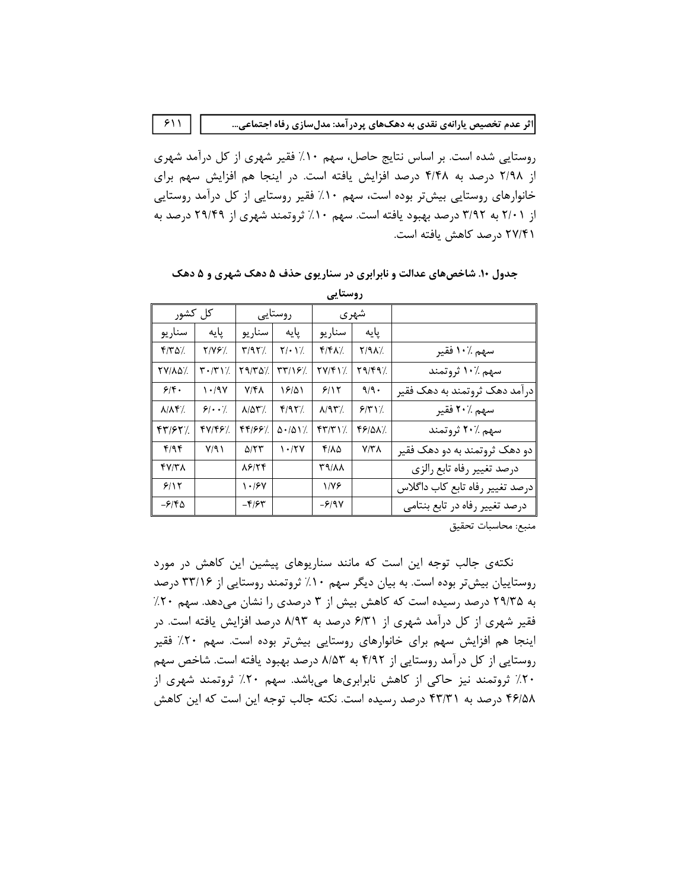روستایی شده است. بر اساس نتایج حاصل، سهم ۱۰٪ فقیر شهری از کل درآمد شهری از ۲/۹۸ درصد به ۴/۴۸ درصد افزایش یافته است. در اینجا هم افزایش سهم برای خانوارهای روستایی بیش‌تر بوده است، سهم ۱۰٪ فقیر روستایی از کل درآمد روستایی از ۲/۰۱ به ۳/۹۲ درصد بهبود یافته است. سهم ۱۰٪ ثروتمند شهری از ۲۹/۴۹ درصد به ۲۷/۴۱ درصد کاهش یافته است.

**جدول ۱۰. شاخص‌های عدالت و نابرابری در سناریوی حذف ۵ دهک شهری و ۵ دهک روستایی**

| | شهری | | روستایی | | کل کشور | |
|---|---|---|---|---|---|---|
| | پایه | سناریو | پایه | سناریو | پایه | سناریو |
| سهم ۱۰٪ فقیر | ۲/۹۸٪ | ۴/۴۸٪ | ۲/۰۱٪ | ۳/۹۲٪ | ۲/۷۶٪ | ۴/۳۵٪ |
| سهم ۱۰٪ ثروتمند | ۲۹/۴۹٪ | ۲۷/۴۱٪ | ۳۳/۱۶٪ | ۲۹/۳۵٪ | ۳۰/۳۱٪ | ۲۷/۸۵٪ |
| درآمد دهک ثروتمند به دهک فقیر | ۹/۹۰ | ۶/۱۲ | ۱۶/۵۱ | ۷/۴۸ | ۱۰/۹۷ | ۶/۴۰ |
| سهم ۲۰٪ فقیر | ۶/۳۱٪ | ۸/۹۳٪ | ۴/۹۲٪ | ۸/۵۳٪ | ۶/۰۰٪ | ۸/۸۴٪ |
| سهم ۲۰٪ ثروتمند | ۴۶/۵۸٪ | ۴۳/۳۱٪ | ۵۰/۵۱٪ | ۴۴/۶۶٪ | ۴۷/۴۶٪ | ۴۳/۶۲٪ |
| دو دهک ثروتمند به دو دهک فقیر | ۷/۳۸ | ۴/۸۵ | ۱۰/۲۷ | ۵/۲۳ | ۷/۹۱ | ۴/۹۴ |
| درصد تغییر رفاه تابع رالزی | | ۳۹/۸۸ | | ۸۶/۲۴ | | ۴۷/۳۸ |
| درصد تغییر رفاه تابع کاب داگلاس | | ۱/۷۶ | | ۱۰/۶۷ | | ۶/۱۲ |
| درصد تغییر رفاه در تابع بنتامی | | -۶/۹۷ | | -۴/۶۳ | | -۶/۴۵ |

منبع: محاسبات تحقیق

نکته‌ی جالب توجه این است که مانند سناریوهای پیشین این کاهش در مورد روستاییان بیش‌تر بوده است. به بیان دیگر سهم ۱۰٪ ثروتمند روستایی از ۳۳/۱۶ درصد به ۲۹/۳۵ درصد رسیده است که کاهش بیش از ۳ درصدی را نشان می‌دهد. سهم ۲۰٪ فقیر شهری از کل درآمد شهری از ۶/۳۱ درصد به ۸/۹۳ درصد افزایش یافته است. در اینجا هم افزایش سهم برای خانوارهای روستایی بیش‌تر بوده است. سهم ۲۰٪ فقیر روستایی از کل درآمد روستایی از ۴/۹۲ به ۸/۵۳ درصد بهبود یافته است. شاخص سهم ۲۰٪ ثروتمند نیز حاکی از کاهش نابرابری‌ها می‌باشد. سهم ۲۰٪ ثروتمند شهری از ۴۶/۵۸ درصد به ۴۳/۳۱ درصد رسیده است. نکته جالب توجه این است که این کاهش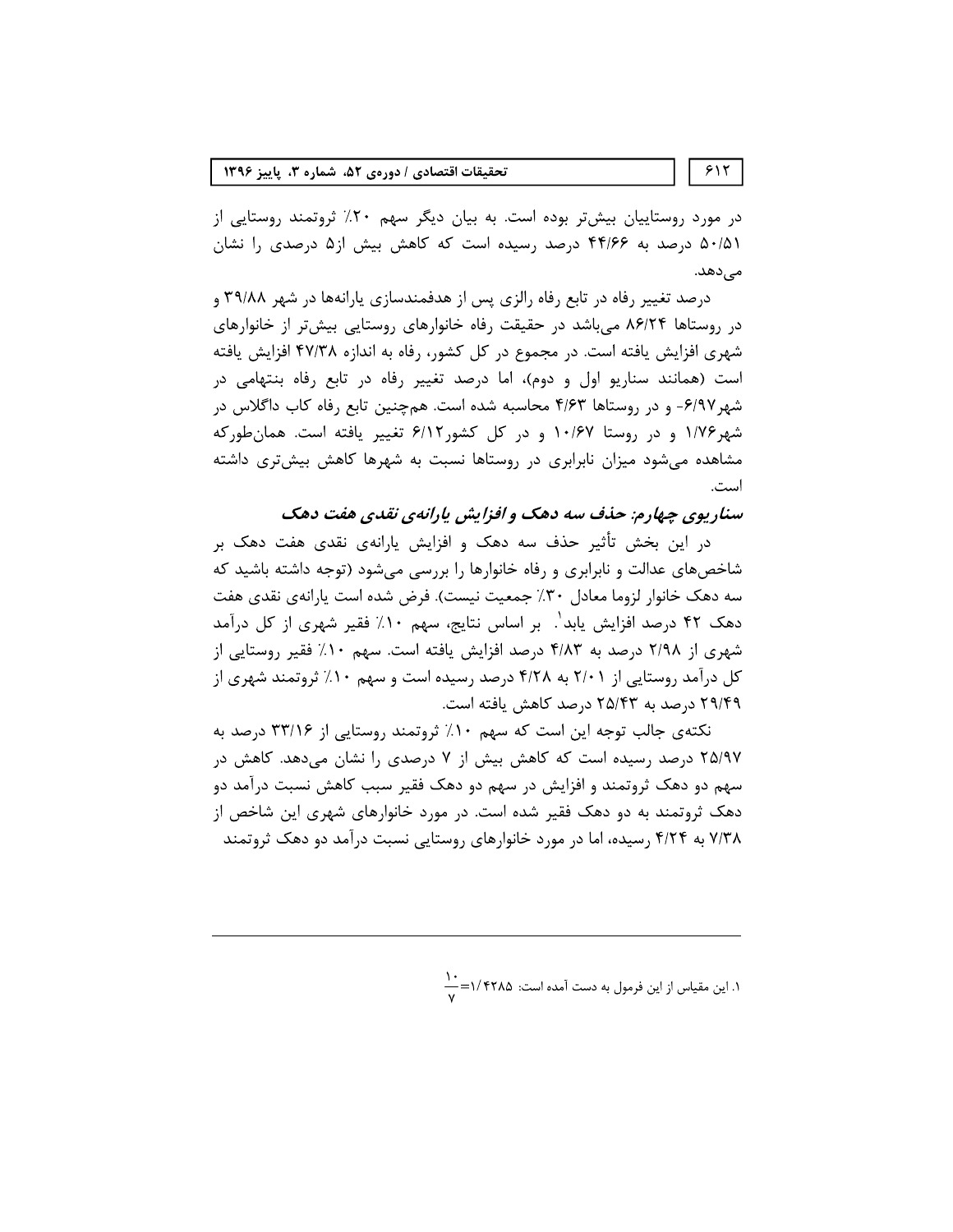در مورد روستاییان بیش‌تر بوده است. به بیان دیگر سهم ۲۰٪ ثروتمند روستایی از ۵۰/۵۱ درصد به ۴۴/۶۶ درصد رسیده است که کاهش بیش از۵ درصدی را نشان می‌دهد.

درصد تغییر رفاه در تابع رفاه رالزی پس از هدفمندسازی یارانه‌ها در شهر ۳۹/۸۸ و در روستاها ۸۶/۲۴ می‌باشد در حقیقت رفاه خانوارهای روستایی بیش‌تر از خانوارهای شهری افزایش یافته است. در مجموع در کل کشور، رفاه به اندازه ۴۷/۳۸ افزایش یافته است (همانند سناریو اول و دوم)، اما درصد تغییر رفاه در تابع رفاه بنتهامی در شهر۶/۹۷- و در روستاها ۴/۶۳ محاسبه شده است. همچنین تابع رفاه کاب داگلاس در شهر۱/۷۶ و در روستا ۱۰/۶۷ و در کل کشور۶/۱۲ تغییر یافته است. همان‌طورکه مشاهده می‌شود میزان نابرابری در روستاها نسبت به شهرها کاهش بیش‌تری داشته است.

### *سناریوی چهارم: حذف سه دهک و افزایش یارانه‌ی نقدی هفت دهک*

در این بخش تأثیر حذف سه دهک و افزایش یارانه‌ی نقدی هفت دهک بر شاخص‌های عدالت و نابرابری و رفاه خانوارها را بررسی می‌شود (توجه داشته باشید که سه دهک خانوار لزوما معادل ۳۰٪ جمعیت نیست). فرض شده است یارانه‌ی نقدی هفت دهک ۴۲ درصد افزایش یابد[1]. بر اساس نتایج، سهم ۱۰٪ فقیر شهری از کل درآمد شهری از ۲/۹۸ درصد به ۴/۸۳ درصد افزایش یافته است. سهم ۱۰٪ فقیر روستایی از کل درآمد روستایی از ۲/۰۱ به ۴/۲۸ درصد رسیده است و سهم ۱۰٪ ثروتمند شهری از ۲۹/۴۹ درصد به ۲۵/۴۳ درصد کاهش یافته است.

نکته‌ی جالب توجه این است که سهم ۱۰٪ ثروتمند روستایی از ۳۳/۱۶ درصد به ۲۵/۹۷ درصد رسیده است که کاهش بیش از ۷ درصدی را نشان می‌دهد. کاهش در سهم دو دهک ثروتمند و افزایش در سهم دو دهک فقیر سبب کاهش نسبت درآمد دو دهک ثروتمند به دو دهک فقیر شده است. در مورد خانوارهای شهری این شاخص از ۷/۳۸ به ۴/۲۴ رسیده، اما در مورد خانوارهای روستایی نسبت درآمد دو دهک ثروتمند

---

[1] این مقیاس از این فرمول به دست آمده است: $\frac{10}{7}=1/4285$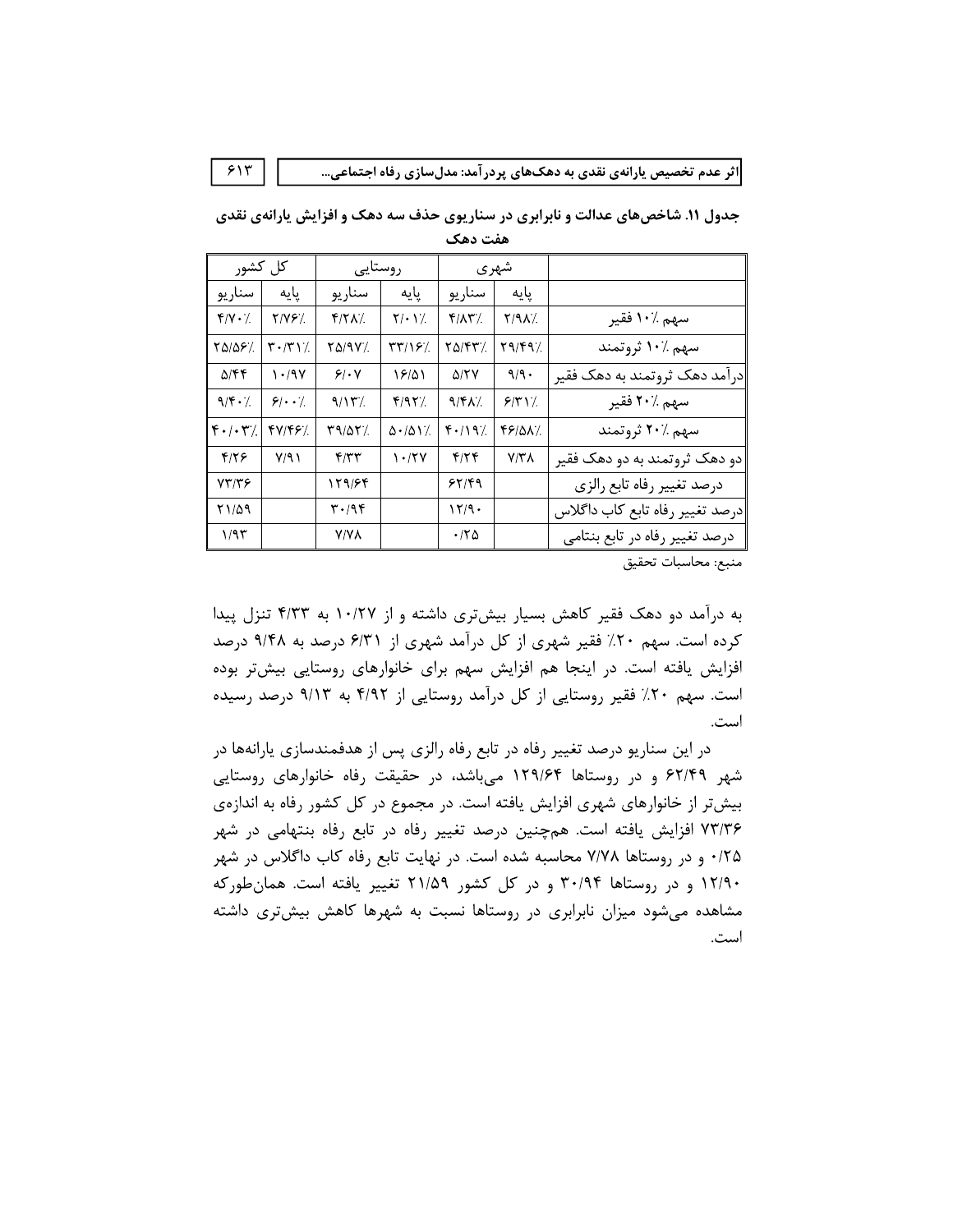جدول ۱۱. شاخص‌های عدالت و نابرابری در سناریوی حذف سه دهک و افزایش یارانه‌ی نقدی هفت دهک

| | شهری | | روستایی | | کل کشور | |
|---|---|---|---|---|---|---|
| | پایه | سناریو | پایه | سناریو | پایه | سناریو |
| سهم ٪۱۰ فقیر | ٪۲/۹۸ | ٪۴/۸۳ | ٪۲/۰۱ | ٪۴/۲۸ | ٪۲/۷۶ | ٪۴/۷۰ |
| سهم ٪۱۰ ثروتمند | ٪۲۹/۴۹ | ٪۲۵/۴۳ | ٪۳۳/۱۶ | ٪۲۵/۹۷ | ٪۳۰/۳۱ | ٪۲۵/۵۶ |
| درآمد دهک ثروتمند به دهک فقیر | ۹/۹۰ | ۵/۲۷ | ۱۶/۵۱ | ۶/۰۷ | ۱۰/۹۷ | ۵/۴۴ |
| سهم ٪۲۰ فقیر | ٪۶/۳۱ | ٪۹/۴۸ | ٪۴/۹۲ | ٪۹/۱۳ | ٪۶/۰۰ | ٪۹/۴۰ |
| سهم ٪۲۰ ثروتمند | ٪۴۶/۵۸ | ٪۴۰/۱۹ | ٪۵۰/۵۱ | ٪۳۹/۵۲ | ٪۴۷/۴۶ | ٪۴۰/۰۳ |
| دو دهک ثروتمند به دو دهک فقیر | ۷/۳۸ | ۴/۲۴ | ۱۰/۲۷ | ۴/۳۳ | ۷/۹۱ | ۴/۲۶ |
| درصد تغییر رفاه تابع رالزی | | ۶۲/۴۹ | | ۱۲۹/۶۴ | | ۷۳/۳۶ |
| درصد تغییر رفاه تابع کاب داگلاس | | ۱۲/۹۰ | | ۳۰/۹۴ | | ۲۱/۵۹ |
| درصد تغییر رفاه در تابع بنتامی | | ۰/۲۵ | | ۷/۷۸ | | ۱/۹۳ |

منبع: محاسبات تحقیق

به درآمد دو دهک فقیر کاهش بسیار بیش‌تری داشته و از ۱۰/۲۷ به ۴/۳۳ تنزل پیدا کرده است. سهم ٪۲۰ فقیر شهری از کل درآمد شهری از ۶/۳۱ درصد به ۹/۴۸ درصد افزایش یافته است. در اینجا هم افزایش سهم برای خانوارهای روستایی بیش‌تر بوده است. سهم ٪۲۰ فقیر روستایی از کل درآمد روستایی از ۴/۹۲ به ۹/۱۳ درصد رسیده است.

در این سناریو درصد تغییر رفاه در تابع رفاه رالزی پس از هدفمندسازی یارانه‌ها در شهر ۶۲/۴۹ و در روستاها ۱۲۹/۶۴ می‌باشد، در حقیقت رفاه خانوارهای روستایی بیش‌تر از خانوارهای شهری افزایش یافته است. در مجموع در کل کشور رفاه به اندازه‌ی ۷۳/۳۶ افزایش یافته است. همچنین درصد تغییر رفاه در تابع رفاه بنتهامی در شهر ۰/۲۵ و در روستاها ۷/۷۸ محاسبه شده است. در نهایت تابع رفاه کاب داگلاس در شهر ۱۲/۹۰ و در روستاها ۳۰/۹۴ و در کل کشور ۲۱/۵۹ تغییر یافته است. همان‌طورکه مشاهده می‌شود میزان نابرابری در روستاها نسبت به شهرها کاهش بیش‌تری داشته است.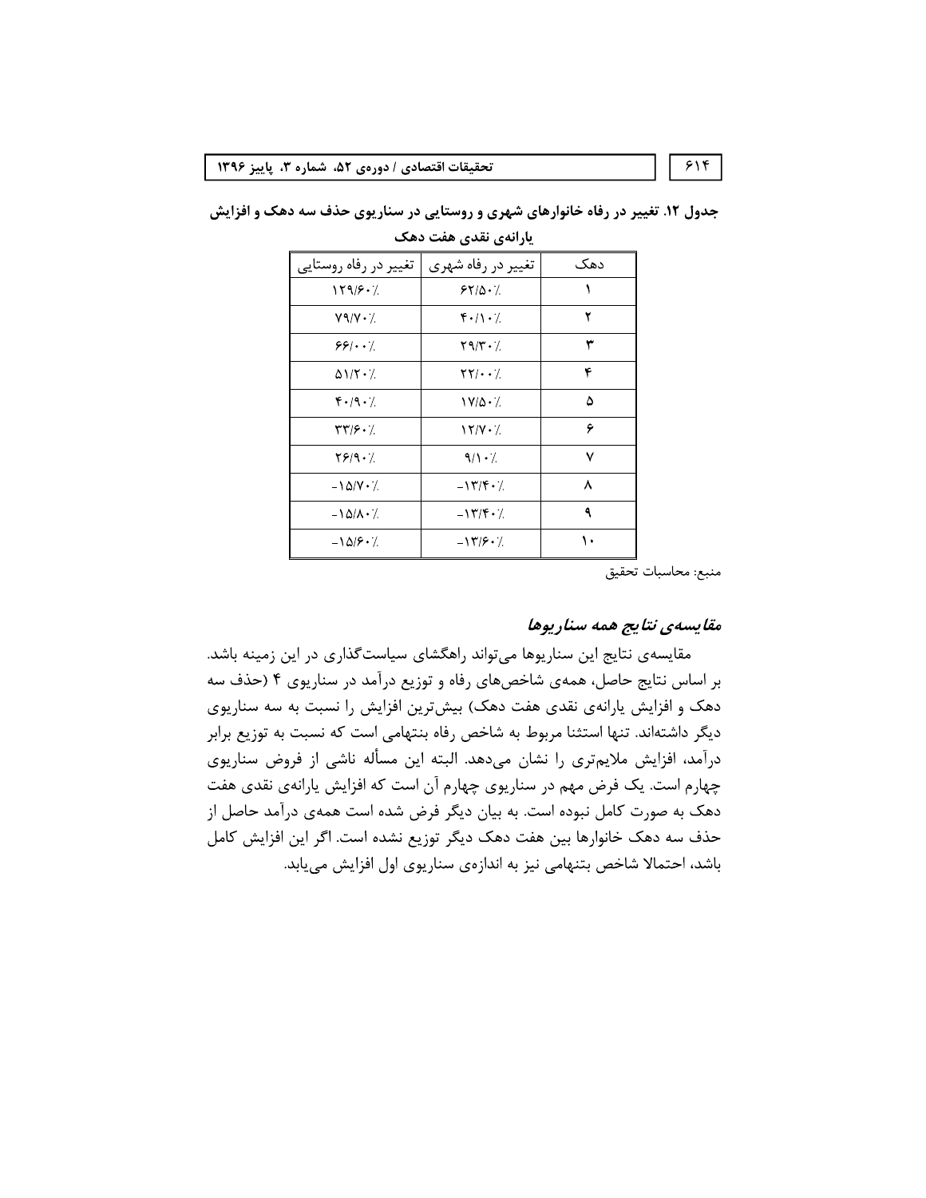جدول ۱۲. تغییر در رفاه خانوارهای شهری و روستایی در سناریوی حذف سه دهک و افزایش یارانه‌ی نقدی هفت دهک

| دهک | تغییر در رفاه شهری | تغییر در رفاه روستایی |
|---|---|---|
| ۱ | ۶۲/۵۰٪ | ۱۲۹/۶۰٪ |
| ۲ | ۴۰/۱۰٪ | ۷۹/۷۰٪ |
| ۳ | ۲۹/۳۰٪ | ۶۶/۰۰٪ |
| ۴ | ۲۲/۰۰٪ | ۵۱/۲۰٪ |
| ۵ | ۱۷/۵۰٪ | ۴۰/۹۰٪ |
| ۶ | ۱۲/۷۰٪ | ۳۳/۶۰٪ |
| ۷ | ۹/۱۰٪ | ۲۶/۹۰٪ |
| ۸ | -۱۳/۴۰٪ | -۱۵/۷۰٪ |
| ۹ | -۱۳/۴۰٪ | -۱۵/۸۰٪ |
| ۱۰ | -۱۳/۶۰٪ | -۱۵/۶۰٪ |

منبع: محاسبات تحقیق

### *مقایسه‌ی نتایج همه سناریوها*

مقایسه‌ی نتایج این سناریوها می‌تواند راهگشای سیاست‌گذاری در این زمینه باشد. بر اساس نتایج حاصل، همه‌ی شاخص‌های رفاه و توزیع درآمد در سناریوی ۴ (حذف سه دهک و افزایش یارانه‌ی نقدی هفت دهک) بیش‌ترین افزایش را نسبت به سه سناریوی دیگر داشته‌اند. تنها استثنا مربوط به شاخص رفاه بنتهامی است که نسبت به توزیع برابر درآمد، افزایش ملایم‌تری را نشان می‌دهد. البته این مسأله ناشی از فروض سناریوی چهارم است. یک فرض مهم در سناریوی چهارم آن است که افزایش یارانه‌ی نقدی هفت دهک به صورت کامل نبوده است. به بیان دیگر فرض شده است همه‌ی درآمد حاصل از حذف سه دهک خانوارها بین هفت دهک دیگر توزیع نشده است. اگر این افزایش کامل باشد، احتمالا شاخص بتنهامی نیز به اندازه‌ی سناریوی اول افزایش می‌یابد.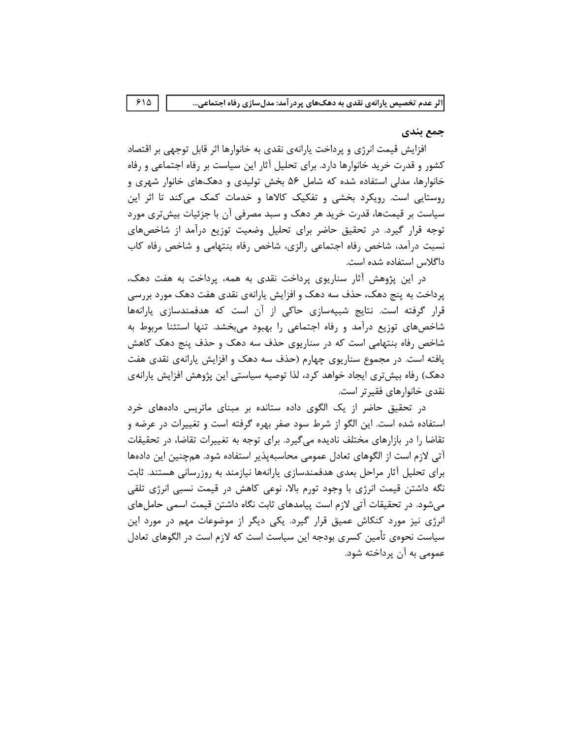## جمع بندی

افزایش قیمت انرژی و پرداخت یارانه‌ی نقدی به خانوارها اثر قابل توجهی بر اقتصاد کشور و قدرت خرید خانوارها دارد. برای تحلیل آثار این سیاست بر رفاه اجتماعی و رفاه خانوارها، مدلی استفاده شده که شامل ۵۶ بخش تولیدی و دهک‌های خانوار شهری و روستایی است. رویکرد بخشی و تفکیک کالاها و خدمات کمک می‌کند تا اثر این سیاست بر قیمت‌ها، قدرت خرید هر دهک و سبد مصرفی آن با جزئیات بیش‌تری مورد توجه قرار گیرد. در تحقیق حاضر برای تحلیل وضعیت توزیع درآمد از شاخص‌های نسبت درآمد، شاخص رفاه اجتماعی رالزی، شاخص رفاه بنتهامی و شاخص رفاه کاب داگلاس استفاده شده است.

در این پژوهش آثار سناریوی پرداخت نقدی به همه، پرداخت به هفت دهک، پرداخت به پنج دهک، حذف سه دهک و افزایش یارانه‌ی نقدی هفت دهک مورد بررسی قرار گرفته است. نتایج شبیه‌سازی حاکی از آن است که هدفمندسازی یارانه‌ها شاخص‌های توزیع درآمد و رفاه اجتماعی را بهبود می‌بخشد. تنها استثنا مربوط به شاخص رفاه بنتهامی است که در سناریوی حذف سه دهک و حذف پنج دهک کاهش یافته است. در مجموع سناریوی چهارم (حذف سه دهک و افزایش یارانه‌ی نقدی هفت دهک) رفاه بیش‌تری ایجاد خواهد کرد، لذا توصیه سیاستی این پژوهش افزایش یارانه‌ی نقدی خانوارهای فقیرتر است.

در تحقیق حاضر از یک الگوی داده ستانده بر مبنای ماتریس داده‌های خرد استفاده شده است. این الگو از شرط سود صفر بهره گرفته است و تغییرات در عرضه و تقاضا را در بازارهای مختلف نادیده می‌گیرد. برای توجه به تغییرات تقاضا، در تحقیقات آتی لازم است از الگوهای تعادل عمومی محاسبه‌پذیر استفاده شود. هم‌چنین این داده‌ها برای تحلیل آثار مراحل بعدی هدفمندسازی یارانه‌ها نیازمند به روزرسانی هستند. ثابت نگه داشتن قیمت انرژی با وجود تورم بالا، نوعی کاهش در قیمت نسبی انرژی تلقی می‌شود. در تحقیقات آتی لازم است پیامدهای ثابت نگاه داشتن قیمت اسمی حامل‌های انرژی نیز مورد کنکاش عمیق قرار گیرد. یکی دیگر از موضوعات مهم در مورد این سیاست نحوه‌ی تأمین کسری بودجه این سیاست است که لازم است در الگوهای تعادل عمومی به آن پرداخته شود.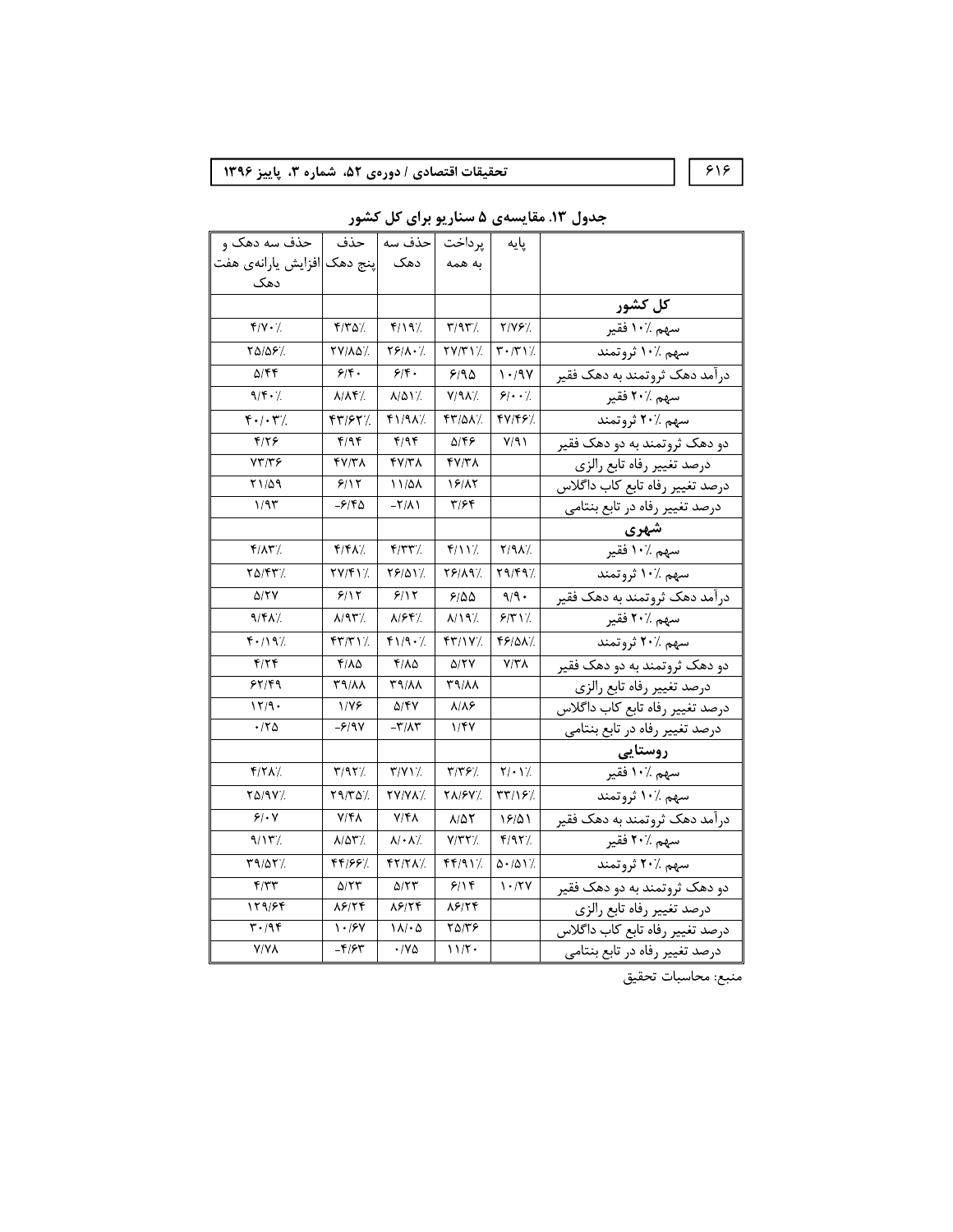جدول ۱۳. مقایسه‌ی ۵ سناریو برای کل کشور

| | پایه | پرداخت به همه | حذف سه دهک | حذف پنج دهک | حذف سه دهک و افزایش یارانه‌ی هفت دهک |
|---|---|---|---|---|---|
| **کل کشور** | | | | | |
| سهم ٪۱۰ فقیر | ٪۲/۷۶ | ٪۳/۹۳ | ٪۴/۱۹ | ٪۴/۳۵ | ٪۴/۷۰ |
| سهم ٪۱۰ ثروتمند | ٪۳۰/۳۱ | ٪۲۷/۳۱ | ٪۲۶/۸۰ | ٪۲۷/۸۵ | ٪۲۵/۵۶ |
| درآمد دهک ثروتمند به دهک فقیر | ۱۰/۹۷ | ۶/۹۵ | ۶/۴۰ | ۶/۴۰ | ۵/۴۴ |
| سهم ٪۲۰ فقیر | ٪۶/۰۰ | ٪۷/۹۸ | ٪۸/۵۱ | ٪۸/۸۴ | ٪۹/۴۰ |
| سهم ٪۲۰ ثروتمند | ٪۴۷/۴۶ | ٪۴۳/۵۸ | ٪۴۱/۹۸ | ٪۴۳/۶۲ | ٪۴۰/۰۳ |
| دو دهک ثروتمند به دو دهک فقیر | ۷/۹۱ | ۵/۴۶ | ۴/۹۴ | ۴/۹۴ | ۴/۲۶ |
| درصد تغییر رفاه تابع رالزی | | ۴۷/۳۸ | ۴۷/۳۸ | ۴۷/۳۸ | ۷۳/۳۶ |
| درصد تغییر رفاه تابع کاب داگلاس | | ۱۶/۸۲ | ۱۱/۵۸ | ۶/۱۲ | ۲۱/۵۹ |
| درصد تغییر رفاه در تابع بنتامی | | ۳/۶۴ | -۲/۸۱ | -۶/۴۵ | ۱/۹۳ |
| **شهری** | | | | | |
| سهم ٪۱۰ فقیر | ٪۲/۹۸ | ٪۴/۱۱ | ٪۴/۳۳ | ٪۴/۴۸ | ٪۴/۸۳ |
| سهم ٪۱۰ ثروتمند | ٪۲۹/۴۹ | ٪۲۶/۸۹ | ٪۲۶/۵۱ | ٪۲۷/۴۱ | ٪۲۵/۴۳ |
| درآمد دهک ثروتمند به دهک فقیر | ۹/۹۰ | ۶/۵۵ | ۶/۱۲ | ۶/۱۲ | ۵/۲۷ |
| سهم ٪۲۰ فقیر | ٪۶/۳۱ | ٪۸/۱۹ | ٪۸/۶۴ | ٪۸/۹۳ | ٪۹/۴۸ |
| سهم ٪۲۰ ثروتمند | ٪۴۶/۵۸ | ٪۴۳/۱۷ | ٪۴۱/۹۰ | ٪۴۳/۳۱ | ٪۴۰/۱۹ |
| دو دهک ثروتمند به دو دهک فقیر | ۷/۳۸ | ۵/۲۷ | ۴/۸۵ | ۴/۸۵ | ۴/۲۴ |
| درصد تغییر رفاه تابع رالزی | | ۳۹/۸۸ | ۳۹/۸۸ | ۳۹/۸۸ | ۶۲/۴۹ |
| درصد تغییر رفاه تابع کاب داگلاس | | ۸/۸۶ | ۵/۴۷ | ۱/۷۶ | ۱۲/۹۰ |
| درصد تغییر رفاه در تابع بنتامی | | ۱/۴۷ | -۳/۸۳ | -۶/۹۷ | ۰/۲۵ |
| **روستایی** | | | | | |
| سهم ٪۱۰ فقیر | ٪۲/۰۱ | ٪۳/۳۶ | ٪۳/۷۱ | ٪۳/۹۲ | ٪۴/۲۸ |
| سهم ٪۱۰ ثروتمند | ٪۳۳/۱۶ | ٪۲۸/۶۷ | ٪۲۷/۷۸ | ٪۲۹/۳۵ | ٪۲۵/۹۷ |
| درآمد دهک ثروتمند به دهک فقیر | ۱۶/۵۱ | ۸/۵۳ | ۷/۴۸ | ۷/۴۸ | ۶/۰۷ |
| سهم ٪۲۰ فقیر | ٪۴/۹۲ | ٪۷/۳۲ | ٪۸/۰۸ | ٪۸/۵۳ | ٪۹/۱۳ |
| سهم ٪۲۰ ثروتمند | ٪۵۰/۵۱ | ٪۴۴/۹۱ | ٪۴۲/۲۸ | ٪۴۴/۶۶ | ٪۳۹/۵۳ |
| دو دهک ثروتمند به دو دهک فقیر | ۱۰/۲۷ | ۶/۱۴ | ۵/۲۳ | ۵/۲۳ | ۴/۳۳ |
| درصد تغییر رفاه تابع رالزی | | ۸۶/۲۴ | ۸۶/۲۴ | ۸۶/۲۴ | ۱۲۹/۶۴ |
| درصد تغییر رفاه تابع کاب داگلاس | | ۲۵/۳۶ | ۱۸/۰۵ | ۱۰/۶۷ | ۳۰/۹۴ |
| درصد تغییر رفاه در تابع بنتامی | | ۱۱/۲۰ | ۰/۷۵ | -۴/۶۳ | ۷/۷۸ |

منبع: محاسبات تحقیق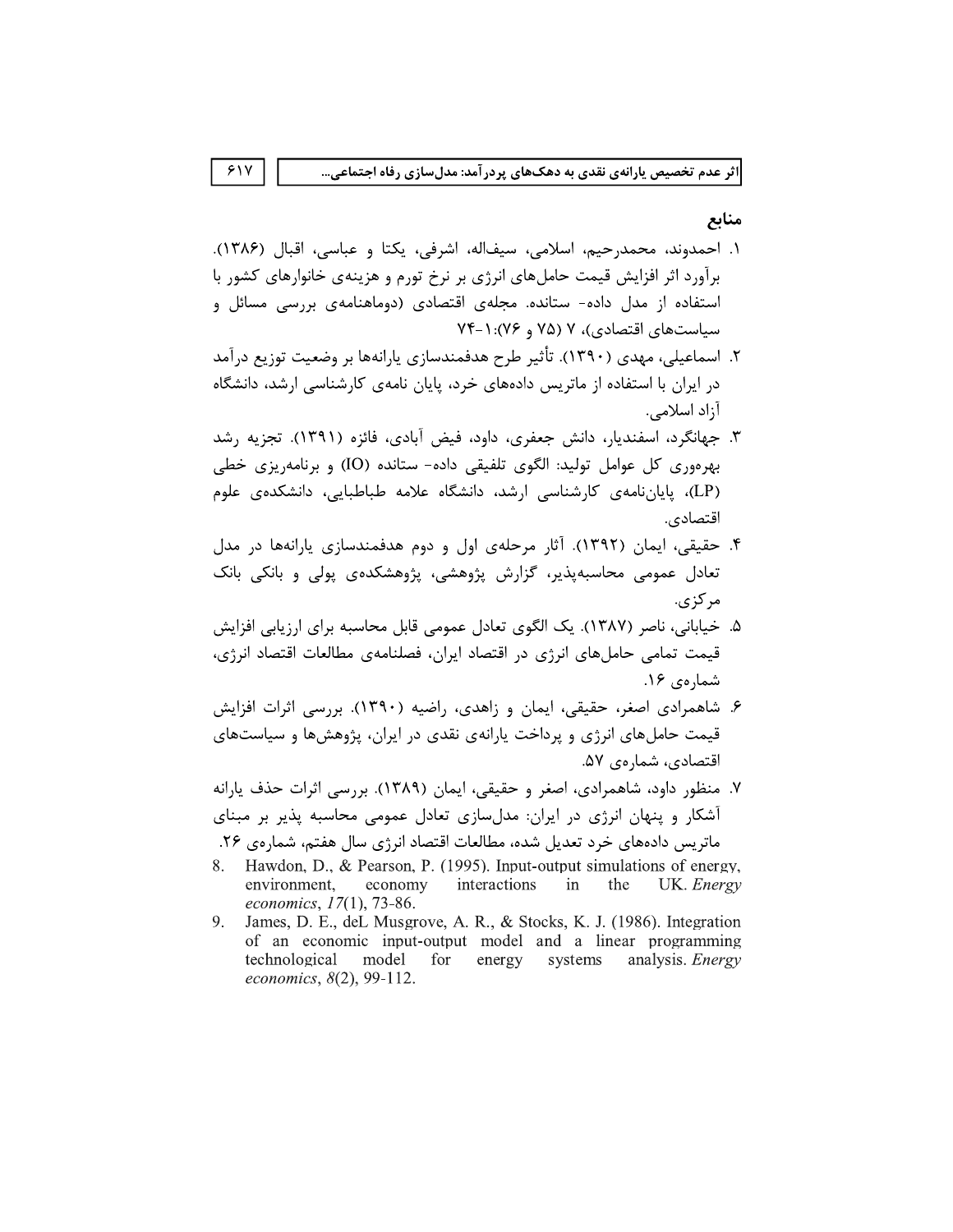## منابع

۱. احمدوند، محمدرحیم، اسلامی، سیف‌اله، اشرفی، یکتا و عباسی، اقبال (۱۳۸۶). برآورد اثر افزایش قیمت حامل‌های انرژی بر نرخ تورم و هزینه‌ی خانوارهای کشور با استفاده از مدل داده- ستانده. مجله‌ی اقتصادی (دوماهنامه‌ی بررسی مسائل و سیاست‌های اقتصادی)، ۷ (۷۵ و ۷۶):۱-۷۴.

۲. اسماعیلی، مهدی (۱۳۹۰). تأثیر طرح هدفمندسازی یارانه‌ها بر وضعیت توزیع درآمد در ایران با استفاده از ماتریس داده‌های خرد، پایان نامه‌ی کارشناسی ارشد، دانشگاه آزاد اسلامی.

۳. جهانگرد، اسفندیار، دانش جعفری، داود، فیض آبادی، فائزه (۱۳۹۱). تجزیه رشد بهره‌وری کل عوامل تولید: الگوی تلفیقی داده- ستانده (IO) و برنامه‌ریزی خطی (LP)، پایان‌نامه‌ی کارشناسی ارشد، دانشگاه علامه طباطبایی، دانشکده‌ی علوم اقتصادی.

۴. حقیقی، ایمان (۱۳۹۲). آثار مرحله‌ی اول و دوم هدفمندسازی یارانه‌ها در مدل تعادل عمومی محاسبه‌پذیر، گزارش پژوهشی، پژوهشکده‌ی پولی و بانکی بانک مرکزی.

۵. خیابانی، ناصر (۱۳۸۷). یک الگوی تعادل عمومی قابل محاسبه برای ارزیابی افزایش قیمت تمامی حامل‌های انرژی در اقتصاد ایران، فصلنامه‌ی مطالعات اقتصاد انرژی، شماره‌ی ۱۶.

۶. شاهمرادی اصغر، حقیقی، ایمان و زاهدی، راضیه (۱۳۹۰). بررسی اثرات افزایش قیمت حامل‌های انرژی و پرداخت یارانه‌ی نقدی در ایران، پژوهش‌ها و سیاست‌های اقتصادی، شماره‌ی ۵۷.

۷. منظور داود، شاهمرادی، اصغر و حقیقی، ایمان (۱۳۸۹). بررسی اثرات حذف یارانه آشکار و پنهان انرژی در ایران: مدل‌سازی تعادل عمومی محاسبه پذیر بر مبنای ماتریس داده‌های خرد تعدیل شده، مطالعات اقتصاد انرژی سال هفتم، شماره‌ی ۲۶.

8. Hawdon, D., & Pearson, P. (1995). Input-output simulations of energy, environment, economy interactions in the UK. *Energy economics*, *17*(1), 73-86.

9. James, D. E., deL Musgrove, A. R., & Stocks, K. J. (1986). Integration of an economic input-output model and a linear programming technological model for energy systems analysis. *Energy economics*, *8*(2), 99-112.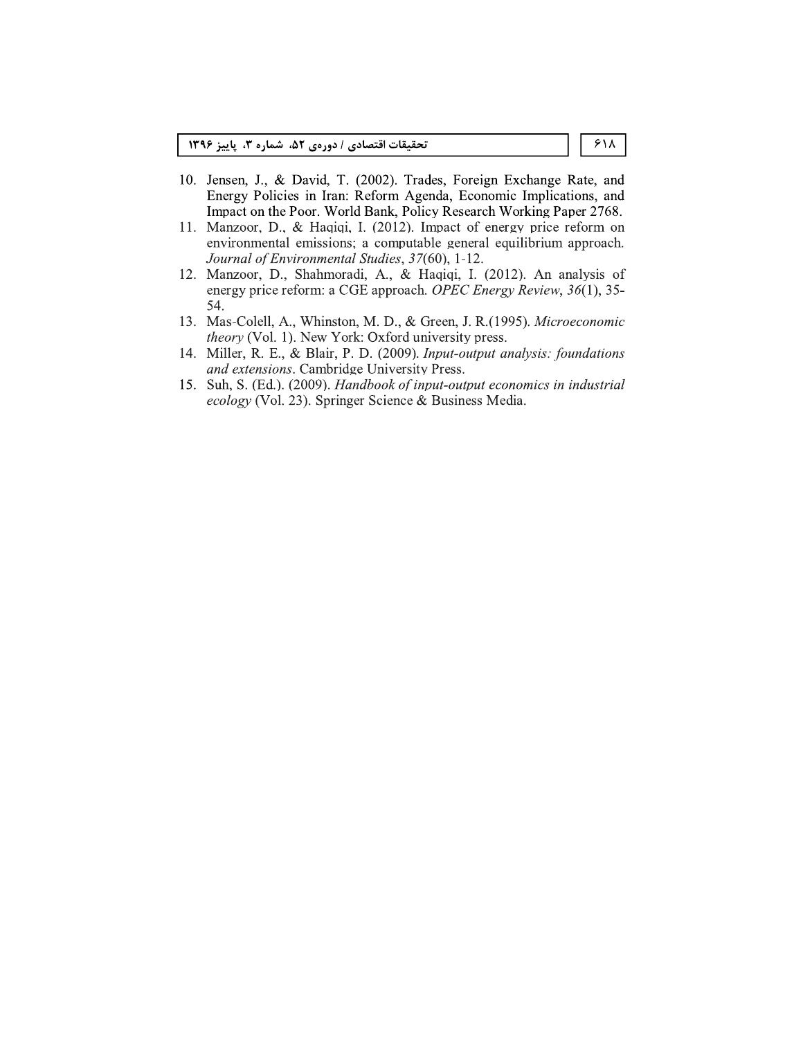10. Jensen, J., & David, T. (2002). Trades, Foreign Exchange Rate, and Energy Policies in Iran: Reform Agenda, Economic Implications, and Impact on the Poor. World Bank, Policy Research Working Paper 2768.
11. Manzoor, D., & Haqiqi, I. (2012). Impact of energy price reform on environmental emissions; a computable general equilibrium approach. *Journal of Environmental Studies*, *37*(60), 1-12.
12. Manzoor, D., Shahmoradi, A., & Haqiqi, I. (2012). An analysis of energy price reform: a CGE approach. *OPEC Energy Review*, *36*(1), 35-54.
13. Mas-Colell, A., Whinston, M. D., & Green, J. R.(1995). *Microeconomic theory* (Vol. 1). New York: Oxford university press.
14. Miller, R. E., & Blair, P. D. (2009). *Input-output analysis: foundations and extensions*. Cambridge University Press.
15. Suh, S. (Ed.). (2009). *Handbook of input-output economics in industrial ecology* (Vol. 23). Springer Science & Business Media.